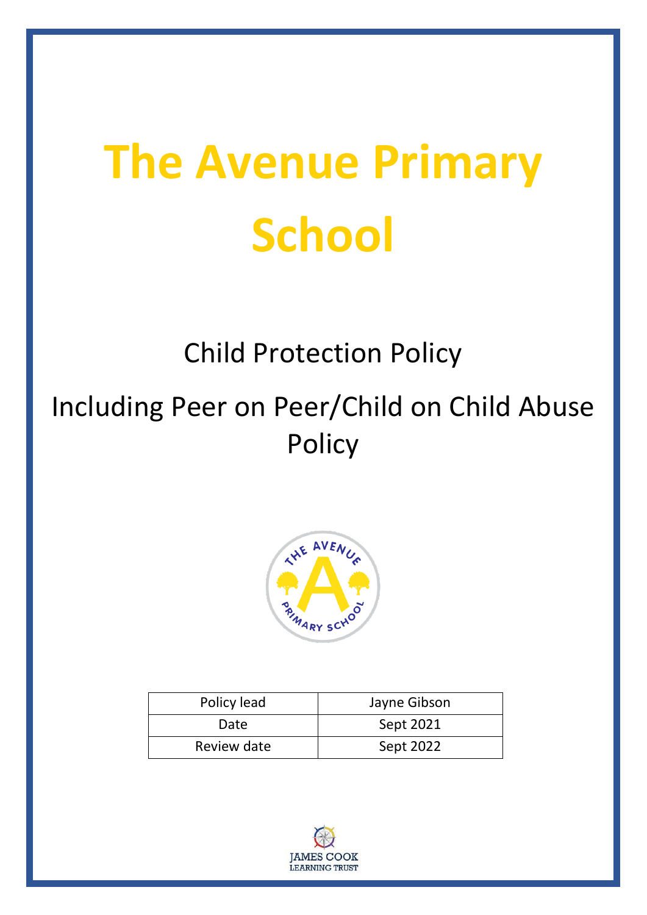# The Avenue Primary School

## Child Protection Policy

## Including Peer on Peer/Child on Child Abuse Policy

| Policy lead | Jayne Gibson |
|---|---|
| Date | Sept 2021 |
| Review date | Sept 2022 |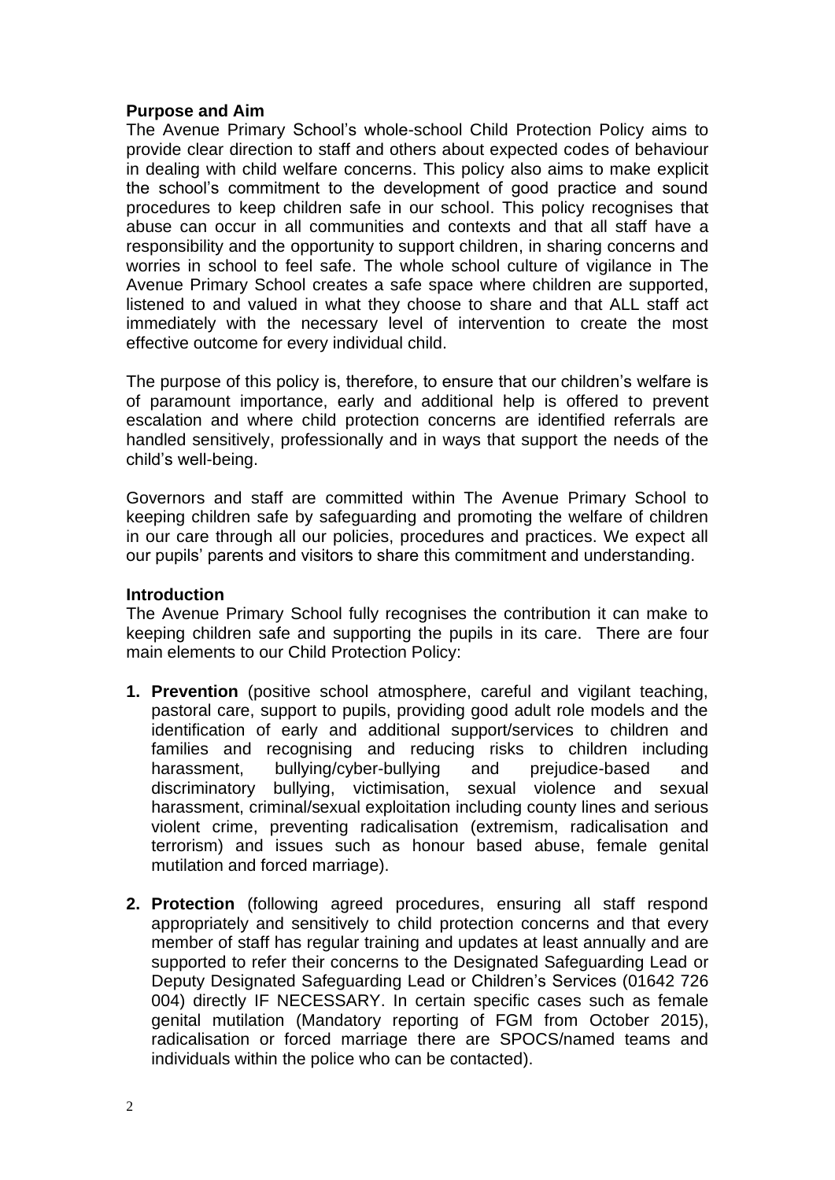**Purpose and Aim**

The Avenue Primary School's whole-school Child Protection Policy aims to provide clear direction to staff and others about expected codes of behaviour in dealing with child welfare concerns. This policy also aims to make explicit the school's commitment to the development of good practice and sound procedures to keep children safe in our school. This policy recognises that abuse can occur in all communities and contexts and that all staff have a responsibility and the opportunity to support children, in sharing concerns and worries in school to feel safe. The whole school culture of vigilance in The Avenue Primary School creates a safe space where children are supported, listened to and valued in what they choose to share and that ALL staff act immediately with the necessary level of intervention to create the most effective outcome for every individual child.

The purpose of this policy is, therefore, to ensure that our children's welfare is of paramount importance, early and additional help is offered to prevent escalation and where child protection concerns are identified referrals are handled sensitively, professionally and in ways that support the needs of the child's well-being.

Governors and staff are committed within The Avenue Primary School to keeping children safe by safeguarding and promoting the welfare of children in our care through all our policies, procedures and practices. We expect all our pupils' parents and visitors to share this commitment and understanding.

**Introduction**

The Avenue Primary School fully recognises the contribution it can make to keeping children safe and supporting the pupils in its care. There are four main elements to our Child Protection Policy:

1. **Prevention** (positive school atmosphere, careful and vigilant teaching, pastoral care, support to pupils, providing good adult role models and the identification of early and additional support/services to children and families and recognising and reducing risks to children including harassment, bullying/cyber-bullying and prejudice-based and discriminatory bullying, victimisation, sexual violence and sexual harassment, criminal/sexual exploitation including county lines and serious violent crime, preventing radicalisation (extremism, radicalisation and terrorism) and issues such as honour based abuse, female genital mutilation and forced marriage).

2. **Protection** (following agreed procedures, ensuring all staff respond appropriately and sensitively to child protection concerns and that every member of staff has regular training and updates at least annually and are supported to refer their concerns to the Designated Safeguarding Lead or Deputy Designated Safeguarding Lead or Children's Services (01642 726 004) directly IF NECESSARY. In certain specific cases such as female genital mutilation (Mandatory reporting of FGM from October 2015), radicalisation or forced marriage there are SPOCS/named teams and individuals within the police who can be contacted).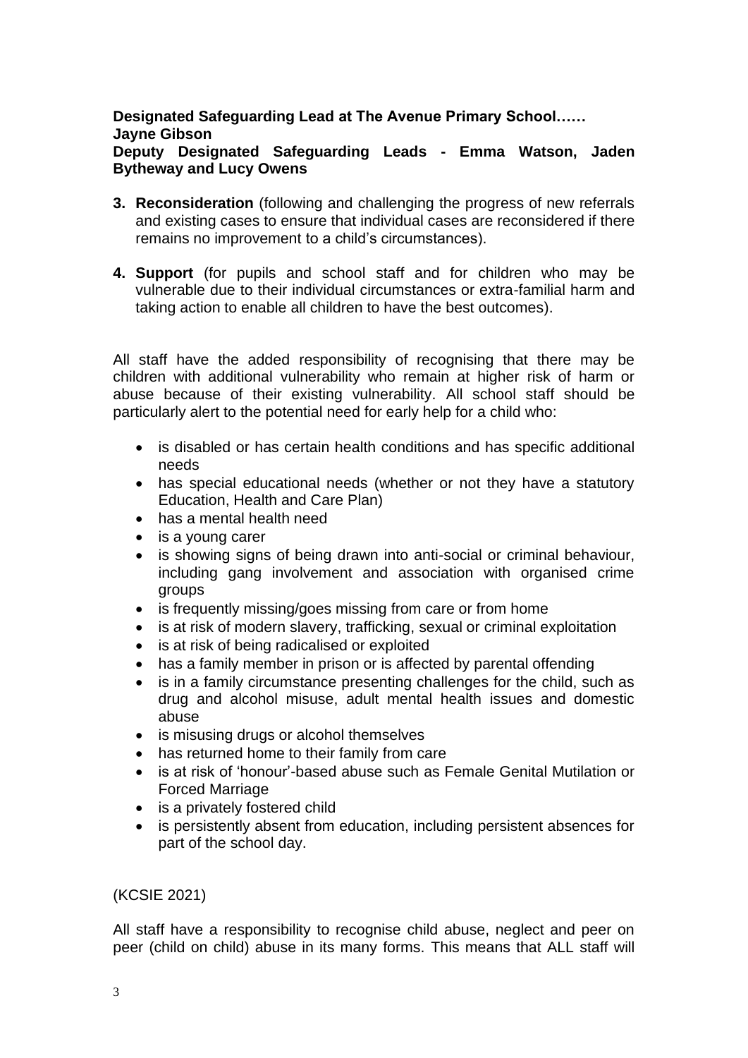**Designated Safeguarding Lead at The Avenue Primary School…… Jayne Gibson**
**Deputy Designated Safeguarding Leads - Emma Watson, Jaden Bytheway and Lucy Owens**

3. **Reconsideration** (following and challenging the progress of new referrals and existing cases to ensure that individual cases are reconsidered if there remains no improvement to a child's circumstances).

4. **Support** (for pupils and school staff and for children who may be vulnerable due to their individual circumstances or extra-familial harm and taking action to enable all children to have the best outcomes).

All staff have the added responsibility of recognising that there may be children with additional vulnerability who remain at higher risk of harm or abuse because of their existing vulnerability. All school staff should be particularly alert to the potential need for early help for a child who:

- is disabled or has certain health conditions and has specific additional needs
- has special educational needs (whether or not they have a statutory Education, Health and Care Plan)
- has a mental health need
- is a young carer
- is showing signs of being drawn into anti-social or criminal behaviour, including gang involvement and association with organised crime groups
- is frequently missing/goes missing from care or from home
- is at risk of modern slavery, trafficking, sexual or criminal exploitation
- is at risk of being radicalised or exploited
- has a family member in prison or is affected by parental offending
- is in a family circumstance presenting challenges for the child, such as drug and alcohol misuse, adult mental health issues and domestic abuse
- is misusing drugs or alcohol themselves
- has returned home to their family from care
- is at risk of 'honour'-based abuse such as Female Genital Mutilation or Forced Marriage
- is a privately fostered child
- is persistently absent from education, including persistent absences for part of the school day.

(KCSIE 2021)

All staff have a responsibility to recognise child abuse, neglect and peer on peer (child on child) abuse in its many forms. This means that ALL staff will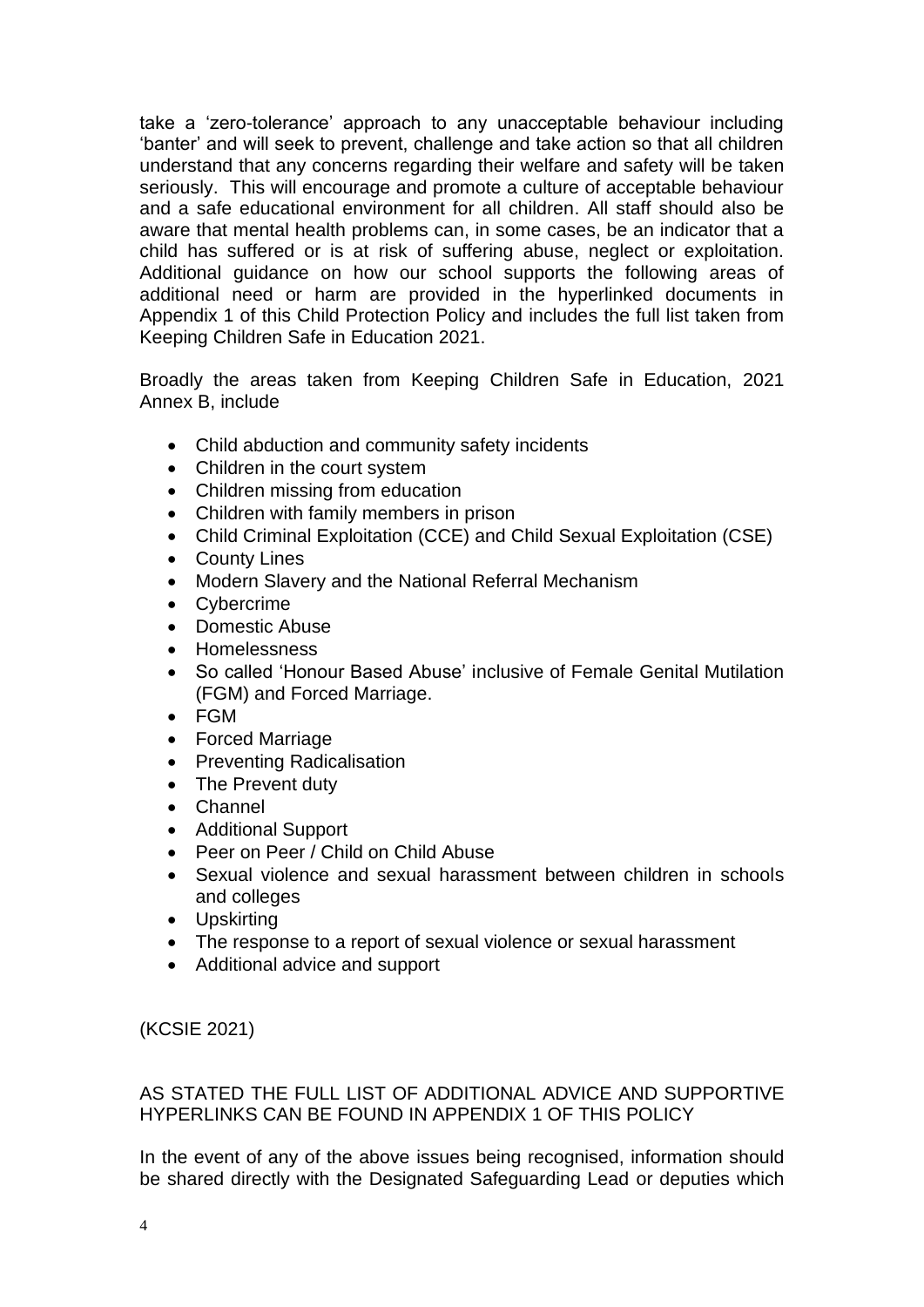take a 'zero-tolerance' approach to any unacceptable behaviour including 'banter' and will seek to prevent, challenge and take action so that all children understand that any concerns regarding their welfare and safety will be taken seriously. This will encourage and promote a culture of acceptable behaviour and a safe educational environment for all children. All staff should also be aware that mental health problems can, in some cases, be an indicator that a child has suffered or is at risk of suffering abuse, neglect or exploitation. Additional guidance on how our school supports the following areas of additional need or harm are provided in the hyperlinked documents in Appendix 1 of this Child Protection Policy and includes the full list taken from Keeping Children Safe in Education 2021.

Broadly the areas taken from Keeping Children Safe in Education, 2021 Annex B, include

- Child abduction and community safety incidents
- Children in the court system
- Children missing from education
- Children with family members in prison
- Child Criminal Exploitation (CCE) and Child Sexual Exploitation (CSE)
- County Lines
- Modern Slavery and the National Referral Mechanism
- Cybercrime
- Domestic Abuse
- Homelessness
- So called 'Honour Based Abuse' inclusive of Female Genital Mutilation (FGM) and Forced Marriage.
- FGM
- Forced Marriage
- Preventing Radicalisation
- The Prevent duty
- Channel
- Additional Support
- Peer on Peer / Child on Child Abuse
- Sexual violence and sexual harassment between children in schools and colleges
- Upskirting
- The response to a report of sexual violence or sexual harassment
- Additional advice and support

(KCSIE 2021)

AS STATED THE FULL LIST OF ADDITIONAL ADVICE AND SUPPORTIVE HYPERLINKS CAN BE FOUND IN APPENDIX 1 OF THIS POLICY

In the event of any of the above issues being recognised, information should be shared directly with the Designated Safeguarding Lead or deputies which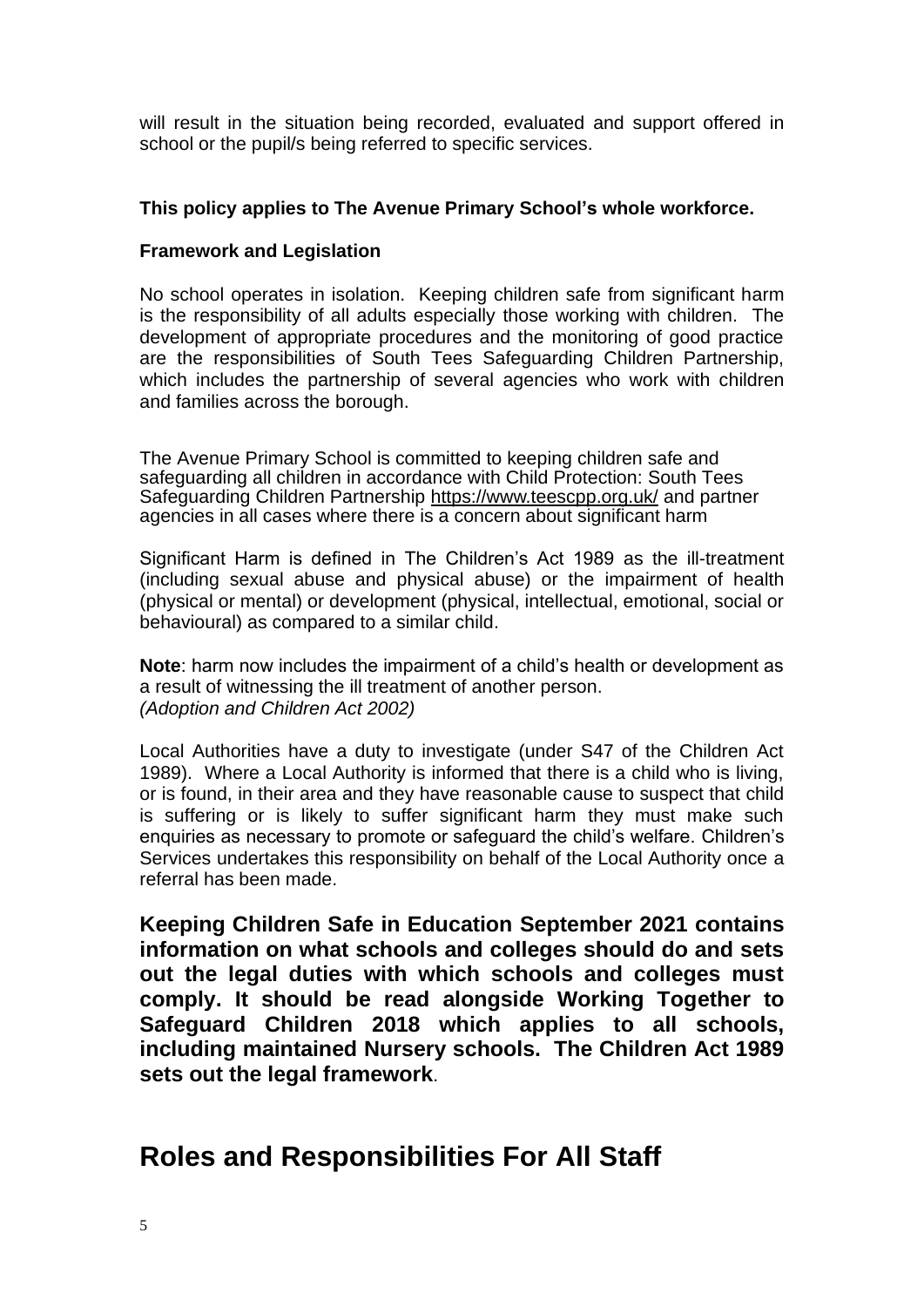will result in the situation being recorded, evaluated and support offered in school or the pupil/s being referred to specific services.

**This policy applies to The Avenue Primary School's whole workforce.**

**Framework and Legislation**

No school operates in isolation. Keeping children safe from significant harm is the responsibility of all adults especially those working with children. The development of appropriate procedures and the monitoring of good practice are the responsibilities of South Tees Safeguarding Children Partnership, which includes the partnership of several agencies who work with children and families across the borough.

The Avenue Primary School is committed to keeping children safe and safeguarding all children in accordance with Child Protection: South Tees Safeguarding Children Partnership https://www.teescpp.org.uk/ and partner agencies in all cases where there is a concern about significant harm

Significant Harm is defined in The Children's Act 1989 as the ill-treatment (including sexual abuse and physical abuse) or the impairment of health (physical or mental) or development (physical, intellectual, emotional, social or behavioural) as compared to a similar child.

**Note**: harm now includes the impairment of a child's health or development as a result of witnessing the ill treatment of another person.
*(Adoption and Children Act 2002)*

Local Authorities have a duty to investigate (under S47 of the Children Act 1989). Where a Local Authority is informed that there is a child who is living, or is found, in their area and they have reasonable cause to suspect that child is suffering or is likely to suffer significant harm they must make such enquiries as necessary to promote or safeguard the child's welfare. Children's Services undertakes this responsibility on behalf of the Local Authority once a referral has been made.

**Keeping Children Safe in Education September 2021 contains information on what schools and colleges should do and sets out the legal duties with which schools and colleges must comply. It should be read alongside Working Together to Safeguard Children 2018 which applies to all schools, including maintained Nursery schools. The Children Act 1989 sets out the legal framework**.

# Roles and Responsibilities For All Staff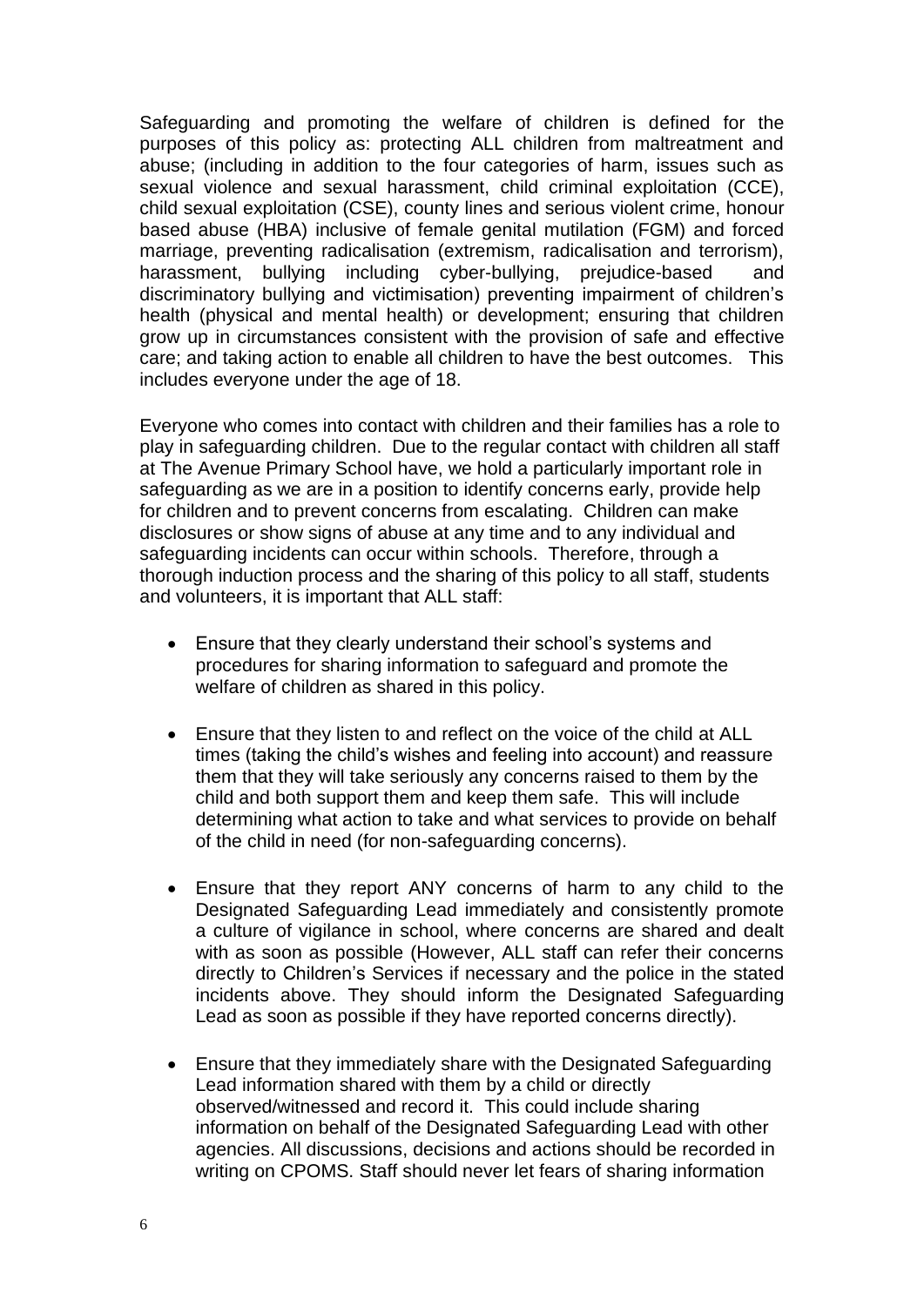Safeguarding and promoting the welfare of children is defined for the purposes of this policy as: protecting ALL children from maltreatment and abuse; (including in addition to the four categories of harm, issues such as sexual violence and sexual harassment, child criminal exploitation (CCE), child sexual exploitation (CSE), county lines and serious violent crime, honour based abuse (HBA) inclusive of female genital mutilation (FGM) and forced marriage, preventing radicalisation (extremism, radicalisation and terrorism), harassment, bullying including cyber-bullying, prejudice-based and discriminatory bullying and victimisation) preventing impairment of children's health (physical and mental health) or development; ensuring that children grow up in circumstances consistent with the provision of safe and effective care; and taking action to enable all children to have the best outcomes. This includes everyone under the age of 18.

Everyone who comes into contact with children and their families has a role to play in safeguarding children. Due to the regular contact with children all staff at The Avenue Primary School have, we hold a particularly important role in safeguarding as we are in a position to identify concerns early, provide help for children and to prevent concerns from escalating. Children can make disclosures or show signs of abuse at any time and to any individual and safeguarding incidents can occur within schools. Therefore, through a thorough induction process and the sharing of this policy to all staff, students and volunteers, it is important that ALL staff:

- Ensure that they clearly understand their school's systems and procedures for sharing information to safeguard and promote the welfare of children as shared in this policy.

- Ensure that they listen to and reflect on the voice of the child at ALL times (taking the child's wishes and feeling into account) and reassure them that they will take seriously any concerns raised to them by the child and both support them and keep them safe. This will include determining what action to take and what services to provide on behalf of the child in need (for non-safeguarding concerns).

- Ensure that they report ANY concerns of harm to any child to the Designated Safeguarding Lead immediately and consistently promote a culture of vigilance in school, where concerns are shared and dealt with as soon as possible (However, ALL staff can refer their concerns directly to Children's Services if necessary and the police in the stated incidents above. They should inform the Designated Safeguarding Lead as soon as possible if they have reported concerns directly).

- Ensure that they immediately share with the Designated Safeguarding Lead information shared with them by a child or directly observed/witnessed and record it. This could include sharing information on behalf of the Designated Safeguarding Lead with other agencies. All discussions, decisions and actions should be recorded in writing on CPOMS. Staff should never let fears of sharing information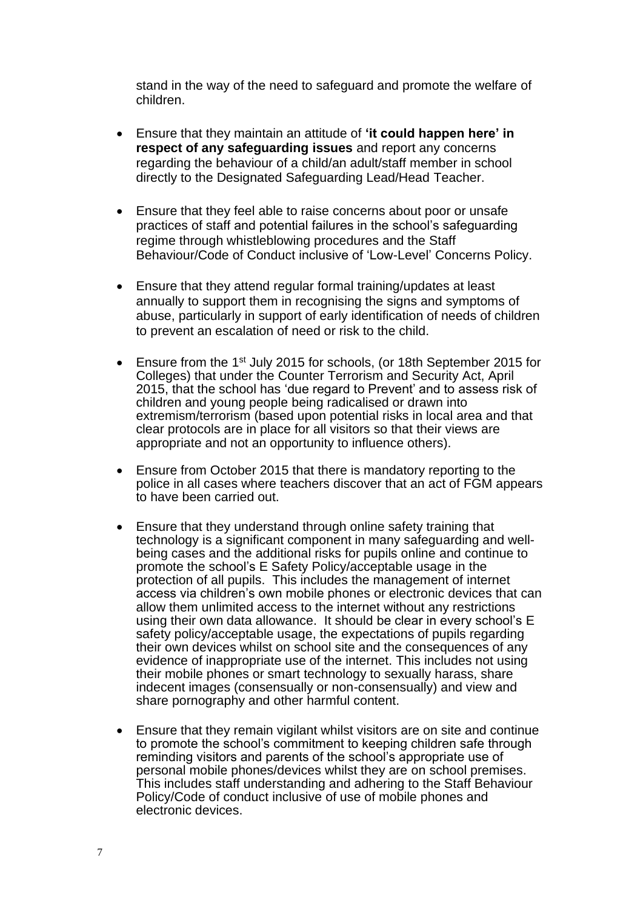stand in the way of the need to safeguard and promote the welfare of children.

- Ensure that they maintain an attitude of **'it could happen here' in respect of any safeguarding issues** and report any concerns regarding the behaviour of a child/an adult/staff member in school directly to the Designated Safeguarding Lead/Head Teacher.

- Ensure that they feel able to raise concerns about poor or unsafe practices of staff and potential failures in the school's safeguarding regime through whistleblowing procedures and the Staff Behaviour/Code of Conduct inclusive of 'Low-Level' Concerns Policy.

- Ensure that they attend regular formal training/updates at least annually to support them in recognising the signs and symptoms of abuse, particularly in support of early identification of needs of children to prevent an escalation of need or risk to the child.

- Ensure from the 1st July 2015 for schools, (or 18th September 2015 for Colleges) that under the Counter Terrorism and Security Act, April 2015, that the school has 'due regard to Prevent' and to assess risk of children and young people being radicalised or drawn into extremism/terrorism (based upon potential risks in local area and that clear protocols are in place for all visitors so that their views are appropriate and not an opportunity to influence others).

- Ensure from October 2015 that there is mandatory reporting to the police in all cases where teachers discover that an act of FGM appears to have been carried out.

- Ensure that they understand through online safety training that technology is a significant component in many safeguarding and well-being cases and the additional risks for pupils online and continue to promote the school's E Safety Policy/acceptable usage in the protection of all pupils. This includes the management of internet access via children's own mobile phones or electronic devices that can allow them unlimited access to the internet without any restrictions using their own data allowance. It should be clear in every school's E safety policy/acceptable usage, the expectations of pupils regarding their own devices whilst on school site and the consequences of any evidence of inappropriate use of the internet. This includes not using their mobile phones or smart technology to sexually harass, share indecent images (consensually or non-consensually) and view and share pornography and other harmful content.

- Ensure that they remain vigilant whilst visitors are on site and continue to promote the school's commitment to keeping children safe through reminding visitors and parents of the school's appropriate use of personal mobile phones/devices whilst they are on school premises. This includes staff understanding and adhering to the Staff Behaviour Policy/Code of conduct inclusive of use of mobile phones and electronic devices.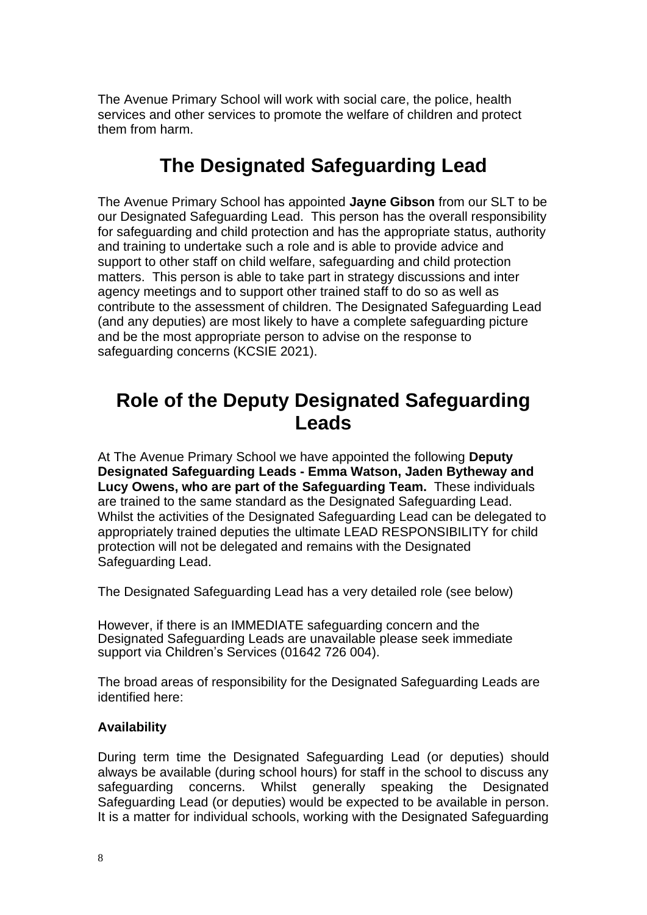The Avenue Primary School will work with social care, the police, health services and other services to promote the welfare of children and protect them from harm.

# The Designated Safeguarding Lead

The Avenue Primary School has appointed **Jayne Gibson** from our SLT to be our Designated Safeguarding Lead. This person has the overall responsibility for safeguarding and child protection and has the appropriate status, authority and training to undertake such a role and is able to provide advice and support to other staff on child welfare, safeguarding and child protection matters. This person is able to take part in strategy discussions and inter agency meetings and to support other trained staff to do so as well as contribute to the assessment of children. The Designated Safeguarding Lead (and any deputies) are most likely to have a complete safeguarding picture and be the most appropriate person to advise on the response to safeguarding concerns (KCSIE 2021).

# Role of the Deputy Designated Safeguarding Leads

At The Avenue Primary School we have appointed the following **Deputy Designated Safeguarding Leads - Emma Watson, Jaden Bytheway and Lucy Owens, who are part of the Safeguarding Team.** These individuals are trained to the same standard as the Designated Safeguarding Lead. Whilst the activities of the Designated Safeguarding Lead can be delegated to appropriately trained deputies the ultimate LEAD RESPONSIBILITY for child protection will not be delegated and remains with the Designated Safeguarding Lead.

The Designated Safeguarding Lead has a very detailed role (see below)

However, if there is an IMMEDIATE safeguarding concern and the Designated Safeguarding Leads are unavailable please seek immediate support via Children's Services (01642 726 004).

The broad areas of responsibility for the Designated Safeguarding Leads are identified here:

**Availability**

During term time the Designated Safeguarding Lead (or deputies) should always be available (during school hours) for staff in the school to discuss any safeguarding concerns. Whilst generally speaking the Designated Safeguarding Lead (or deputies) would be expected to be available in person. It is a matter for individual schools, working with the Designated Safeguarding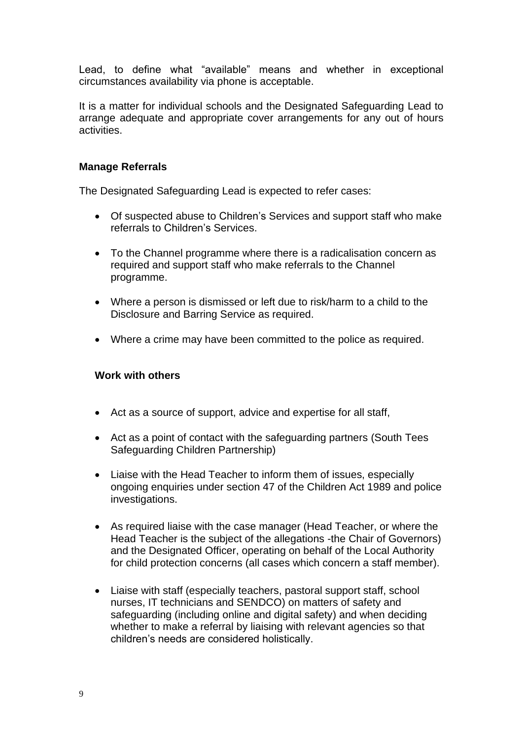Lead, to define what "available" means and whether in exceptional circumstances availability via phone is acceptable.

It is a matter for individual schools and the Designated Safeguarding Lead to arrange adequate and appropriate cover arrangements for any out of hours activities.

**Manage Referrals**

The Designated Safeguarding Lead is expected to refer cases:

- Of suspected abuse to Children's Services and support staff who make referrals to Children's Services.
- To the Channel programme where there is a radicalisation concern as required and support staff who make referrals to the Channel programme.
- Where a person is dismissed or left due to risk/harm to a child to the Disclosure and Barring Service as required.
- Where a crime may have been committed to the police as required.

**Work with others**

- Act as a source of support, advice and expertise for all staff,
- Act as a point of contact with the safeguarding partners (South Tees Safeguarding Children Partnership)
- Liaise with the Head Teacher to inform them of issues, especially ongoing enquiries under section 47 of the Children Act 1989 and police investigations.
- As required liaise with the case manager (Head Teacher, or where the Head Teacher is the subject of the allegations -the Chair of Governors) and the Designated Officer, operating on behalf of the Local Authority for child protection concerns (all cases which concern a staff member).
- Liaise with staff (especially teachers, pastoral support staff, school nurses, IT technicians and SENDCO) on matters of safety and safeguarding (including online and digital safety) and when deciding whether to make a referral by liaising with relevant agencies so that children's needs are considered holistically.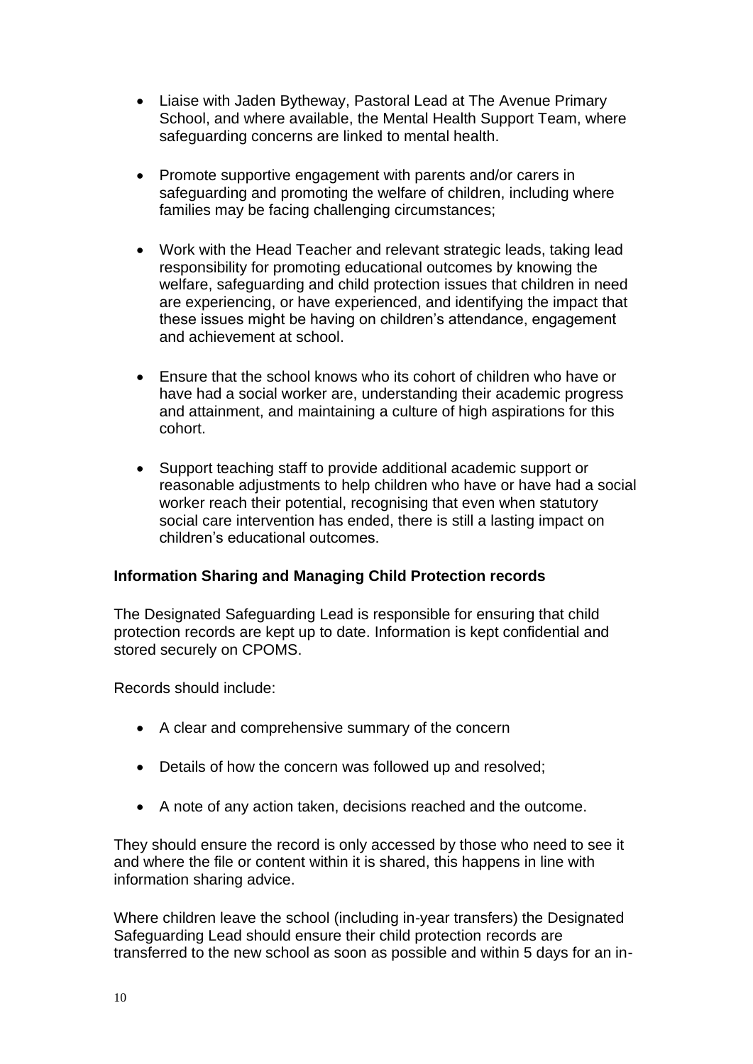- Liaise with Jaden Bytheway, Pastoral Lead at The Avenue Primary School, and where available, the Mental Health Support Team, where safeguarding concerns are linked to mental health.

- Promote supportive engagement with parents and/or carers in safeguarding and promoting the welfare of children, including where families may be facing challenging circumstances;

- Work with the Head Teacher and relevant strategic leads, taking lead responsibility for promoting educational outcomes by knowing the welfare, safeguarding and child protection issues that children in need are experiencing, or have experienced, and identifying the impact that these issues might be having on children's attendance, engagement and achievement at school.

- Ensure that the school knows who its cohort of children who have or have had a social worker are, understanding their academic progress and attainment, and maintaining a culture of high aspirations for this cohort.

- Support teaching staff to provide additional academic support or reasonable adjustments to help children who have or have had a social worker reach their potential, recognising that even when statutory social care intervention has ended, there is still a lasting impact on children's educational outcomes.

**Information Sharing and Managing Child Protection records**

The Designated Safeguarding Lead is responsible for ensuring that child protection records are kept up to date. Information is kept confidential and stored securely on CPOMS.

Records should include:

- A clear and comprehensive summary of the concern

- Details of how the concern was followed up and resolved;

- A note of any action taken, decisions reached and the outcome.

They should ensure the record is only accessed by those who need to see it and where the file or content within it is shared, this happens in line with information sharing advice.

Where children leave the school (including in-year transfers) the Designated Safeguarding Lead should ensure their child protection records are transferred to the new school as soon as possible and within 5 days for an in-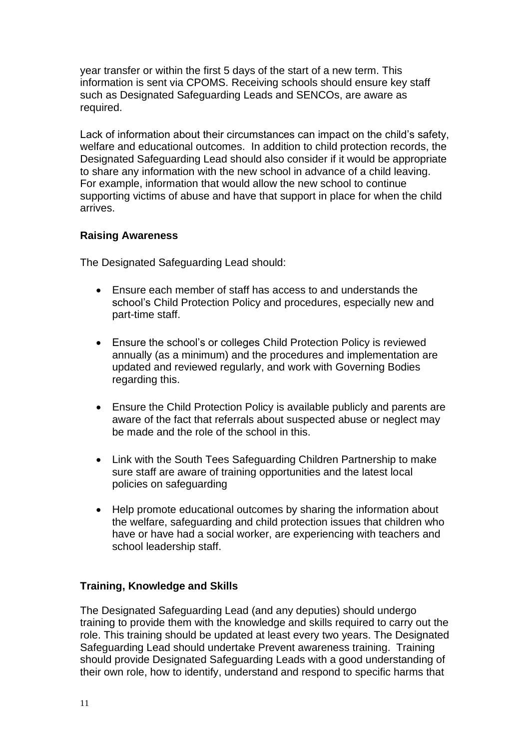year transfer or within the first 5 days of the start of a new term. This information is sent via CPOMS. Receiving schools should ensure key staff such as Designated Safeguarding Leads and SENCOs, are aware as required.

Lack of information about their circumstances can impact on the child's safety, welfare and educational outcomes. In addition to child protection records, the Designated Safeguarding Lead should also consider if it would be appropriate to share any information with the new school in advance of a child leaving. For example, information that would allow the new school to continue supporting victims of abuse and have that support in place for when the child arrives.

**Raising Awareness**

The Designated Safeguarding Lead should:

- Ensure each member of staff has access to and understands the school's Child Protection Policy and procedures, especially new and part-time staff.
- Ensure the school's or colleges Child Protection Policy is reviewed annually (as a minimum) and the procedures and implementation are updated and reviewed regularly, and work with Governing Bodies regarding this.
- Ensure the Child Protection Policy is available publicly and parents are aware of the fact that referrals about suspected abuse or neglect may be made and the role of the school in this.
- Link with the South Tees Safeguarding Children Partnership to make sure staff are aware of training opportunities and the latest local policies on safeguarding
- Help promote educational outcomes by sharing the information about the welfare, safeguarding and child protection issues that children who have or have had a social worker, are experiencing with teachers and school leadership staff.

**Training, Knowledge and Skills**

The Designated Safeguarding Lead (and any deputies) should undergo training to provide them with the knowledge and skills required to carry out the role. This training should be updated at least every two years. The Designated Safeguarding Lead should undertake Prevent awareness training. Training should provide Designated Safeguarding Leads with a good understanding of their own role, how to identify, understand and respond to specific harms that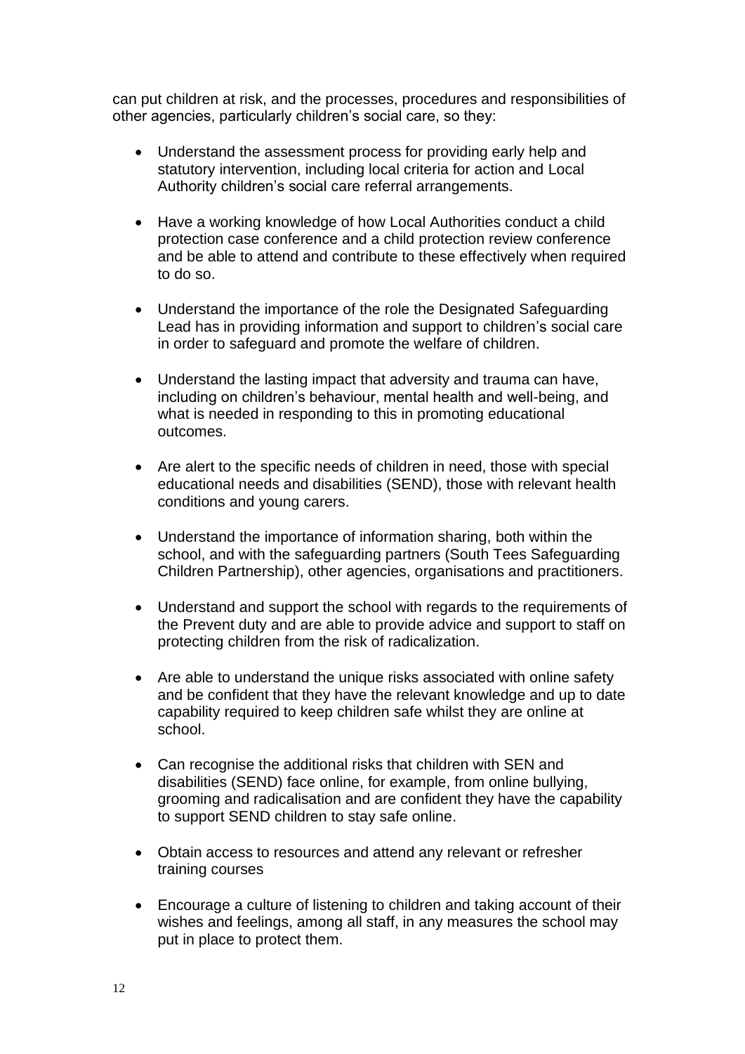can put children at risk, and the processes, procedures and responsibilities of other agencies, particularly children's social care, so they:

- Understand the assessment process for providing early help and statutory intervention, including local criteria for action and Local Authority children's social care referral arrangements.

- Have a working knowledge of how Local Authorities conduct a child protection case conference and a child protection review conference and be able to attend and contribute to these effectively when required to do so.

- Understand the importance of the role the Designated Safeguarding Lead has in providing information and support to children's social care in order to safeguard and promote the welfare of children.

- Understand the lasting impact that adversity and trauma can have, including on children's behaviour, mental health and well-being, and what is needed in responding to this in promoting educational outcomes.

- Are alert to the specific needs of children in need, those with special educational needs and disabilities (SEND), those with relevant health conditions and young carers.

- Understand the importance of information sharing, both within the school, and with the safeguarding partners (South Tees Safeguarding Children Partnership), other agencies, organisations and practitioners.

- Understand and support the school with regards to the requirements of the Prevent duty and are able to provide advice and support to staff on protecting children from the risk of radicalization.

- Are able to understand the unique risks associated with online safety and be confident that they have the relevant knowledge and up to date capability required to keep children safe whilst they are online at school.

- Can recognise the additional risks that children with SEN and disabilities (SEND) face online, for example, from online bullying, grooming and radicalisation and are confident they have the capability to support SEND children to stay safe online.

- Obtain access to resources and attend any relevant or refresher training courses

- Encourage a culture of listening to children and taking account of their wishes and feelings, among all staff, in any measures the school may put in place to protect them.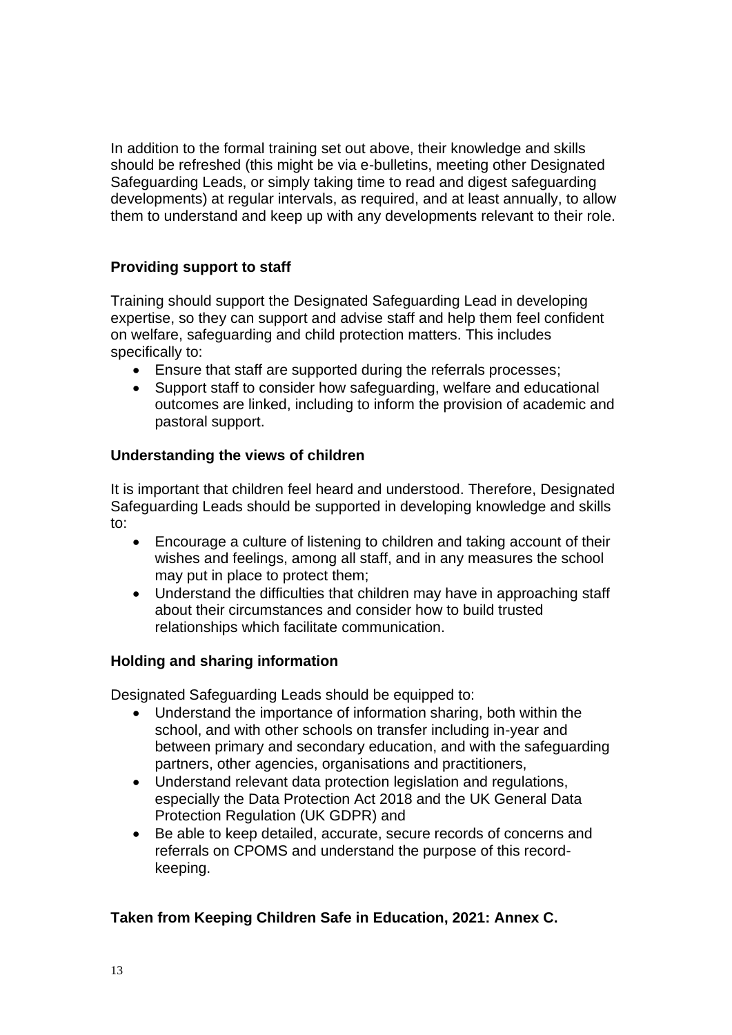In addition to the formal training set out above, their knowledge and skills should be refreshed (this might be via e-bulletins, meeting other Designated Safeguarding Leads, or simply taking time to read and digest safeguarding developments) at regular intervals, as required, and at least annually, to allow them to understand and keep up with any developments relevant to their role.

**Providing support to staff**

Training should support the Designated Safeguarding Lead in developing expertise, so they can support and advise staff and help them feel confident on welfare, safeguarding and child protection matters. This includes specifically to:

- Ensure that staff are supported during the referrals processes;
- Support staff to consider how safeguarding, welfare and educational outcomes are linked, including to inform the provision of academic and pastoral support.

**Understanding the views of children**

It is important that children feel heard and understood. Therefore, Designated Safeguarding Leads should be supported in developing knowledge and skills to:

- Encourage a culture of listening to children and taking account of their wishes and feelings, among all staff, and in any measures the school may put in place to protect them;
- Understand the difficulties that children may have in approaching staff about their circumstances and consider how to build trusted relationships which facilitate communication.

**Holding and sharing information**

Designated Safeguarding Leads should be equipped to:

- Understand the importance of information sharing, both within the school, and with other schools on transfer including in-year and between primary and secondary education, and with the safeguarding partners, other agencies, organisations and practitioners,
- Understand relevant data protection legislation and regulations, especially the Data Protection Act 2018 and the UK General Data Protection Regulation (UK GDPR) and
- Be able to keep detailed, accurate, secure records of concerns and referrals on CPOMS and understand the purpose of this record-keeping.

**Taken from Keeping Children Safe in Education, 2021: Annex C.**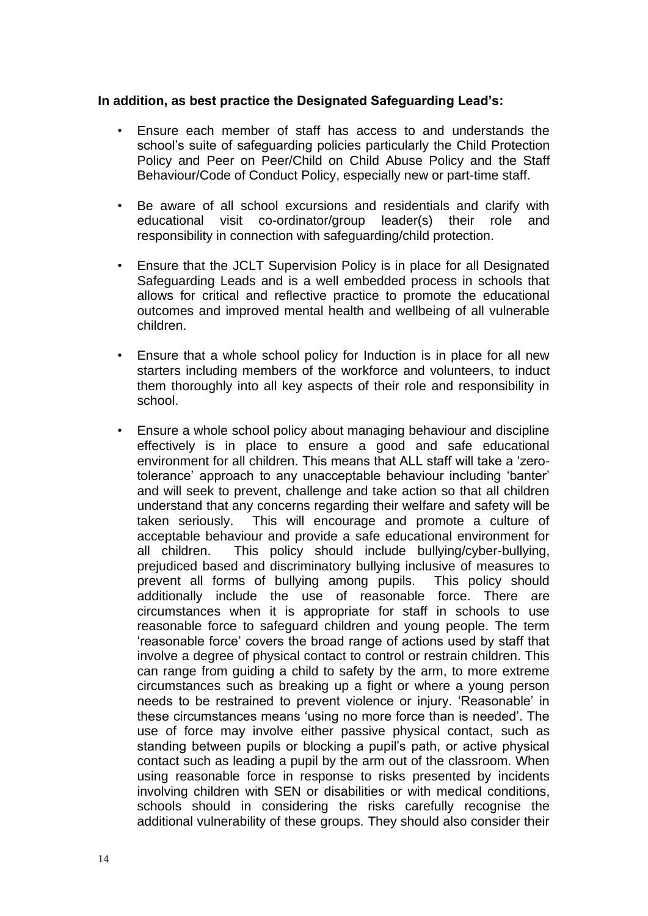**In addition, as best practice the Designated Safeguarding Lead's:**

- Ensure each member of staff has access to and understands the school's suite of safeguarding policies particularly the Child Protection Policy and Peer on Peer/Child on Child Abuse Policy and the Staff Behaviour/Code of Conduct Policy, especially new or part-time staff.

- Be aware of all school excursions and residentials and clarify with educational visit co-ordinator/group leader(s) their role and responsibility in connection with safeguarding/child protection.

- Ensure that the JCLT Supervision Policy is in place for all Designated Safeguarding Leads and is a well embedded process in schools that allows for critical and reflective practice to promote the educational outcomes and improved mental health and wellbeing of all vulnerable children.

- Ensure that a whole school policy for Induction is in place for all new starters including members of the workforce and volunteers, to induct them thoroughly into all key aspects of their role and responsibility in school.

- Ensure a whole school policy about managing behaviour and discipline effectively is in place to ensure a good and safe educational environment for all children. This means that ALL staff will take a 'zero-tolerance' approach to any unacceptable behaviour including 'banter' and will seek to prevent, challenge and take action so that all children understand that any concerns regarding their welfare and safety will be taken seriously. This will encourage and promote a culture of acceptable behaviour and provide a safe educational environment for all children. This policy should include bullying/cyber-bullying, prejudiced based and discriminatory bullying inclusive of measures to prevent all forms of bullying among pupils. This policy should additionally include the use of reasonable force. There are circumstances when it is appropriate for staff in schools to use reasonable force to safeguard children and young people. The term 'reasonable force' covers the broad range of actions used by staff that involve a degree of physical contact to control or restrain children. This can range from guiding a child to safety by the arm, to more extreme circumstances such as breaking up a fight or where a young person needs to be restrained to prevent violence or injury. 'Reasonable' in these circumstances means 'using no more force than is needed'. The use of force may involve either passive physical contact, such as standing between pupils or blocking a pupil's path, or active physical contact such as leading a pupil by the arm out of the classroom. When using reasonable force in response to risks presented by incidents involving children with SEN or disabilities or with medical conditions, schools should in considering the risks carefully recognise the additional vulnerability of these groups. They should also consider their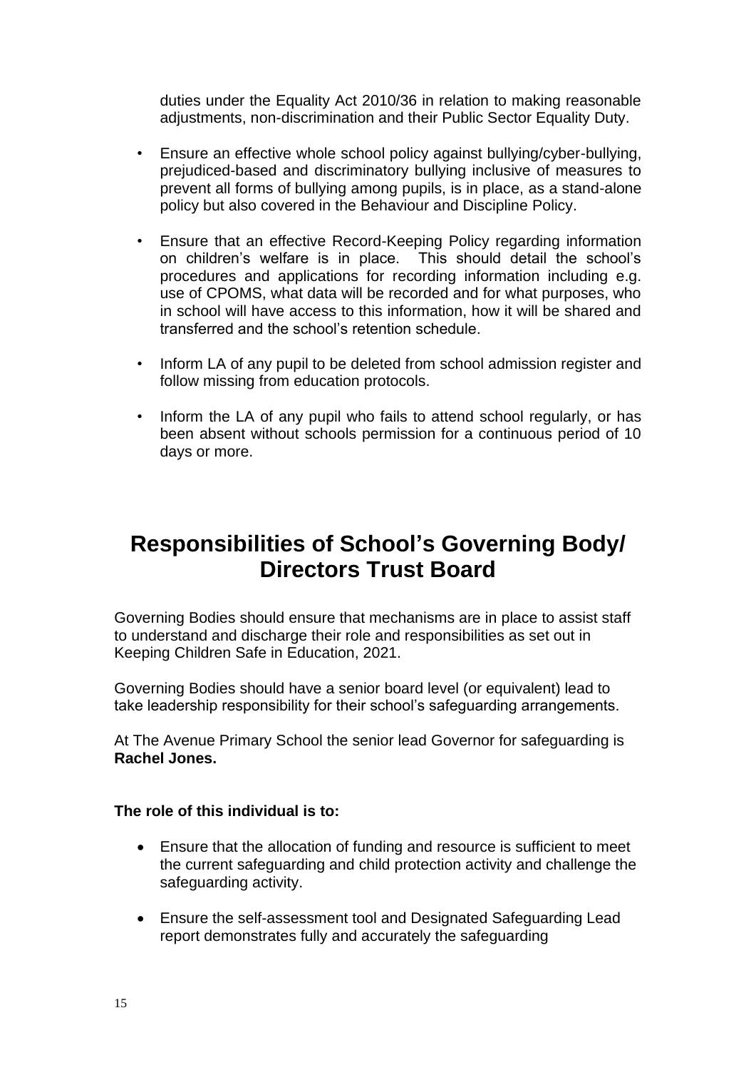duties under the Equality Act 2010/36 in relation to making reasonable adjustments, non-discrimination and their Public Sector Equality Duty.

- Ensure an effective whole school policy against bullying/cyber-bullying, prejudiced-based and discriminatory bullying inclusive of measures to prevent all forms of bullying among pupils, is in place, as a stand-alone policy but also covered in the Behaviour and Discipline Policy.
- Ensure that an effective Record-Keeping Policy regarding information on children's welfare is in place. This should detail the school's procedures and applications for recording information including e.g. use of CPOMS, what data will be recorded and for what purposes, who in school will have access to this information, how it will be shared and transferred and the school's retention schedule.
- Inform LA of any pupil to be deleted from school admission register and follow missing from education protocols.
- Inform the LA of any pupil who fails to attend school regularly, or has been absent without schools permission for a continuous period of 10 days or more.

# Responsibilities of School's Governing Body/ Directors Trust Board

Governing Bodies should ensure that mechanisms are in place to assist staff to understand and discharge their role and responsibilities as set out in Keeping Children Safe in Education, 2021.

Governing Bodies should have a senior board level (or equivalent) lead to take leadership responsibility for their school's safeguarding arrangements.

At The Avenue Primary School the senior lead Governor for safeguarding is **Rachel Jones.**

**The role of this individual is to:**

- Ensure that the allocation of funding and resource is sufficient to meet the current safeguarding and child protection activity and challenge the safeguarding activity.
- Ensure the self-assessment tool and Designated Safeguarding Lead report demonstrates fully and accurately the safeguarding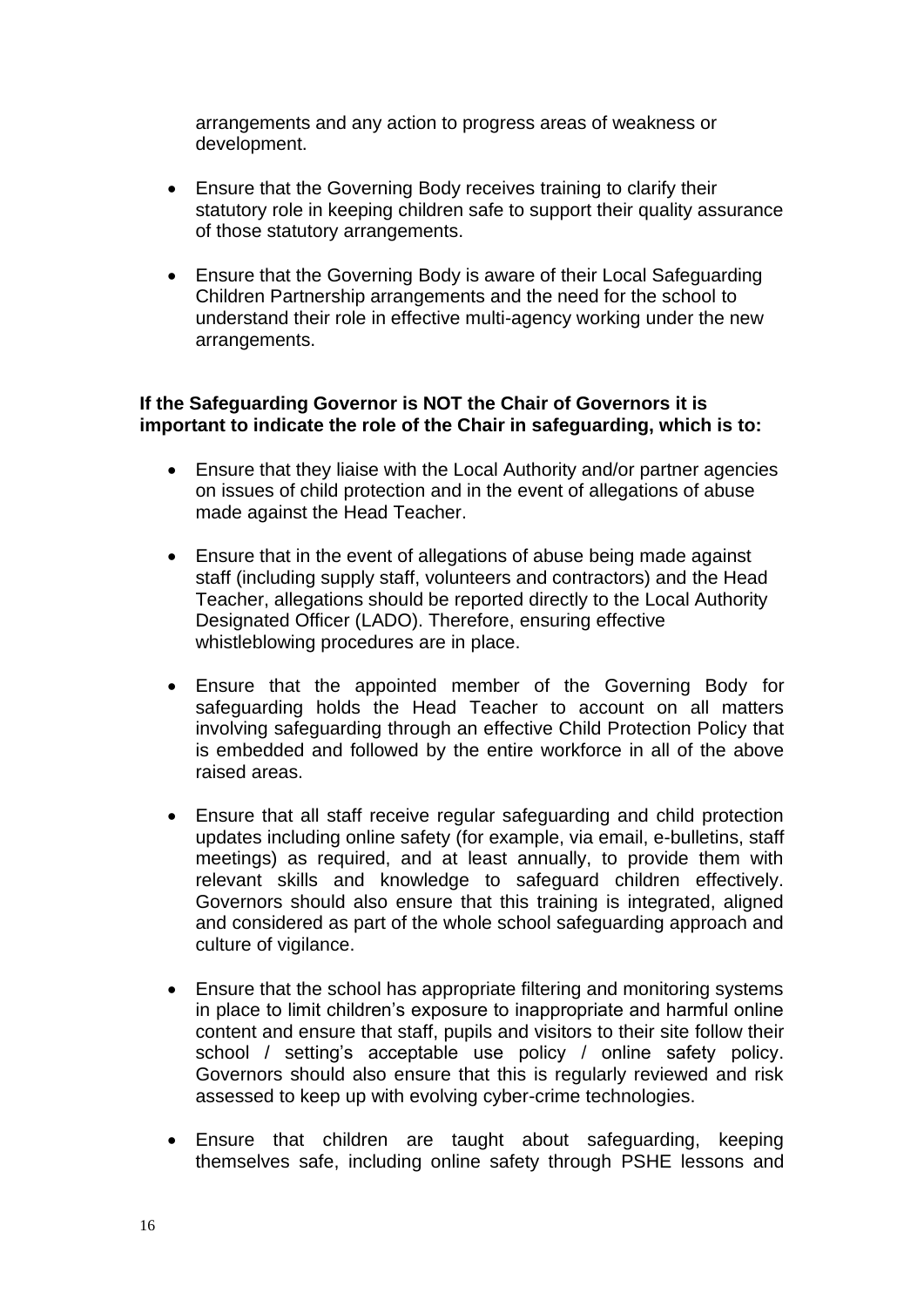arrangements and any action to progress areas of weakness or development.

- Ensure that the Governing Body receives training to clarify their statutory role in keeping children safe to support their quality assurance of those statutory arrangements.

- Ensure that the Governing Body is aware of their Local Safeguarding Children Partnership arrangements and the need for the school to understand their role in effective multi-agency working under the new arrangements.

**If the Safeguarding Governor is NOT the Chair of Governors it is important to indicate the role of the Chair in safeguarding, which is to:**

- Ensure that they liaise with the Local Authority and/or partner agencies on issues of child protection and in the event of allegations of abuse made against the Head Teacher.

- Ensure that in the event of allegations of abuse being made against staff (including supply staff, volunteers and contractors) and the Head Teacher, allegations should be reported directly to the Local Authority Designated Officer (LADO). Therefore, ensuring effective whistleblowing procedures are in place.

- Ensure that the appointed member of the Governing Body for safeguarding holds the Head Teacher to account on all matters involving safeguarding through an effective Child Protection Policy that is embedded and followed by the entire workforce in all of the above raised areas.

- Ensure that all staff receive regular safeguarding and child protection updates including online safety (for example, via email, e-bulletins, staff meetings) as required, and at least annually, to provide them with relevant skills and knowledge to safeguard children effectively. Governors should also ensure that this training is integrated, aligned and considered as part of the whole school safeguarding approach and culture of vigilance.

- Ensure that the school has appropriate filtering and monitoring systems in place to limit children's exposure to inappropriate and harmful online content and ensure that staff, pupils and visitors to their site follow their school / setting's acceptable use policy / online safety policy. Governors should also ensure that this is regularly reviewed and risk assessed to keep up with evolving cyber-crime technologies.

- Ensure that children are taught about safeguarding, keeping themselves safe, including online safety through PSHE lessons and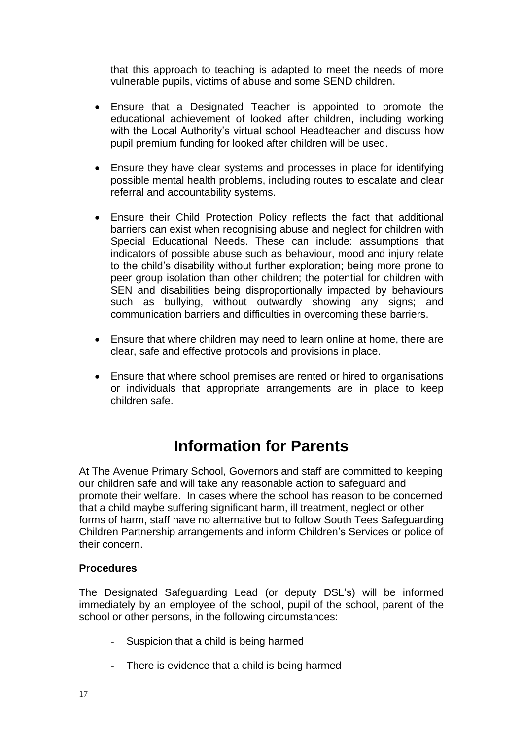that this approach to teaching is adapted to meet the needs of more vulnerable pupils, victims of abuse and some SEND children.

- Ensure that a Designated Teacher is appointed to promote the educational achievement of looked after children, including working with the Local Authority's virtual school Headteacher and discuss how pupil premium funding for looked after children will be used.

- Ensure they have clear systems and processes in place for identifying possible mental health problems, including routes to escalate and clear referral and accountability systems.

- Ensure their Child Protection Policy reflects the fact that additional barriers can exist when recognising abuse and neglect for children with Special Educational Needs. These can include: assumptions that indicators of possible abuse such as behaviour, mood and injury relate to the child's disability without further exploration; being more prone to peer group isolation than other children; the potential for children with SEN and disabilities being disproportionally impacted by behaviours such as bullying, without outwardly showing any signs; and communication barriers and difficulties in overcoming these barriers.

- Ensure that where children may need to learn online at home, there are clear, safe and effective protocols and provisions in place.

- Ensure that where school premises are rented or hired to organisations or individuals that appropriate arrangements are in place to keep children safe.

# Information for Parents

At The Avenue Primary School, Governors and staff are committed to keeping our children safe and will take any reasonable action to safeguard and promote their welfare. In cases where the school has reason to be concerned that a child maybe suffering significant harm, ill treatment, neglect or other forms of harm, staff have no alternative but to follow South Tees Safeguarding Children Partnership arrangements and inform Children's Services or police of their concern.

**Procedures**

The Designated Safeguarding Lead (or deputy DSL's) will be informed immediately by an employee of the school, pupil of the school, parent of the school or other persons, in the following circumstances:

- Suspicion that a child is being harmed
- There is evidence that a child is being harmed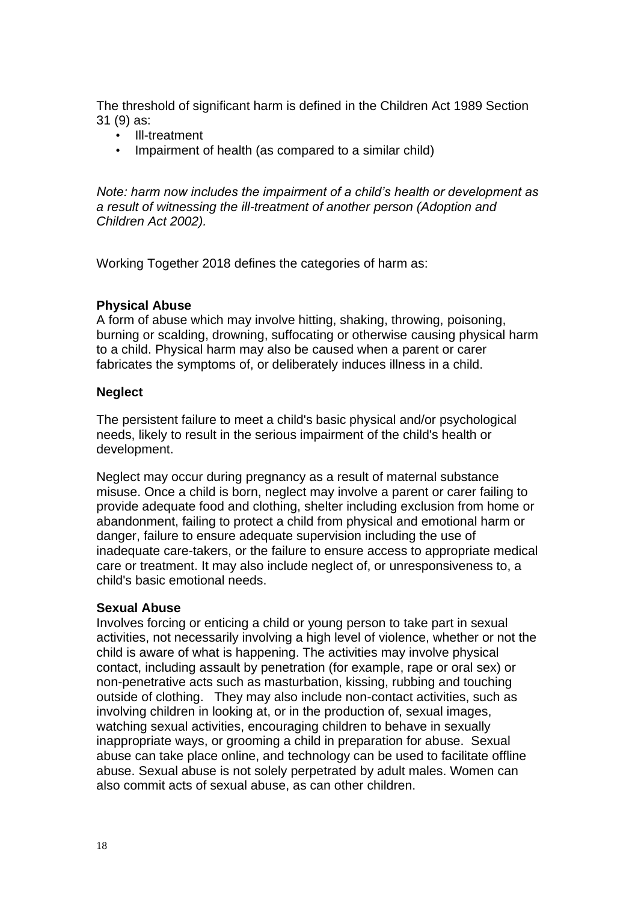The threshold of significant harm is defined in the Children Act 1989 Section 31 (9) as:

- Ill-treatment
- Impairment of health (as compared to a similar child)

*Note: harm now includes the impairment of a child's health or development as a result of witnessing the ill-treatment of another person (Adoption and Children Act 2002).*

Working Together 2018 defines the categories of harm as:

**Physical Abuse**
A form of abuse which may involve hitting, shaking, throwing, poisoning, burning or scalding, drowning, suffocating or otherwise causing physical harm to a child. Physical harm may also be caused when a parent or carer fabricates the symptoms of, or deliberately induces illness in a child.

**Neglect**

The persistent failure to meet a child's basic physical and/or psychological needs, likely to result in the serious impairment of the child's health or development.

Neglect may occur during pregnancy as a result of maternal substance misuse. Once a child is born, neglect may involve a parent or carer failing to provide adequate food and clothing, shelter including exclusion from home or abandonment, failing to protect a child from physical and emotional harm or danger, failure to ensure adequate supervision including the use of inadequate care-takers, or the failure to ensure access to appropriate medical care or treatment. It may also include neglect of, or unresponsiveness to, a child's basic emotional needs.

**Sexual Abuse**
Involves forcing or enticing a child or young person to take part in sexual activities, not necessarily involving a high level of violence, whether or not the child is aware of what is happening. The activities may involve physical contact, including assault by penetration (for example, rape or oral sex) or non-penetrative acts such as masturbation, kissing, rubbing and touching outside of clothing. They may also include non-contact activities, such as involving children in looking at, or in the production of, sexual images, watching sexual activities, encouraging children to behave in sexually inappropriate ways, or grooming a child in preparation for abuse. Sexual abuse can take place online, and technology can be used to facilitate offline abuse. Sexual abuse is not solely perpetrated by adult males. Women can also commit acts of sexual abuse, as can other children.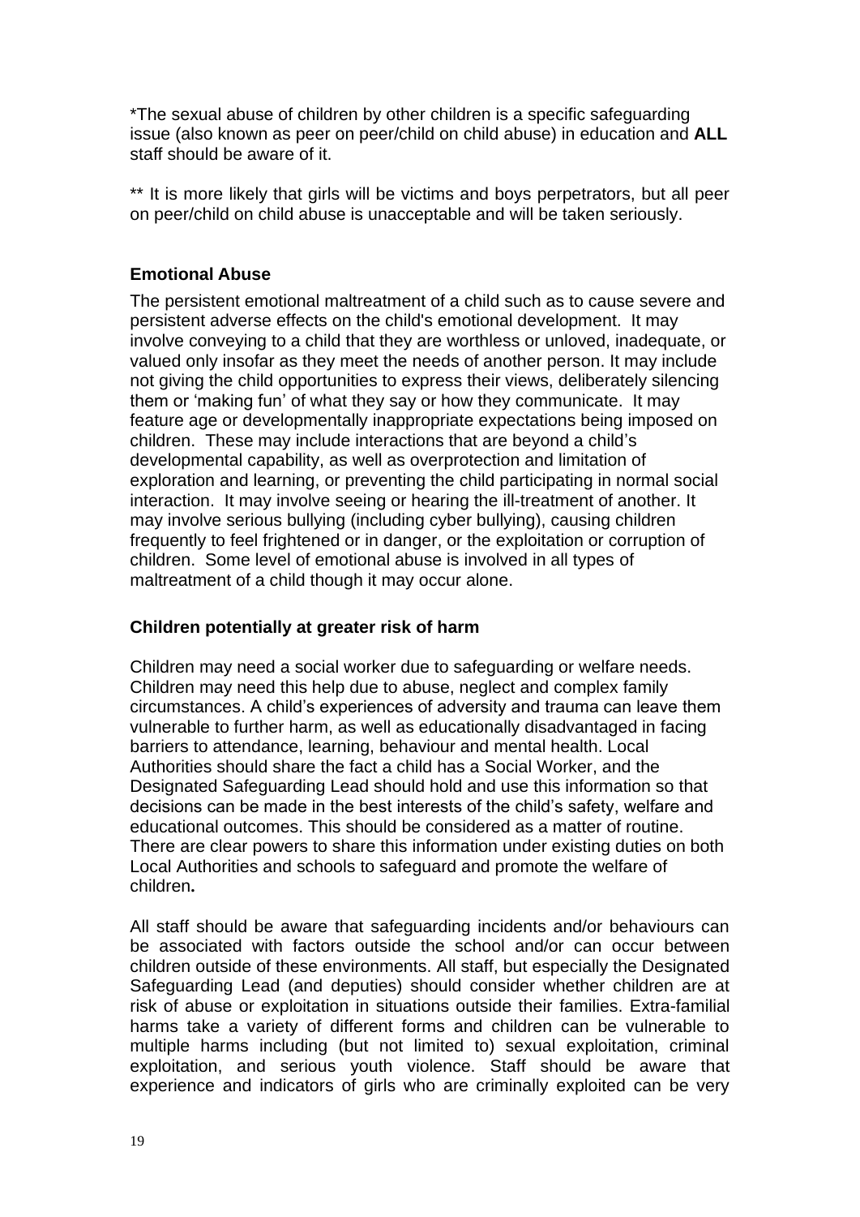*The sexual abuse of children by other children is a specific safeguarding issue (also known as peer on peer/child on child abuse) in education and **ALL** staff should be aware of it.

** It is more likely that girls will be victims and boys perpetrators, but all peer on peer/child on child abuse is unacceptable and will be taken seriously.

### Emotional Abuse

The persistent emotional maltreatment of a child such as to cause severe and persistent adverse effects on the child's emotional development. It may involve conveying to a child that they are worthless or unloved, inadequate, or valued only insofar as they meet the needs of another person. It may include not giving the child opportunities to express their views, deliberately silencing them or 'making fun' of what they say or how they communicate. It may feature age or developmentally inappropriate expectations being imposed on children. These may include interactions that are beyond a child's developmental capability, as well as overprotection and limitation of exploration and learning, or preventing the child participating in normal social interaction. It may involve seeing or hearing the ill-treatment of another. It may involve serious bullying (including cyber bullying), causing children frequently to feel frightened or in danger, or the exploitation or corruption of children. Some level of emotional abuse is involved in all types of maltreatment of a child though it may occur alone.

### Children potentially at greater risk of harm

Children may need a social worker due to safeguarding or welfare needs. Children may need this help due to abuse, neglect and complex family circumstances. A child's experiences of adversity and trauma can leave them vulnerable to further harm, as well as educationally disadvantaged in facing barriers to attendance, learning, behaviour and mental health. Local Authorities should share the fact a child has a Social Worker, and the Designated Safeguarding Lead should hold and use this information so that decisions can be made in the best interests of the child's safety, welfare and educational outcomes. This should be considered as a matter of routine. There are clear powers to share this information under existing duties on both Local Authorities and schools to safeguard and promote the welfare of children**.**

All staff should be aware that safeguarding incidents and/or behaviours can be associated with factors outside the school and/or can occur between children outside of these environments. All staff, but especially the Designated Safeguarding Lead (and deputies) should consider whether children are at risk of abuse or exploitation in situations outside their families. Extra-familial harms take a variety of different forms and children can be vulnerable to multiple harms including (but not limited to) sexual exploitation, criminal exploitation, and serious youth violence. Staff should be aware that experience and indicators of girls who are criminally exploited can be very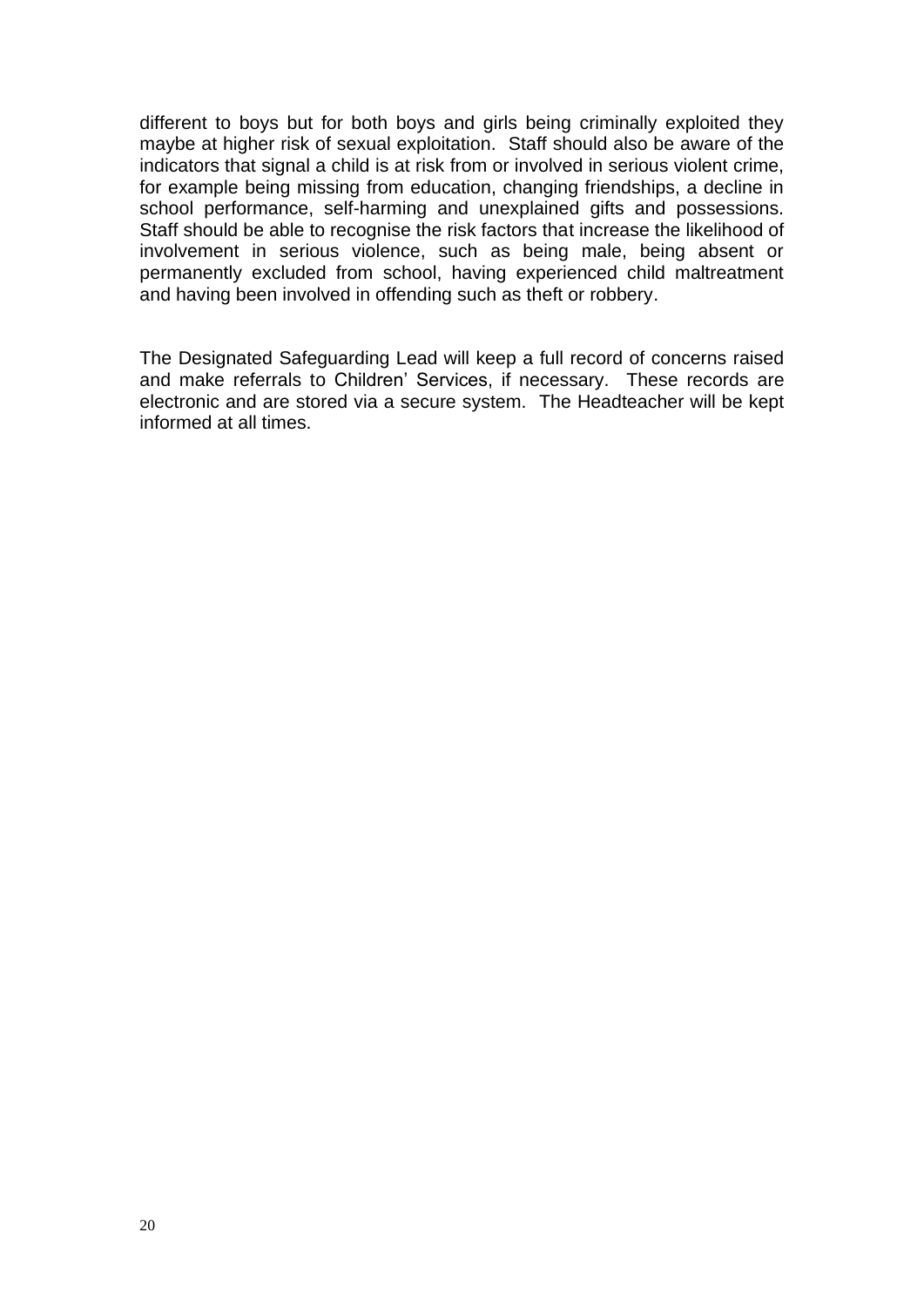different to boys but for both boys and girls being criminally exploited they maybe at higher risk of sexual exploitation. Staff should also be aware of the indicators that signal a child is at risk from or involved in serious violent crime, for example being missing from education, changing friendships, a decline in school performance, self-harming and unexplained gifts and possessions. Staff should be able to recognise the risk factors that increase the likelihood of involvement in serious violence, such as being male, being absent or permanently excluded from school, having experienced child maltreatment and having been involved in offending such as theft or robbery.

The Designated Safeguarding Lead will keep a full record of concerns raised and make referrals to Children' Services, if necessary. These records are electronic and are stored via a secure system. The Headteacher will be kept informed at all times.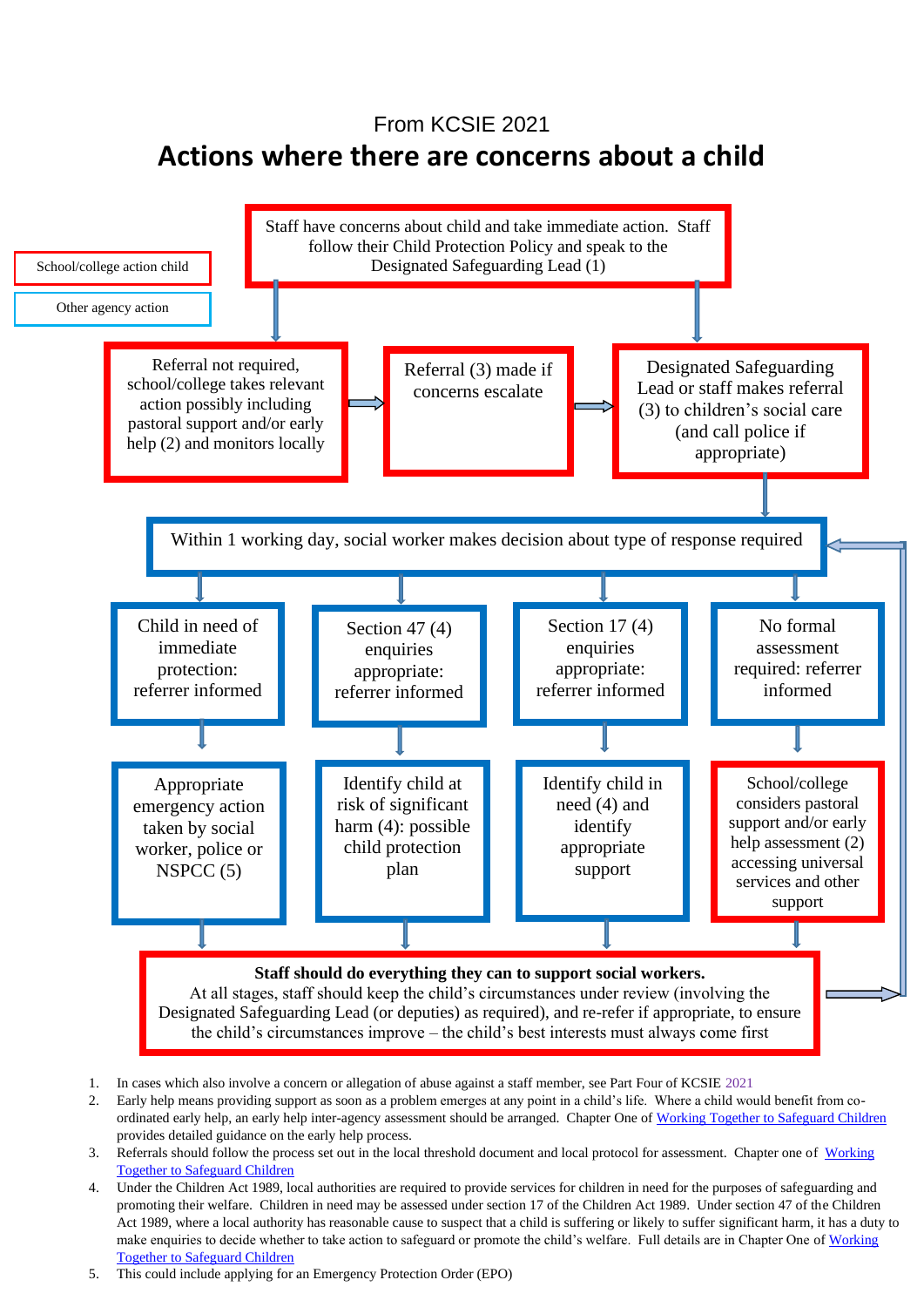From KCSIE 2021

# Actions where there are concerns about a child

School/college action child

Other agency action

Staff have concerns about child and take immediate action. Staff follow their Child Protection Policy and speak to the Designated Safeguarding Lead (1)

Referral not required, school/college takes relevant action possibly including pastoral support and/or early help (2) and monitors locally

Referral (3) made if concerns escalate

Designated Safeguarding Lead or staff makes referral (3) to children's social care (and call police if appropriate)

Within 1 working day, social worker makes decision about type of response required

Child in need of immediate protection: referrer informed

Section 47 (4) enquiries appropriate: referrer informed

Section 17 (4) enquiries appropriate: referrer informed

No formal assessment required: referrer informed

Appropriate emergency action taken by social worker, police or NSPCC (5)

Identify child at risk of significant harm (4): possible child protection plan

Identify child in need (4) and identify appropriate support

School/college considers pastoral support and/or early help assessment (2) accessing universal services and other support

**Staff should do everything they can to support social workers.**
At all stages, staff should keep the child's circumstances under review (involving the Designated Safeguarding Lead (or deputies) as required), and re-refer if appropriate, to ensure the child's circumstances improve – the child's best interests must always come first

1. In cases which also involve a concern or allegation of abuse against a staff member, see Part Four of KCSIE 2021
2. Early help means providing support as soon as a problem emerges at any point in a child's life. Where a child would benefit from co-ordinated early help, an early help inter-agency assessment should be arranged. Chapter One of Working Together to Safeguard Children provides detailed guidance on the early help process.
3. Referrals should follow the process set out in the local threshold document and local protocol for assessment. Chapter one of Working Together to Safeguard Children
4. Under the Children Act 1989, local authorities are required to provide services for children in need for the purposes of safeguarding and promoting their welfare. Children in need may be assessed under section 17 of the Children Act 1989. Under section 47 of the Children Act 1989, where a local authority has reasonable cause to suspect that a child is suffering or likely to suffer significant harm, it has a duty to make enquiries to decide whether to take action to safeguard or promote the child's welfare. Full details are in Chapter One of Working Together to Safeguard Children
5. This could include applying for an Emergency Protection Order (EPO)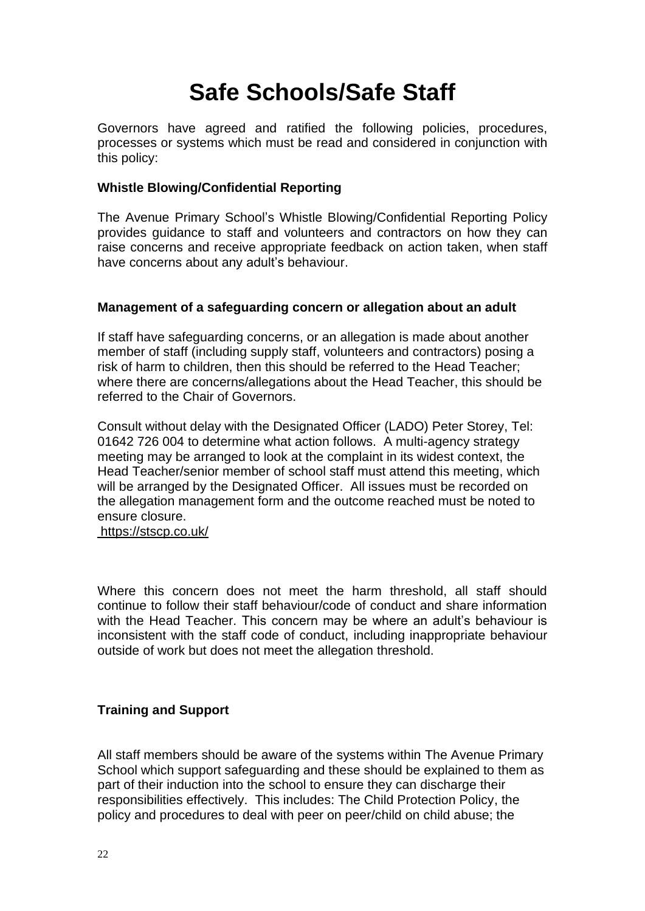# Safe Schools/Safe Staff

Governors have agreed and ratified the following policies, procedures, processes or systems which must be read and considered in conjunction with this policy:

**Whistle Blowing/Confidential Reporting**

The Avenue Primary School's Whistle Blowing/Confidential Reporting Policy provides guidance to staff and volunteers and contractors on how they can raise concerns and receive appropriate feedback on action taken, when staff have concerns about any adult's behaviour.

**Management of a safeguarding concern or allegation about an adult**

If staff have safeguarding concerns, or an allegation is made about another member of staff (including supply staff, volunteers and contractors) posing a risk of harm to children, then this should be referred to the Head Teacher; where there are concerns/allegations about the Head Teacher, this should be referred to the Chair of Governors.

Consult without delay with the Designated Officer (LADO) Peter Storey, Tel: 01642 726 004 to determine what action follows. A multi-agency strategy meeting may be arranged to look at the complaint in its widest context, the Head Teacher/senior member of school staff must attend this meeting, which will be arranged by the Designated Officer. All issues must be recorded on the allegation management form and the outcome reached must be noted to ensure closure.
https://stscp.co.uk/

Where this concern does not meet the harm threshold, all staff should continue to follow their staff behaviour/code of conduct and share information with the Head Teacher. This concern may be where an adult's behaviour is inconsistent with the staff code of conduct, including inappropriate behaviour outside of work but does not meet the allegation threshold.

**Training and Support**

All staff members should be aware of the systems within The Avenue Primary School which support safeguarding and these should be explained to them as part of their induction into the school to ensure they can discharge their responsibilities effectively. This includes: The Child Protection Policy, the policy and procedures to deal with peer on peer/child on child abuse; the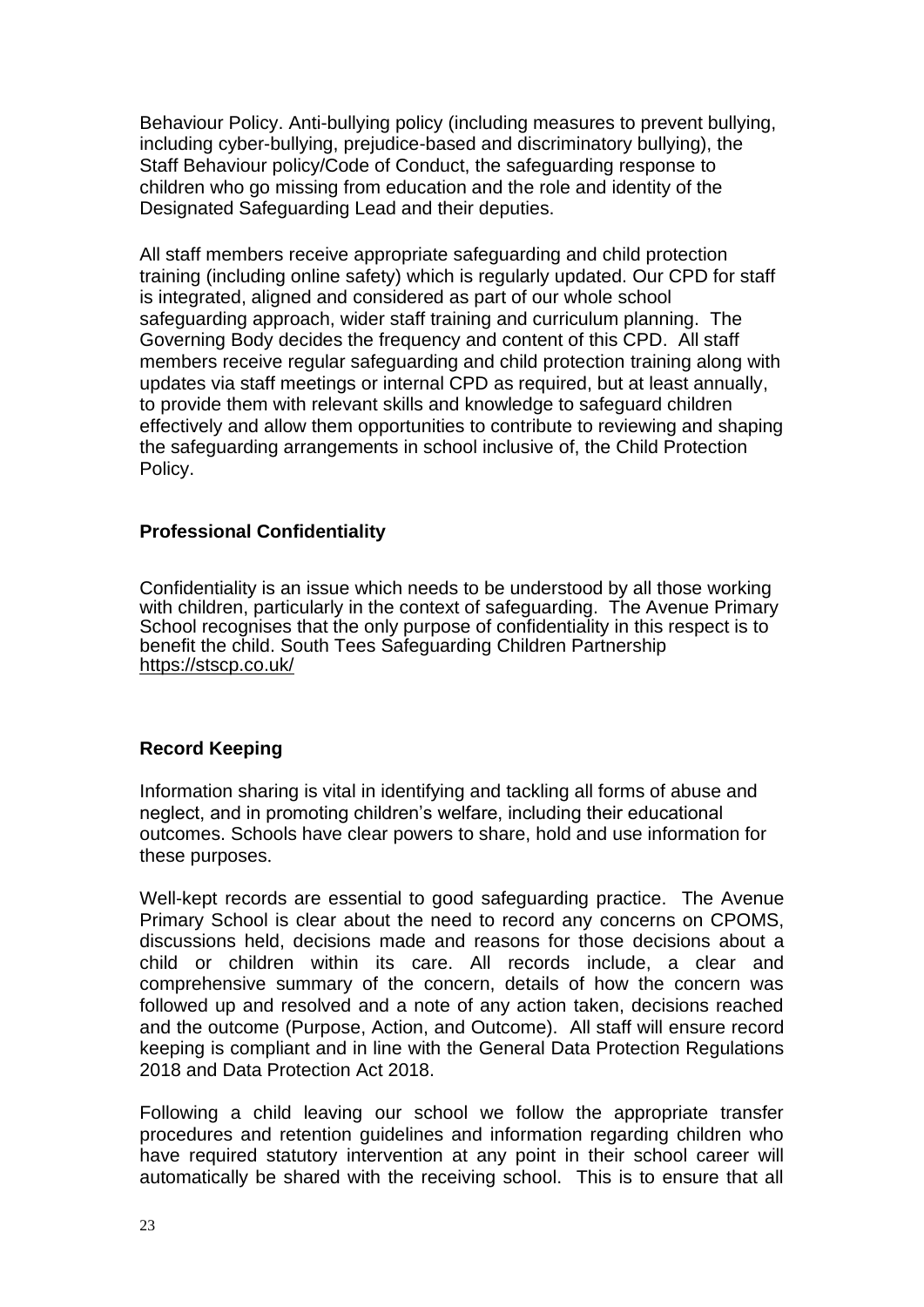Behaviour Policy. Anti-bullying policy (including measures to prevent bullying, including cyber-bullying, prejudice-based and discriminatory bullying), the Staff Behaviour policy/Code of Conduct, the safeguarding response to children who go missing from education and the role and identity of the Designated Safeguarding Lead and their deputies.

All staff members receive appropriate safeguarding and child protection training (including online safety) which is regularly updated. Our CPD for staff is integrated, aligned and considered as part of our whole school safeguarding approach, wider staff training and curriculum planning. The Governing Body decides the frequency and content of this CPD. All staff members receive regular safeguarding and child protection training along with updates via staff meetings or internal CPD as required, but at least annually, to provide them with relevant skills and knowledge to safeguard children effectively and allow them opportunities to contribute to reviewing and shaping the safeguarding arrangements in school inclusive of, the Child Protection Policy.

## Professional Confidentiality

Confidentiality is an issue which needs to be understood by all those working with children, particularly in the context of safeguarding. The Avenue Primary School recognises that the only purpose of confidentiality in this respect is to benefit the child. South Tees Safeguarding Children Partnership https://stscp.co.uk/

## Record Keeping

Information sharing is vital in identifying and tackling all forms of abuse and neglect, and in promoting children's welfare, including their educational outcomes. Schools have clear powers to share, hold and use information for these purposes.

Well-kept records are essential to good safeguarding practice. The Avenue Primary School is clear about the need to record any concerns on CPOMS, discussions held, decisions made and reasons for those decisions about a child or children within its care. All records include, a clear and comprehensive summary of the concern, details of how the concern was followed up and resolved and a note of any action taken, decisions reached and the outcome (Purpose, Action, and Outcome). All staff will ensure record keeping is compliant and in line with the General Data Protection Regulations 2018 and Data Protection Act 2018.

Following a child leaving our school we follow the appropriate transfer procedures and retention guidelines and information regarding children who have required statutory intervention at any point in their school career will automatically be shared with the receiving school. This is to ensure that all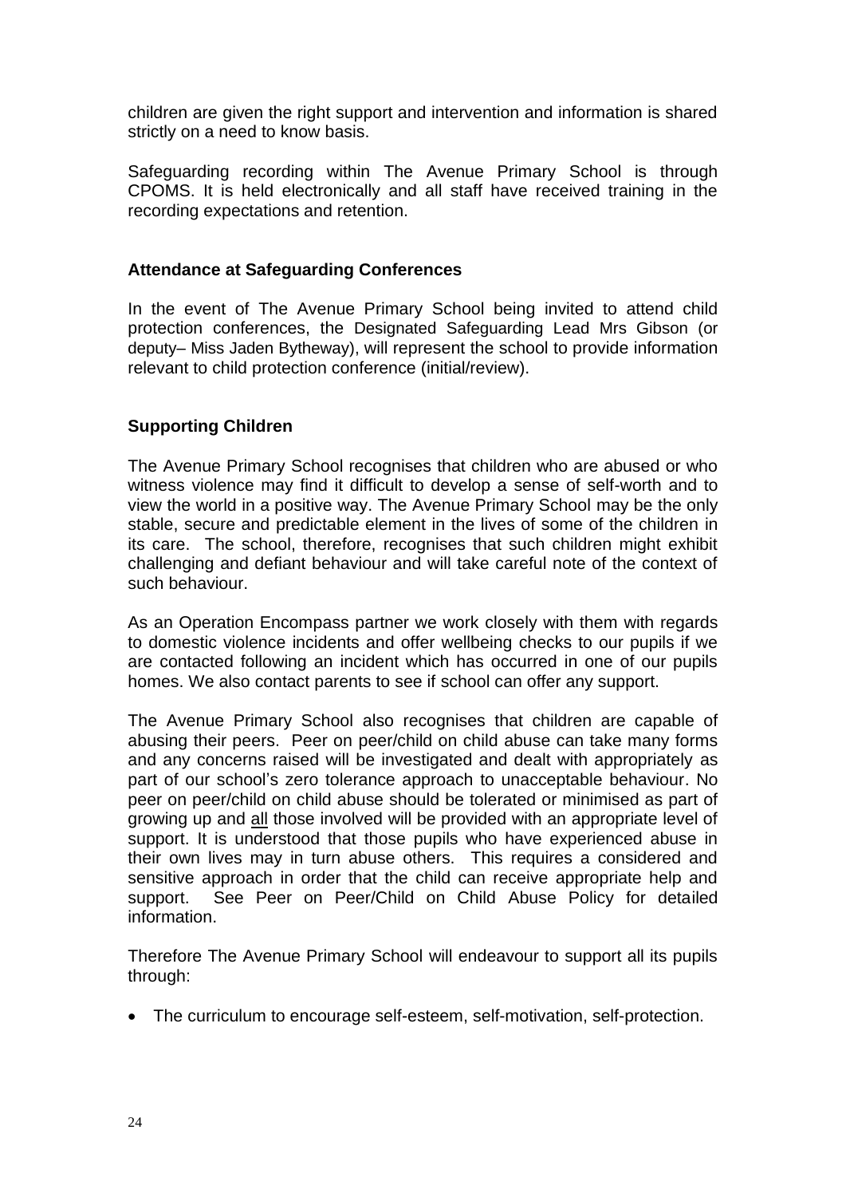children are given the right support and intervention and information is shared strictly on a need to know basis.

Safeguarding recording within The Avenue Primary School is through CPOMS. It is held electronically and all staff have received training in the recording expectations and retention.

**Attendance at Safeguarding Conferences**

In the event of The Avenue Primary School being invited to attend child protection conferences, the Designated Safeguarding Lead Mrs Gibson (or deputy– Miss Jaden Bytheway), will represent the school to provide information relevant to child protection conference (initial/review).

**Supporting Children**

The Avenue Primary School recognises that children who are abused or who witness violence may find it difficult to develop a sense of self-worth and to view the world in a positive way. The Avenue Primary School may be the only stable, secure and predictable element in the lives of some of the children in its care. The school, therefore, recognises that such children might exhibit challenging and defiant behaviour and will take careful note of the context of such behaviour.

As an Operation Encompass partner we work closely with them with regards to domestic violence incidents and offer wellbeing checks to our pupils if we are contacted following an incident which has occurred in one of our pupils homes. We also contact parents to see if school can offer any support.

The Avenue Primary School also recognises that children are capable of abusing their peers. Peer on peer/child on child abuse can take many forms and any concerns raised will be investigated and dealt with appropriately as part of our school's zero tolerance approach to unacceptable behaviour. No peer on peer/child on child abuse should be tolerated or minimised as part of growing up and <u>all</u> those involved will be provided with an appropriate level of support. It is understood that those pupils who have experienced abuse in their own lives may in turn abuse others. This requires a considered and sensitive approach in order that the child can receive appropriate help and support. See Peer on Peer/Child on Child Abuse Policy for detailed information.

Therefore The Avenue Primary School will endeavour to support all its pupils through:

- The curriculum to encourage self-esteem, self-motivation, self-protection.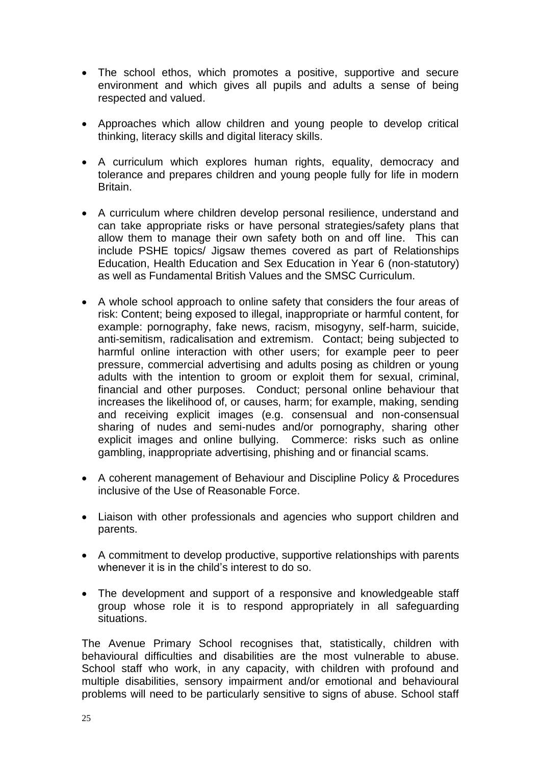- The school ethos, which promotes a positive, supportive and secure environment and which gives all pupils and adults a sense of being respected and valued.

- Approaches which allow children and young people to develop critical thinking, literacy skills and digital literacy skills.

- A curriculum which explores human rights, equality, democracy and tolerance and prepares children and young people fully for life in modern Britain.

- A curriculum where children develop personal resilience, understand and can take appropriate risks or have personal strategies/safety plans that allow them to manage their own safety both on and off line. This can include PSHE topics/ Jigsaw themes covered as part of Relationships Education, Health Education and Sex Education in Year 6 (non-statutory) as well as Fundamental British Values and the SMSC Curriculum.

- A whole school approach to online safety that considers the four areas of risk: Content; being exposed to illegal, inappropriate or harmful content, for example: pornography, fake news, racism, misogyny, self-harm, suicide, anti-semitism, radicalisation and extremism. Contact; being subjected to harmful online interaction with other users; for example peer to peer pressure, commercial advertising and adults posing as children or young adults with the intention to groom or exploit them for sexual, criminal, financial and other purposes. Conduct; personal online behaviour that increases the likelihood of, or causes, harm; for example, making, sending and receiving explicit images (e.g. consensual and non-consensual sharing of nudes and semi-nudes and/or pornography, sharing other explicit images and online bullying. Commerce: risks such as online gambling, inappropriate advertising, phishing and or financial scams.

- A coherent management of Behaviour and Discipline Policy & Procedures inclusive of the Use of Reasonable Force.

- Liaison with other professionals and agencies who support children and parents.

- A commitment to develop productive, supportive relationships with parents whenever it is in the child's interest to do so.

- The development and support of a responsive and knowledgeable staff group whose role it is to respond appropriately in all safeguarding situations.

The Avenue Primary School recognises that, statistically, children with behavioural difficulties and disabilities are the most vulnerable to abuse. School staff who work, in any capacity, with children with profound and multiple disabilities, sensory impairment and/or emotional and behavioural problems will need to be particularly sensitive to signs of abuse. School staff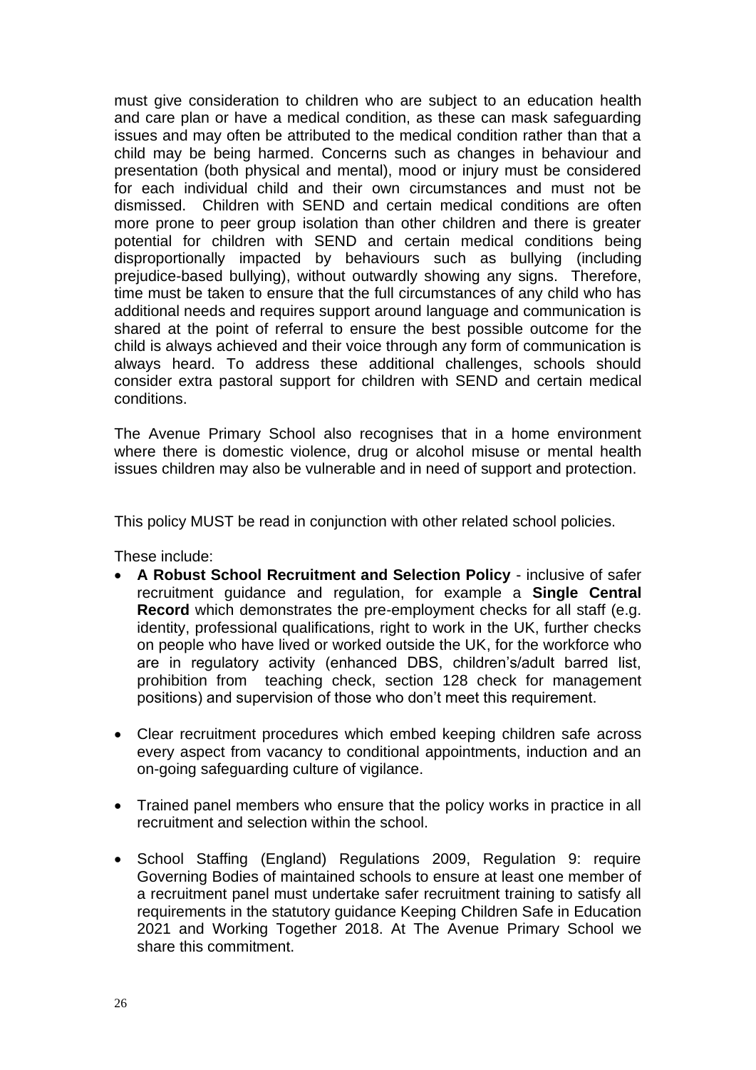must give consideration to children who are subject to an education health and care plan or have a medical condition, as these can mask safeguarding issues and may often be attributed to the medical condition rather than that a child may be being harmed. Concerns such as changes in behaviour and presentation (both physical and mental), mood or injury must be considered for each individual child and their own circumstances and must not be dismissed. Children with SEND and certain medical conditions are often more prone to peer group isolation than other children and there is greater potential for children with SEND and certain medical conditions being disproportionally impacted by behaviours such as bullying (including prejudice-based bullying), without outwardly showing any signs. Therefore, time must be taken to ensure that the full circumstances of any child who has additional needs and requires support around language and communication is shared at the point of referral to ensure the best possible outcome for the child is always achieved and their voice through any form of communication is always heard. To address these additional challenges, schools should consider extra pastoral support for children with SEND and certain medical conditions.

The Avenue Primary School also recognises that in a home environment where there is domestic violence, drug or alcohol misuse or mental health issues children may also be vulnerable and in need of support and protection.

This policy MUST be read in conjunction with other related school policies.

These include:

- **A Robust School Recruitment and Selection Policy** - inclusive of safer recruitment guidance and regulation, for example a **Single Central Record** which demonstrates the pre-employment checks for all staff (e.g. identity, professional qualifications, right to work in the UK, further checks on people who have lived or worked outside the UK, for the workforce who are in regulatory activity (enhanced DBS, children's/adult barred list, prohibition from teaching check, section 128 check for management positions) and supervision of those who don't meet this requirement.

- Clear recruitment procedures which embed keeping children safe across every aspect from vacancy to conditional appointments, induction and an on-going safeguarding culture of vigilance.

- Trained panel members who ensure that the policy works in practice in all recruitment and selection within the school.

- School Staffing (England) Regulations 2009, Regulation 9: require Governing Bodies of maintained schools to ensure at least one member of a recruitment panel must undertake safer recruitment training to satisfy all requirements in the statutory guidance Keeping Children Safe in Education 2021 and Working Together 2018. At The Avenue Primary School we share this commitment.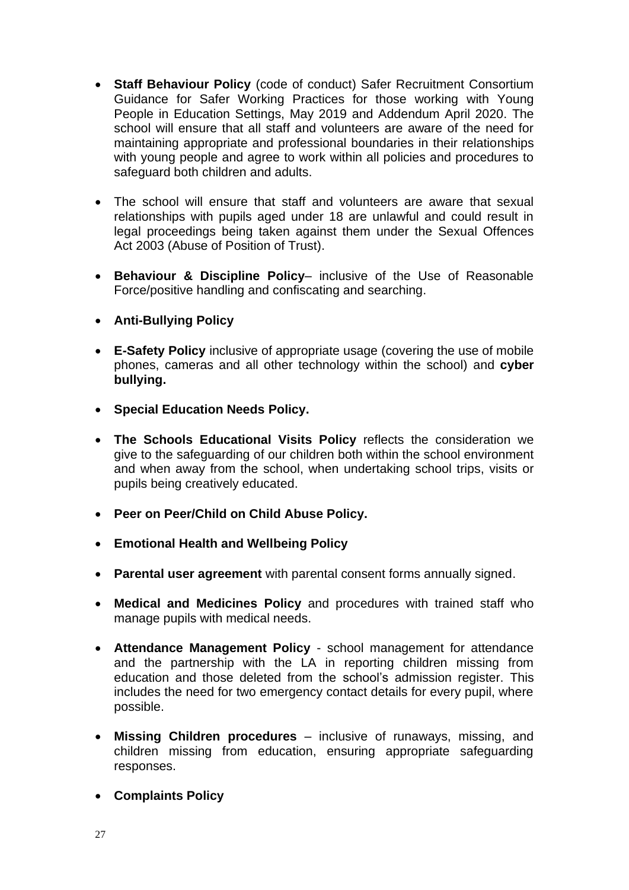- **Staff Behaviour Policy** (code of conduct) Safer Recruitment Consortium Guidance for Safer Working Practices for those working with Young People in Education Settings, May 2019 and Addendum April 2020. The school will ensure that all staff and volunteers are aware of the need for maintaining appropriate and professional boundaries in their relationships with young people and agree to work within all policies and procedures to safeguard both children and adults.

- The school will ensure that staff and volunteers are aware that sexual relationships with pupils aged under 18 are unlawful and could result in legal proceedings being taken against them under the Sexual Offences Act 2003 (Abuse of Position of Trust).

- **Behaviour & Discipline Policy**– inclusive of the Use of Reasonable Force/positive handling and confiscating and searching.

- **Anti-Bullying Policy**

- **E-Safety Policy** inclusive of appropriate usage (covering the use of mobile phones, cameras and all other technology within the school) and **cyber bullying.**

- **Special Education Needs Policy.**

- **The Schools Educational Visits Policy** reflects the consideration we give to the safeguarding of our children both within the school environment and when away from the school, when undertaking school trips, visits or pupils being creatively educated.

- **Peer on Peer/Child on Child Abuse Policy.**

- **Emotional Health and Wellbeing Policy**

- **Parental user agreement** with parental consent forms annually signed.

- **Medical and Medicines Policy** and procedures with trained staff who manage pupils with medical needs.

- **Attendance Management Policy** - school management for attendance and the partnership with the LA in reporting children missing from education and those deleted from the school's admission register. This includes the need for two emergency contact details for every pupil, where possible.

- **Missing Children procedures** – inclusive of runaways, missing, and children missing from education, ensuring appropriate safeguarding responses.

- **Complaints Policy**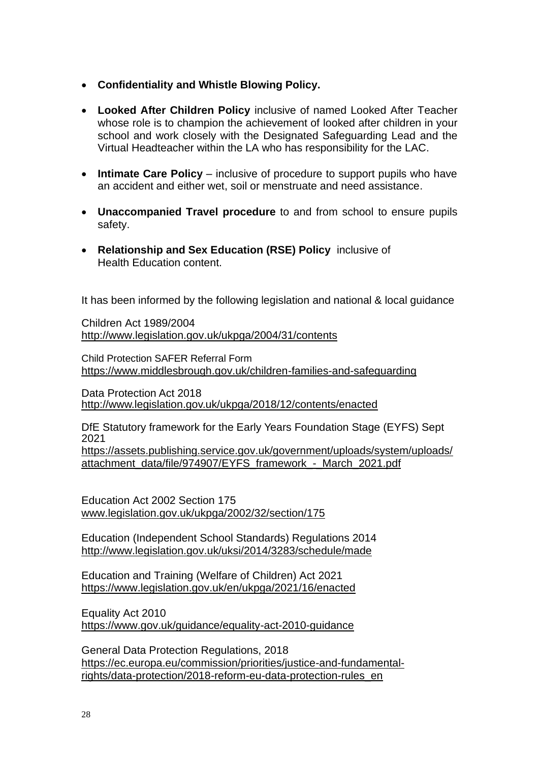- **Confidentiality and Whistle Blowing Policy.**

- **Looked After Children Policy** inclusive of named Looked After Teacher whose role is to champion the achievement of looked after children in your school and work closely with the Designated Safeguarding Lead and the Virtual Headteacher within the LA who has responsibility for the LAC.

- **Intimate Care Policy** – inclusive of procedure to support pupils who have an accident and either wet, soil or menstruate and need assistance.

- **Unaccompanied Travel procedure** to and from school to ensure pupils safety.

- **Relationship and Sex Education (RSE) Policy** inclusive of Health Education content.

It has been informed by the following legislation and national & local guidance

Children Act 1989/2004
http://www.legislation.gov.uk/ukpga/2004/31/contents

Child Protection SAFER Referral Form
https://www.middlesbrough.gov.uk/children-families-and-safeguarding

Data Protection Act 2018
http://www.legislation.gov.uk/ukpga/2018/12/contents/enacted

DfE Statutory framework for the Early Years Foundation Stage (EYFS) Sept 2021
https://assets.publishing.service.gov.uk/government/uploads/system/uploads/attachment_data/file/974907/EYFS_framework_-_March_2021.pdf

Education Act 2002 Section 175
www.legislation.gov.uk/ukpga/2002/32/section/175

Education (Independent School Standards) Regulations 2014
http://www.legislation.gov.uk/uksi/2014/3283/schedule/made

Education and Training (Welfare of Children) Act 2021
https://www.legislation.gov.uk/en/ukpga/2021/16/enacted

Equality Act 2010
https://www.gov.uk/guidance/equality-act-2010-guidance

General Data Protection Regulations, 2018
https://ec.europa.eu/commission/priorities/justice-and-fundamental-rights/data-protection/2018-reform-eu-data-protection-rules_en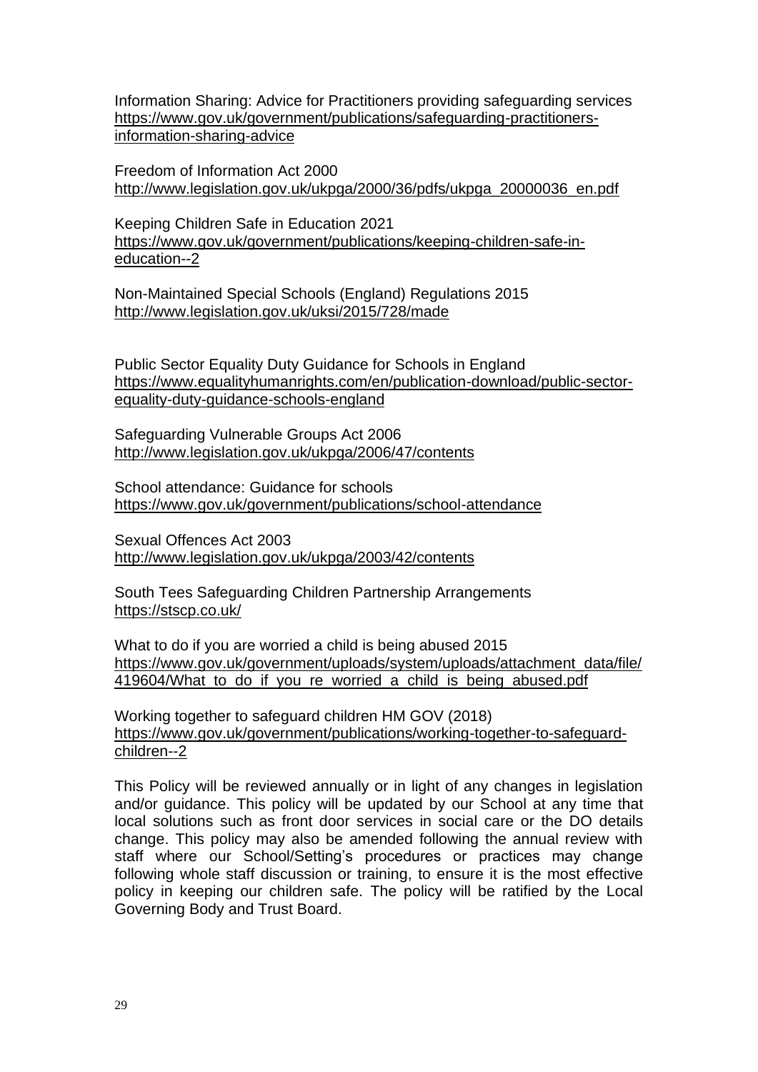Information Sharing: Advice for Practitioners providing safeguarding services
https://www.gov.uk/government/publications/safeguarding-practitioners-information-sharing-advice

Freedom of Information Act 2000
http://www.legislation.gov.uk/ukpga/2000/36/pdfs/ukpga_20000036_en.pdf

Keeping Children Safe in Education 2021
https://www.gov.uk/government/publications/keeping-children-safe-in-education--2

Non-Maintained Special Schools (England) Regulations 2015
http://www.legislation.gov.uk/uksi/2015/728/made

Public Sector Equality Duty Guidance for Schools in England
https://www.equalityhumanrights.com/en/publication-download/public-sector-equality-duty-guidance-schools-england

Safeguarding Vulnerable Groups Act 2006
http://www.legislation.gov.uk/ukpga/2006/47/contents

School attendance: Guidance for schools
https://www.gov.uk/government/publications/school-attendance

Sexual Offences Act 2003
http://www.legislation.gov.uk/ukpga/2003/42/contents

South Tees Safeguarding Children Partnership Arrangements
https://stscp.co.uk/

What to do if you are worried a child is being abused 2015
https://www.gov.uk/government/uploads/system/uploads/attachment_data/file/419604/What_to_do_if_you_re_worried_a_child_is_being_abused.pdf

Working together to safeguard children HM GOV (2018)
https://www.gov.uk/government/publications/working-together-to-safeguard-children--2

This Policy will be reviewed annually or in light of any changes in legislation and/or guidance. This policy will be updated by our School at any time that local solutions such as front door services in social care or the DO details change. This policy may also be amended following the annual review with staff where our School/Setting's procedures or practices may change following whole staff discussion or training, to ensure it is the most effective policy in keeping our children safe. The policy will be ratified by the Local Governing Body and Trust Board.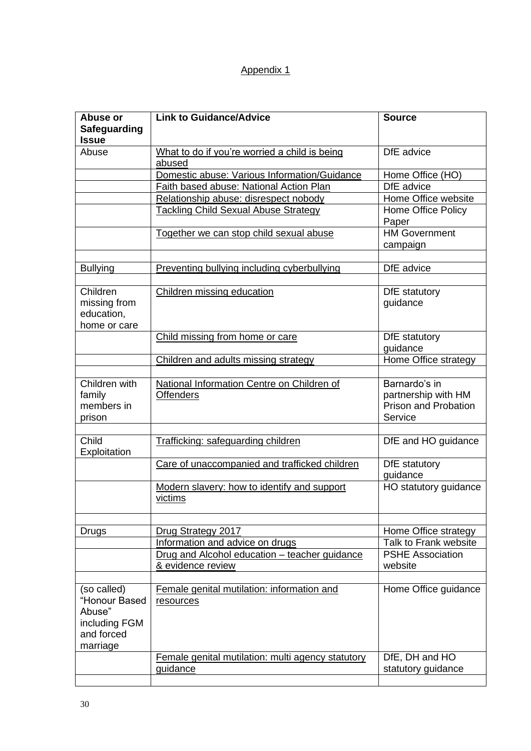Appendix 1

| Abuse or Safeguarding Issue | Link to Guidance/Advice | Source |
| --- | --- | --- |
| Abuse | What to do if you're worried a child is being abused | DfE advice |
| | Domestic abuse: Various Information/Guidance | Home Office (HO) |
| | Faith based abuse: National Action Plan | DfE advice |
| | Relationship abuse: disrespect nobody | Home Office website |
| | Tackling Child Sexual Abuse Strategy | Home Office Policy Paper |
| | Together we can stop child sexual abuse | HM Government campaign |
| | | |
| Bullying | Preventing bullying including cyberbullying | DfE advice |
| | | |
| Children missing from education, home or care | Children missing education | DfE statutory guidance |
| | Child missing from home or care | DfE statutory guidance |
| | Children and adults missing strategy | Home Office strategy |
| | | |
| Children with family members in prison | National Information Centre on Children of Offenders | Barnardo's in partnership with HM Prison and Probation Service |
| | | |
| Child Exploitation | Trafficking: safeguarding children | DfE and HO guidance |
| | Care of unaccompanied and trafficked children | DfE statutory guidance |
| | Modern slavery: how to identify and support victims | HO statutory guidance |
| | | |
| Drugs | Drug Strategy 2017 | Home Office strategy |
| | Information and advice on drugs | Talk to Frank website |
| | Drug and Alcohol education – teacher guidance & evidence review | PSHE Association website |
| | | |
| (so called) "Honour Based Abuse" including FGM and forced marriage | Female genital mutilation: information and resources | Home Office guidance |
| | Female genital mutilation: multi agency statutory guidance | DfE, DH and HO statutory guidance |
| | | |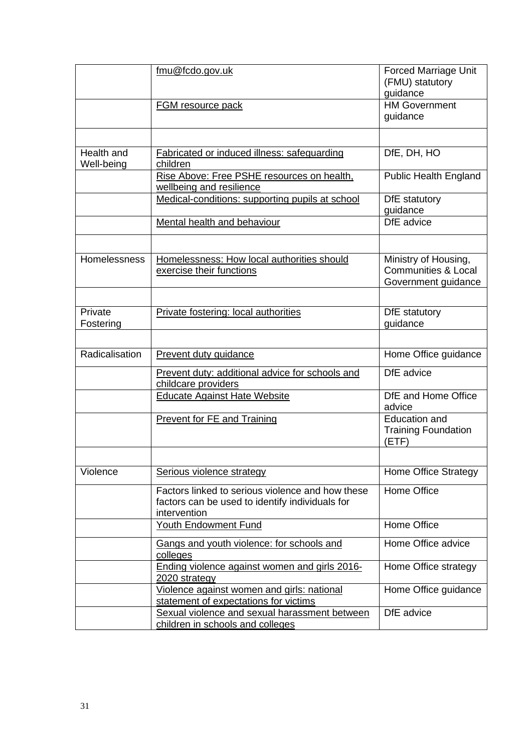| | | |
|---|---|---|
| | fmu@fcdo.gov.uk | Forced Marriage Unit (FMU) statutory guidance |
| | FGM resource pack | HM Government guidance |
| | | |
| Health and Well-being | Fabricated or induced illness: safeguarding children | DfE, DH, HO |
| | Rise Above: Free PSHE resources on health, wellbeing and resilience | Public Health England |
| | Medical-conditions: supporting pupils at school | DfE statutory guidance |
| | Mental health and behaviour | DfE advice |
| | | |
| Homelessness | Homelessness: How local authorities should exercise their functions | Ministry of Housing, Communities & Local Government guidance |
| | | |
| Private Fostering | Private fostering: local authorities | DfE statutory guidance |
| | | |
| Radicalisation | Prevent duty guidance | Home Office guidance |
| | Prevent duty: additional advice for schools and childcare providers | DfE advice |
| | Educate Against Hate Website | DfE and Home Office advice |
| | Prevent for FE and Training | Education and Training Foundation (ETF) |
| | | |
| Violence | Serious violence strategy | Home Office Strategy |
| | Factors linked to serious violence and how these factors can be used to identify individuals for intervention | Home Office |
| | Youth Endowment Fund | Home Office |
| | Gangs and youth violence: for schools and colleges | Home Office advice |
| | Ending violence against women and girls 2016-2020 strategy | Home Office strategy |
| | Violence against women and girls: national statement of expectations for victims | Home Office guidance |
| | Sexual violence and sexual harassment between children in schools and colleges | DfE advice |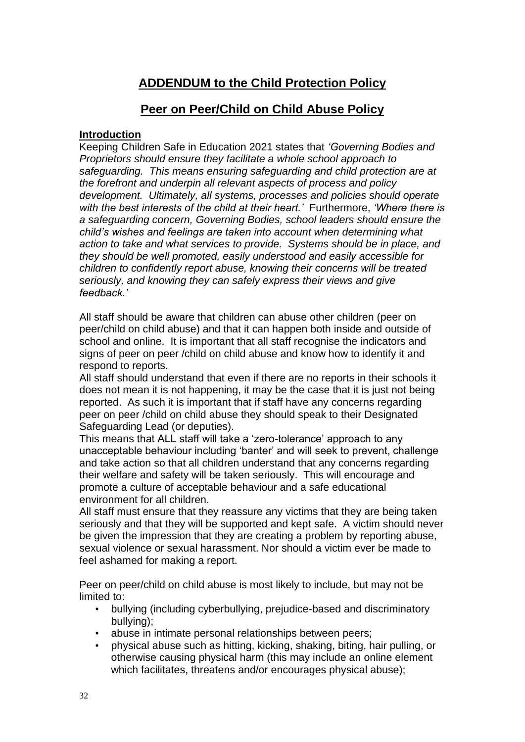## ADDENDUM to the Child Protection Policy

## Peer on Peer/Child on Child Abuse Policy

### Introduction

Keeping Children Safe in Education 2021 states that *'Governing Bodies and Proprietors should ensure they facilitate a whole school approach to safeguarding. This means ensuring safeguarding and child protection are at the forefront and underpin all relevant aspects of process and policy development. Ultimately, all systems, processes and policies should operate with the best interests of the child at their heart.'* Furthermore, *'Where there is a safeguarding concern, Governing Bodies, school leaders should ensure the child's wishes and feelings are taken into account when determining what action to take and what services to provide. Systems should be in place, and they should be well promoted, easily understood and easily accessible for children to confidently report abuse, knowing their concerns will be treated seriously, and knowing they can safely express their views and give feedback.'*

All staff should be aware that children can abuse other children (peer on peer/child on child abuse) and that it can happen both inside and outside of school and online. It is important that all staff recognise the indicators and signs of peer on peer /child on child abuse and know how to identify it and respond to reports.

All staff should understand that even if there are no reports in their schools it does not mean it is not happening, it may be the case that it is just not being reported. As such it is important that if staff have any concerns regarding peer on peer /child on child abuse they should speak to their Designated Safeguarding Lead (or deputies).

This means that ALL staff will take a 'zero-tolerance' approach to any unacceptable behaviour including 'banter' and will seek to prevent, challenge and take action so that all children understand that any concerns regarding their welfare and safety will be taken seriously. This will encourage and promote a culture of acceptable behaviour and a safe educational environment for all children.

All staff must ensure that they reassure any victims that they are being taken seriously and that they will be supported and kept safe. A victim should never be given the impression that they are creating a problem by reporting abuse, sexual violence or sexual harassment. Nor should a victim ever be made to feel ashamed for making a report.

Peer on peer/child on child abuse is most likely to include, but may not be limited to:

- bullying (including cyberbullying, prejudice-based and discriminatory bullying);
- abuse in intimate personal relationships between peers;
- physical abuse such as hitting, kicking, shaking, biting, hair pulling, or otherwise causing physical harm (this may include an online element which facilitates, threatens and/or encourages physical abuse);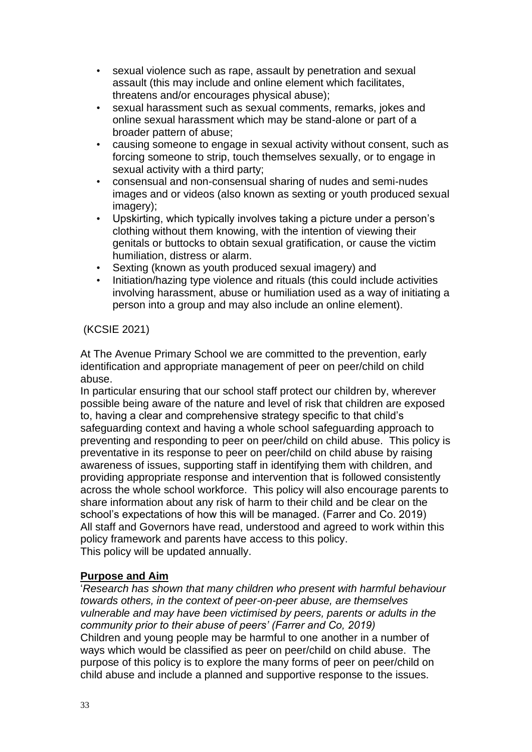- sexual violence such as rape, assault by penetration and sexual assault (this may include and online element which facilitates, threatens and/or encourages physical abuse);
- sexual harassment such as sexual comments, remarks, jokes and online sexual harassment which may be stand-alone or part of a broader pattern of abuse;
- causing someone to engage in sexual activity without consent, such as forcing someone to strip, touch themselves sexually, or to engage in sexual activity with a third party;
- consensual and non-consensual sharing of nudes and semi-nudes images and or videos (also known as sexting or youth produced sexual imagery);
- Upskirting, which typically involves taking a picture under a person's clothing without them knowing, with the intention of viewing their genitals or buttocks to obtain sexual gratification, or cause the victim humiliation, distress or alarm.
- Sexting (known as youth produced sexual imagery) and
- Initiation/hazing type violence and rituals (this could include activities involving harassment, abuse or humiliation used as a way of initiating a person into a group and may also include an online element).

(KCSIE 2021)

At The Avenue Primary School we are committed to the prevention, early identification and appropriate management of peer on peer/child on child abuse.
In particular ensuring that our school staff protect our children by, wherever possible being aware of the nature and level of risk that children are exposed to, having a clear and comprehensive strategy specific to that child's safeguarding context and having a whole school safeguarding approach to preventing and responding to peer on peer/child on child abuse. This policy is preventative in its response to peer on peer/child on child abuse by raising awareness of issues, supporting staff in identifying them with children, and providing appropriate response and intervention that is followed consistently across the whole school workforce. This policy will also encourage parents to share information about any risk of harm to their child and be clear on the school's expectations of how this will be managed. (Farrer and Co. 2019)
All staff and Governors have read, understood and agreed to work within this policy framework and parents have access to this policy.
This policy will be updated annually.

**Purpose and Aim**

'*Research has shown that many children who present with harmful behaviour towards others, in the context of peer-on-peer abuse, are themselves vulnerable and may have been victimised by peers, parents or adults in the community prior to their abuse of peers' (Farrer and Co, 2019)*
Children and young people may be harmful to one another in a number of ways which would be classified as peer on peer/child on child abuse. The purpose of this policy is to explore the many forms of peer on peer/child on child abuse and include a planned and supportive response to the issues.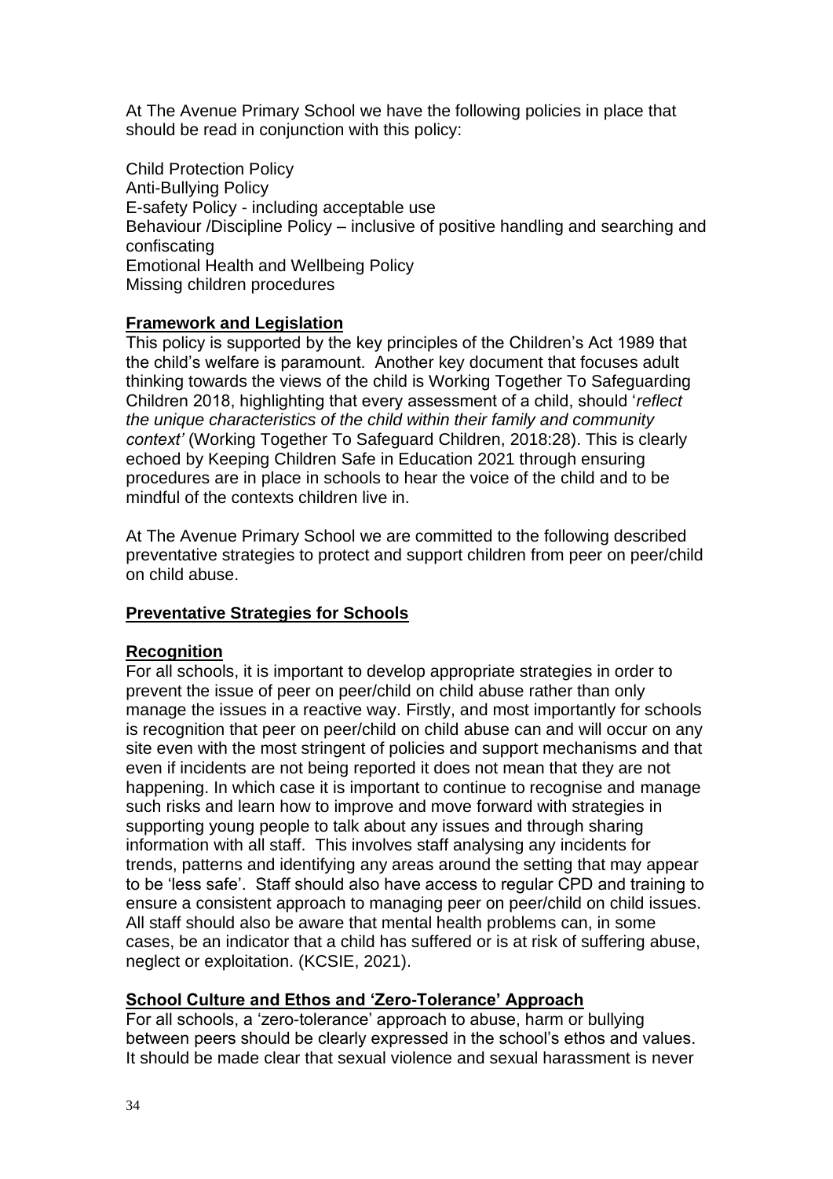At The Avenue Primary School we have the following policies in place that should be read in conjunction with this policy:

Child Protection Policy
Anti-Bullying Policy
E-safety Policy - including acceptable use
Behaviour /Discipline Policy – inclusive of positive handling and searching and confiscating
Emotional Health and Wellbeing Policy
Missing children procedures

## Framework and Legislation

This policy is supported by the key principles of the Children's Act 1989 that the child's welfare is paramount. Another key document that focuses adult thinking towards the views of the child is Working Together To Safeguarding Children 2018, highlighting that every assessment of a child, should '*reflect the unique characteristics of the child within their family and community context'* (Working Together To Safeguard Children, 2018:28). This is clearly echoed by Keeping Children Safe in Education 2021 through ensuring procedures are in place in schools to hear the voice of the child and to be mindful of the contexts children live in.

At The Avenue Primary School we are committed to the following described preventative strategies to protect and support children from peer on peer/child on child abuse.

## Preventative Strategies for Schools

### Recognition

For all schools, it is important to develop appropriate strategies in order to prevent the issue of peer on peer/child on child abuse rather than only manage the issues in a reactive way. Firstly, and most importantly for schools is recognition that peer on peer/child on child abuse can and will occur on any site even with the most stringent of policies and support mechanisms and that even if incidents are not being reported it does not mean that they are not happening. In which case it is important to continue to recognise and manage such risks and learn how to improve and move forward with strategies in supporting young people to talk about any issues and through sharing information with all staff. This involves staff analysing any incidents for trends, patterns and identifying any areas around the setting that may appear to be 'less safe'. Staff should also have access to regular CPD and training to ensure a consistent approach to managing peer on peer/child on child issues. All staff should also be aware that mental health problems can, in some cases, be an indicator that a child has suffered or is at risk of suffering abuse, neglect or exploitation. (KCSIE, 2021).

### School Culture and Ethos and 'Zero-Tolerance' Approach

For all schools, a 'zero-tolerance' approach to abuse, harm or bullying between peers should be clearly expressed in the school's ethos and values. It should be made clear that sexual violence and sexual harassment is never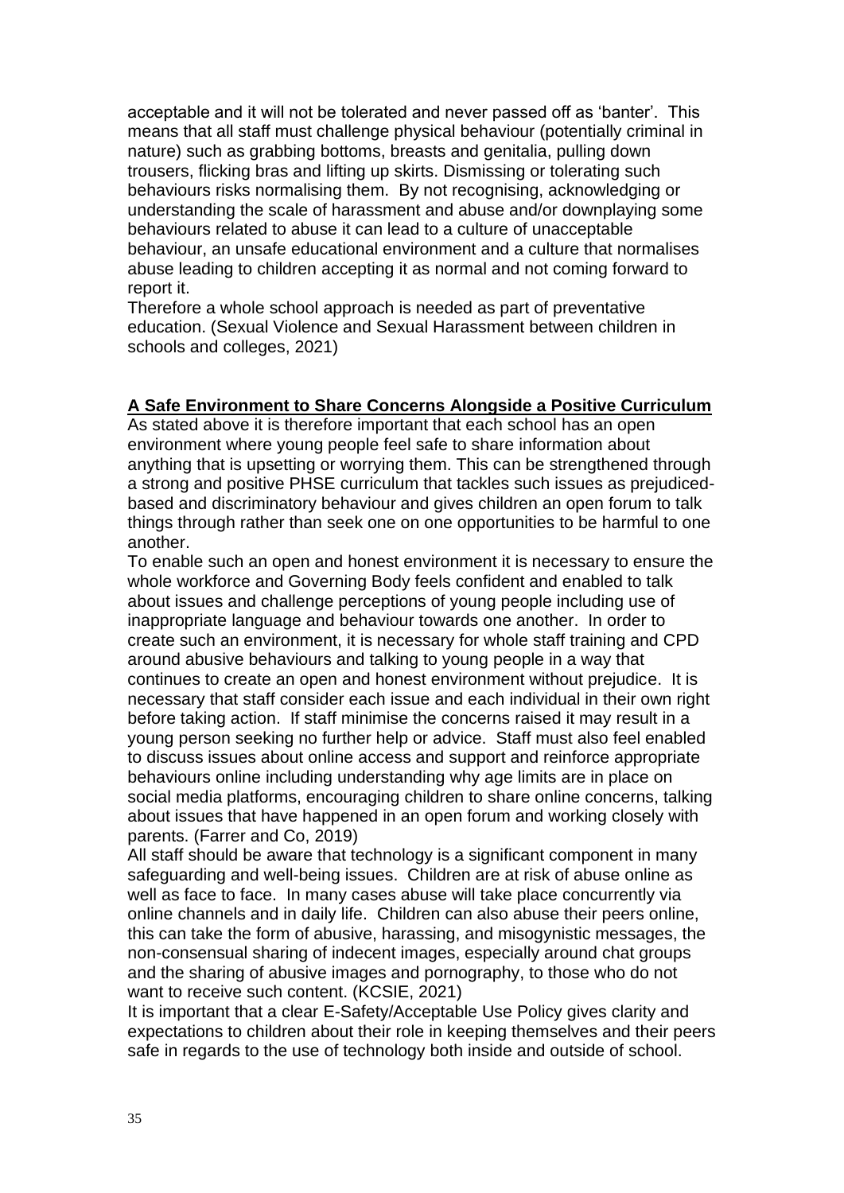acceptable and it will not be tolerated and never passed off as 'banter'. This means that all staff must challenge physical behaviour (potentially criminal in nature) such as grabbing bottoms, breasts and genitalia, pulling down trousers, flicking bras and lifting up skirts. Dismissing or tolerating such behaviours risks normalising them. By not recognising, acknowledging or understanding the scale of harassment and abuse and/or downplaying some behaviours related to abuse it can lead to a culture of unacceptable behaviour, an unsafe educational environment and a culture that normalises abuse leading to children accepting it as normal and not coming forward to report it.

Therefore a whole school approach is needed as part of preventative education. (Sexual Violence and Sexual Harassment between children in schools and colleges, 2021)

**A Safe Environment to Share Concerns Alongside a Positive Curriculum**

As stated above it is therefore important that each school has an open environment where young people feel safe to share information about anything that is upsetting or worrying them. This can be strengthened through a strong and positive PHSE curriculum that tackles such issues as prejudiced-based and discriminatory behaviour and gives children an open forum to talk things through rather than seek one on one opportunities to be harmful to one another.

To enable such an open and honest environment it is necessary to ensure the whole workforce and Governing Body feels confident and enabled to talk about issues and challenge perceptions of young people including use of inappropriate language and behaviour towards one another. In order to create such an environment, it is necessary for whole staff training and CPD around abusive behaviours and talking to young people in a way that continues to create an open and honest environment without prejudice. It is necessary that staff consider each issue and each individual in their own right before taking action. If staff minimise the concerns raised it may result in a young person seeking no further help or advice. Staff must also feel enabled to discuss issues about online access and support and reinforce appropriate behaviours online including understanding why age limits are in place on social media platforms, encouraging children to share online concerns, talking about issues that have happened in an open forum and working closely with parents. (Farrer and Co, 2019)

All staff should be aware that technology is a significant component in many safeguarding and well-being issues. Children are at risk of abuse online as well as face to face. In many cases abuse will take place concurrently via online channels and in daily life. Children can also abuse their peers online, this can take the form of abusive, harassing, and misogynistic messages, the non-consensual sharing of indecent images, especially around chat groups and the sharing of abusive images and pornography, to those who do not want to receive such content. (KCSIE, 2021)

It is important that a clear E-Safety/Acceptable Use Policy gives clarity and expectations to children about their role in keeping themselves and their peers safe in regards to the use of technology both inside and outside of school.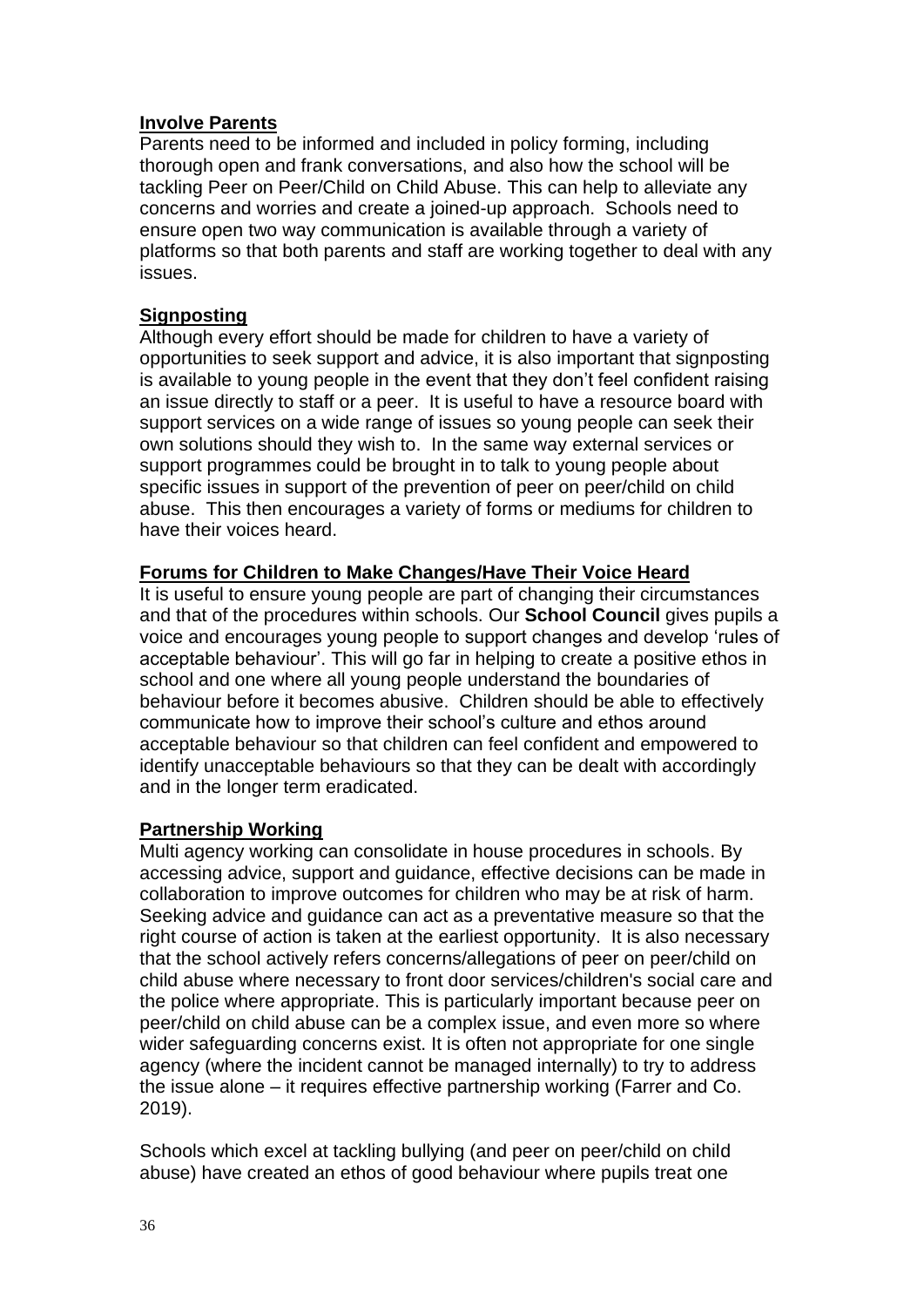## Involve Parents

Parents need to be informed and included in policy forming, including thorough open and frank conversations, and also how the school will be tackling Peer on Peer/Child on Child Abuse. This can help to alleviate any concerns and worries and create a joined-up approach. Schools need to ensure open two way communication is available through a variety of platforms so that both parents and staff are working together to deal with any issues.

## Signposting

Although every effort should be made for children to have a variety of opportunities to seek support and advice, it is also important that signposting is available to young people in the event that they don't feel confident raising an issue directly to staff or a peer. It is useful to have a resource board with support services on a wide range of issues so young people can seek their own solutions should they wish to. In the same way external services or support programmes could be brought in to talk to young people about specific issues in support of the prevention of peer on peer/child on child abuse. This then encourages a variety of forms or mediums for children to have their voices heard.

## Forums for Children to Make Changes/Have Their Voice Heard

It is useful to ensure young people are part of changing their circumstances and that of the procedures within schools. Our **School Council** gives pupils a voice and encourages young people to support changes and develop 'rules of acceptable behaviour'. This will go far in helping to create a positive ethos in school and one where all young people understand the boundaries of behaviour before it becomes abusive. Children should be able to effectively communicate how to improve their school's culture and ethos around acceptable behaviour so that children can feel confident and empowered to identify unacceptable behaviours so that they can be dealt with accordingly and in the longer term eradicated.

## Partnership Working

Multi agency working can consolidate in house procedures in schools. By accessing advice, support and guidance, effective decisions can be made in collaboration to improve outcomes for children who may be at risk of harm. Seeking advice and guidance can act as a preventative measure so that the right course of action is taken at the earliest opportunity. It is also necessary that the school actively refers concerns/allegations of peer on peer/child on child abuse where necessary to front door services/children's social care and the police where appropriate. This is particularly important because peer on peer/child on child abuse can be a complex issue, and even more so where wider safeguarding concerns exist. It is often not appropriate for one single agency (where the incident cannot be managed internally) to try to address the issue alone – it requires effective partnership working (Farrer and Co. 2019).

Schools which excel at tackling bullying (and peer on peer/child on child abuse) have created an ethos of good behaviour where pupils treat one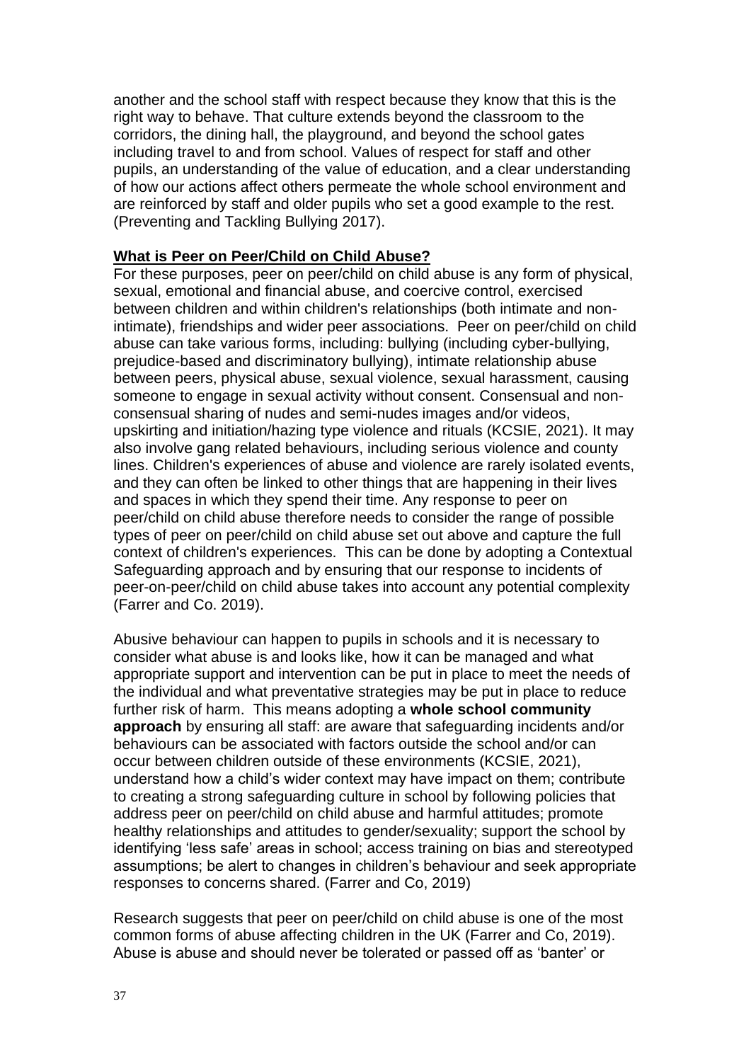another and the school staff with respect because they know that this is the right way to behave. That culture extends beyond the classroom to the corridors, the dining hall, the playground, and beyond the school gates including travel to and from school. Values of respect for staff and other pupils, an understanding of the value of education, and a clear understanding of how our actions affect others permeate the whole school environment and are reinforced by staff and older pupils who set a good example to the rest. (Preventing and Tackling Bullying 2017).

**What is Peer on Peer/Child on Child Abuse?**

For these purposes, peer on peer/child on child abuse is any form of physical, sexual, emotional and financial abuse, and coercive control, exercised between children and within children's relationships (both intimate and non-intimate), friendships and wider peer associations. Peer on peer/child on child abuse can take various forms, including: bullying (including cyber-bullying, prejudice-based and discriminatory bullying), intimate relationship abuse between peers, physical abuse, sexual violence, sexual harassment, causing someone to engage in sexual activity without consent. Consensual and non-consensual sharing of nudes and semi-nudes images and/or videos, upskirting and initiation/hazing type violence and rituals (KCSIE, 2021). It may also involve gang related behaviours, including serious violence and county lines. Children's experiences of abuse and violence are rarely isolated events, and they can often be linked to other things that are happening in their lives and spaces in which they spend their time. Any response to peer on peer/child on child abuse therefore needs to consider the range of possible types of peer on peer/child on child abuse set out above and capture the full context of children's experiences. This can be done by adopting a Contextual Safeguarding approach and by ensuring that our response to incidents of peer-on-peer/child on child abuse takes into account any potential complexity (Farrer and Co. 2019).

Abusive behaviour can happen to pupils in schools and it is necessary to consider what abuse is and looks like, how it can be managed and what appropriate support and intervention can be put in place to meet the needs of the individual and what preventative strategies may be put in place to reduce further risk of harm. This means adopting a **whole school community approach** by ensuring all staff: are aware that safeguarding incidents and/or behaviours can be associated with factors outside the school and/or can occur between children outside of these environments (KCSIE, 2021), understand how a child's wider context may have impact on them; contribute to creating a strong safeguarding culture in school by following policies that address peer on peer/child on child abuse and harmful attitudes; promote healthy relationships and attitudes to gender/sexuality; support the school by identifying 'less safe' areas in school; access training on bias and stereotyped assumptions; be alert to changes in children's behaviour and seek appropriate responses to concerns shared. (Farrer and Co, 2019)

Research suggests that peer on peer/child on child abuse is one of the most common forms of abuse affecting children in the UK (Farrer and Co, 2019). Abuse is abuse and should never be tolerated or passed off as 'banter' or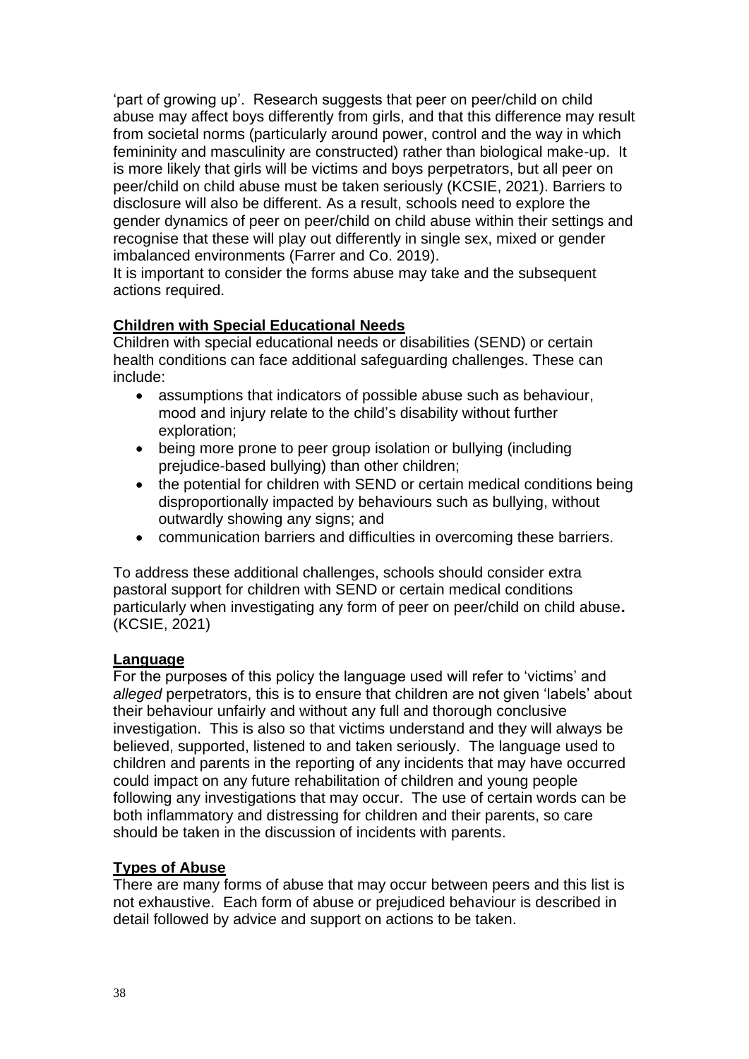'part of growing up'. Research suggests that peer on peer/child on child abuse may affect boys differently from girls, and that this difference may result from societal norms (particularly around power, control and the way in which femininity and masculinity are constructed) rather than biological make-up. It is more likely that girls will be victims and boys perpetrators, but all peer on peer/child on child abuse must be taken seriously (KCSIE, 2021). Barriers to disclosure will also be different. As a result, schools need to explore the gender dynamics of peer on peer/child on child abuse within their settings and recognise that these will play out differently in single sex, mixed or gender imbalanced environments (Farrer and Co. 2019).
It is important to consider the forms abuse may take and the subsequent actions required.

**Children with Special Educational Needs**

Children with special educational needs or disabilities (SEND) or certain health conditions can face additional safeguarding challenges. These can include:

- assumptions that indicators of possible abuse such as behaviour, mood and injury relate to the child's disability without further exploration;
- being more prone to peer group isolation or bullying (including prejudice-based bullying) than other children;
- the potential for children with SEND or certain medical conditions being disproportionally impacted by behaviours such as bullying, without outwardly showing any signs; and
- communication barriers and difficulties in overcoming these barriers.

To address these additional challenges, schools should consider extra pastoral support for children with SEND or certain medical conditions particularly when investigating any form of peer on peer/child on child abuse**.** (KCSIE, 2021)

**Language**

For the purposes of this policy the language used will refer to 'victims' and *alleged* perpetrators, this is to ensure that children are not given 'labels' about their behaviour unfairly and without any full and thorough conclusive investigation. This is also so that victims understand and they will always be believed, supported, listened to and taken seriously. The language used to children and parents in the reporting of any incidents that may have occurred could impact on any future rehabilitation of children and young people following any investigations that may occur. The use of certain words can be both inflammatory and distressing for children and their parents, so care should be taken in the discussion of incidents with parents.

**Types of Abuse**

There are many forms of abuse that may occur between peers and this list is not exhaustive. Each form of abuse or prejudiced behaviour is described in detail followed by advice and support on actions to be taken.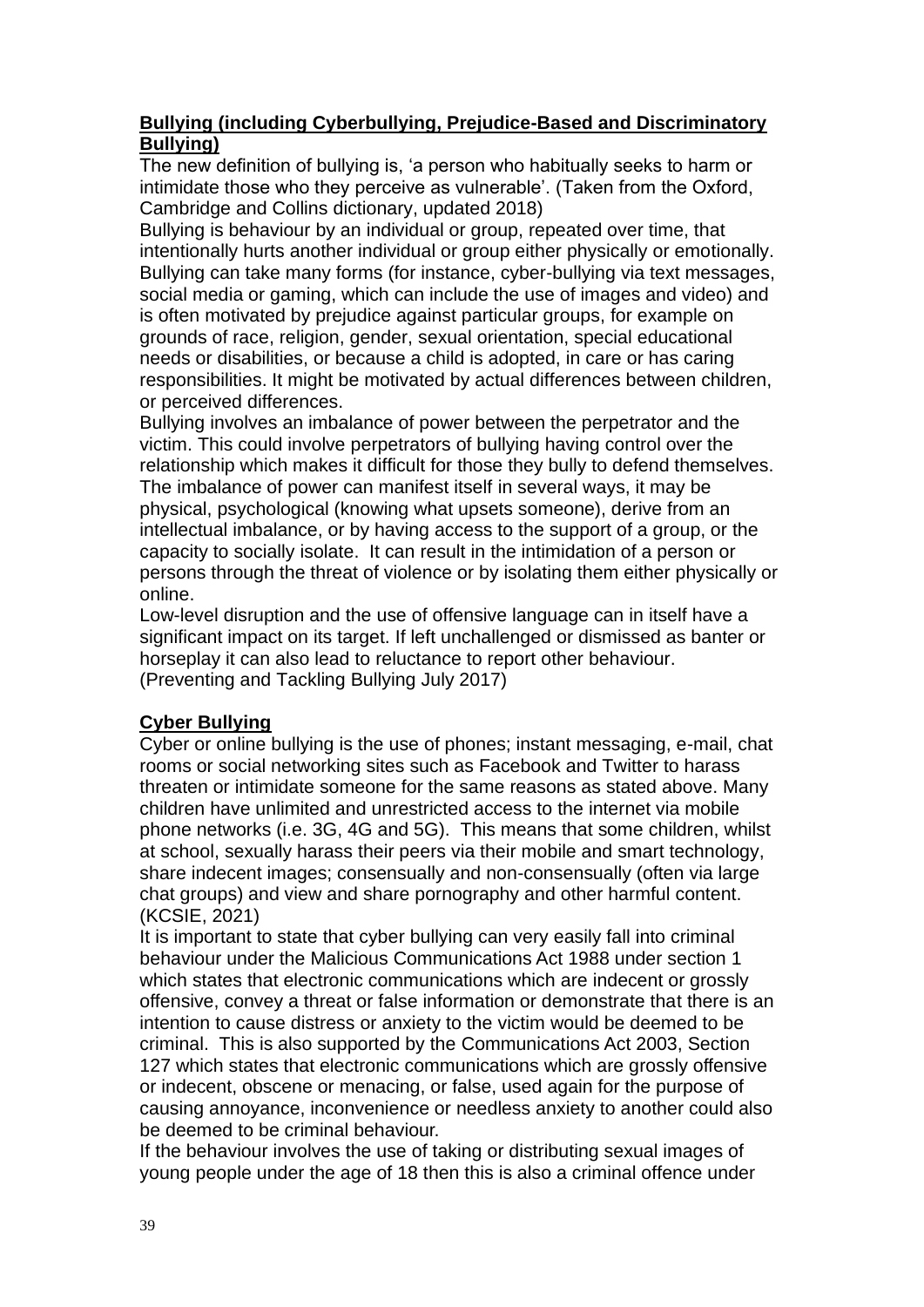**Bullying (including Cyberbullying, Prejudice-Based and Discriminatory Bullying)**

The new definition of bullying is, 'a person who habitually seeks to harm or intimidate those who they perceive as vulnerable'. (Taken from the Oxford, Cambridge and Collins dictionary, updated 2018)

Bullying is behaviour by an individual or group, repeated over time, that intentionally hurts another individual or group either physically or emotionally. Bullying can take many forms (for instance, cyber-bullying via text messages, social media or gaming, which can include the use of images and video) and is often motivated by prejudice against particular groups, for example on grounds of race, religion, gender, sexual orientation, special educational needs or disabilities, or because a child is adopted, in care or has caring responsibilities. It might be motivated by actual differences between children, or perceived differences.

Bullying involves an imbalance of power between the perpetrator and the victim. This could involve perpetrators of bullying having control over the relationship which makes it difficult for those they bully to defend themselves. The imbalance of power can manifest itself in several ways, it may be physical, psychological (knowing what upsets someone), derive from an intellectual imbalance, or by having access to the support of a group, or the capacity to socially isolate. It can result in the intimidation of a person or persons through the threat of violence or by isolating them either physically or online.

Low-level disruption and the use of offensive language can in itself have a significant impact on its target. If left unchallenged or dismissed as banter or horseplay it can also lead to reluctance to report other behaviour. (Preventing and Tackling Bullying July 2017)

**Cyber Bullying**

Cyber or online bullying is the use of phones; instant messaging, e-mail, chat rooms or social networking sites such as Facebook and Twitter to harass threaten or intimidate someone for the same reasons as stated above. Many children have unlimited and unrestricted access to the internet via mobile phone networks (i.e. 3G, 4G and 5G). This means that some children, whilst at school, sexually harass their peers via their mobile and smart technology, share indecent images; consensually and non-consensually (often via large chat groups) and view and share pornography and other harmful content. (KCSIE, 2021)

It is important to state that cyber bullying can very easily fall into criminal behaviour under the Malicious Communications Act 1988 under section 1 which states that electronic communications which are indecent or grossly offensive, convey a threat or false information or demonstrate that there is an intention to cause distress or anxiety to the victim would be deemed to be criminal. This is also supported by the Communications Act 2003, Section 127 which states that electronic communications which are grossly offensive or indecent, obscene or menacing, or false, used again for the purpose of causing annoyance, inconvenience or needless anxiety to another could also be deemed to be criminal behaviour.

If the behaviour involves the use of taking or distributing sexual images of young people under the age of 18 then this is also a criminal offence under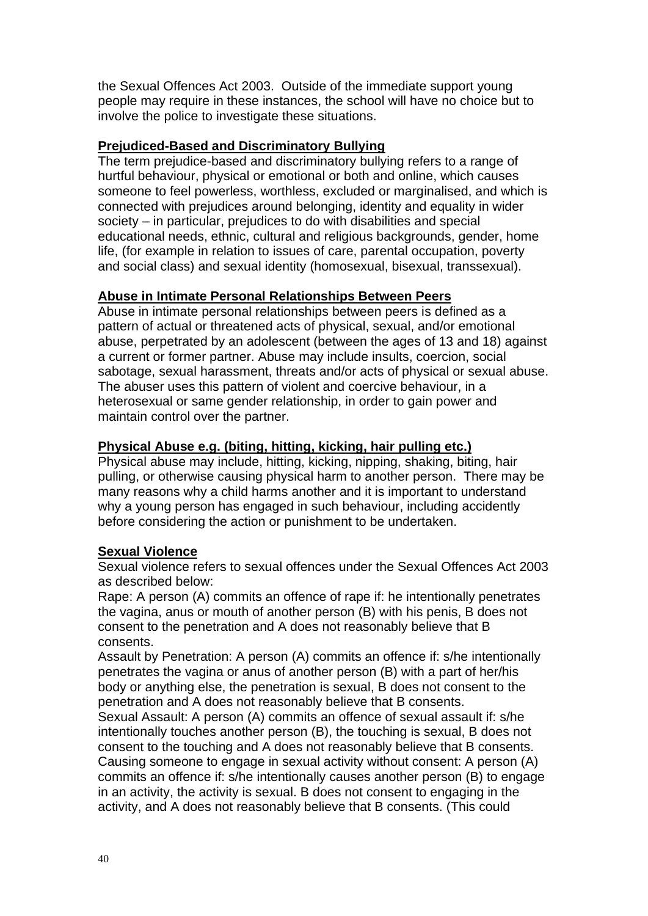the Sexual Offences Act 2003. Outside of the immediate support young people may require in these instances, the school will have no choice but to involve the police to investigate these situations.

**Prejudiced-Based and Discriminatory Bullying**

The term prejudice-based and discriminatory bullying refers to a range of hurtful behaviour, physical or emotional or both and online, which causes someone to feel powerless, worthless, excluded or marginalised, and which is connected with prejudices around belonging, identity and equality in wider society – in particular, prejudices to do with disabilities and special educational needs, ethnic, cultural and religious backgrounds, gender, home life, (for example in relation to issues of care, parental occupation, poverty and social class) and sexual identity (homosexual, bisexual, transsexual).

**Abuse in Intimate Personal Relationships Between Peers**

Abuse in intimate personal relationships between peers is defined as a pattern of actual or threatened acts of physical, sexual, and/or emotional abuse, perpetrated by an adolescent (between the ages of 13 and 18) against a current or former partner. Abuse may include insults, coercion, social sabotage, sexual harassment, threats and/or acts of physical or sexual abuse. The abuser uses this pattern of violent and coercive behaviour, in a heterosexual or same gender relationship, in order to gain power and maintain control over the partner.

**Physical Abuse e.g. (biting, hitting, kicking, hair pulling etc.)**

Physical abuse may include, hitting, kicking, nipping, shaking, biting, hair pulling, or otherwise causing physical harm to another person. There may be many reasons why a child harms another and it is important to understand why a young person has engaged in such behaviour, including accidently before considering the action or punishment to be undertaken.

**Sexual Violence**

Sexual violence refers to sexual offences under the Sexual Offences Act 2003 as described below:

Rape: A person (A) commits an offence of rape if: he intentionally penetrates the vagina, anus or mouth of another person (B) with his penis, B does not consent to the penetration and A does not reasonably believe that B consents.

Assault by Penetration: A person (A) commits an offence if: s/he intentionally penetrates the vagina or anus of another person (B) with a part of her/his body or anything else, the penetration is sexual, B does not consent to the penetration and A does not reasonably believe that B consents.

Sexual Assault: A person (A) commits an offence of sexual assault if: s/he intentionally touches another person (B), the touching is sexual, B does not consent to the touching and A does not reasonably believe that B consents.

Causing someone to engage in sexual activity without consent: A person (A) commits an offence if: s/he intentionally causes another person (B) to engage in an activity, the activity is sexual. B does not consent to engaging in the activity, and A does not reasonably believe that B consents. (This could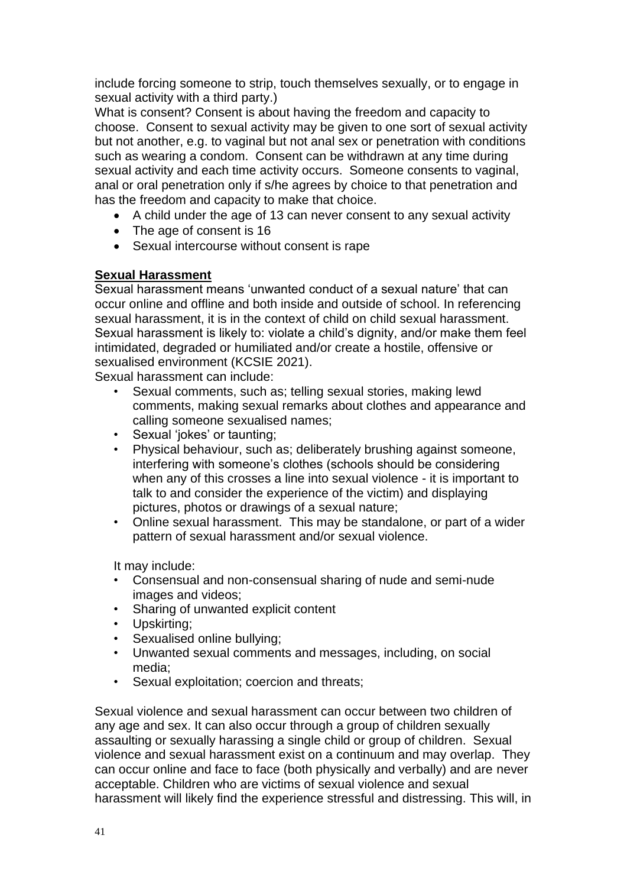include forcing someone to strip, touch themselves sexually, or to engage in sexual activity with a third party.)

What is consent? Consent is about having the freedom and capacity to choose. Consent to sexual activity may be given to one sort of sexual activity but not another, e.g. to vaginal but not anal sex or penetration with conditions such as wearing a condom. Consent can be withdrawn at any time during sexual activity and each time activity occurs. Someone consents to vaginal, anal or oral penetration only if s/he agrees by choice to that penetration and has the freedom and capacity to make that choice.

- A child under the age of 13 can never consent to any sexual activity
- The age of consent is 16
- Sexual intercourse without consent is rape

**Sexual Harassment**

Sexual harassment means 'unwanted conduct of a sexual nature' that can occur online and offline and both inside and outside of school. In referencing sexual harassment, it is in the context of child on child sexual harassment. Sexual harassment is likely to: violate a child's dignity, and/or make them feel intimidated, degraded or humiliated and/or create a hostile, offensive or sexualised environment (KCSIE 2021).

Sexual harassment can include:

- Sexual comments, such as; telling sexual stories, making lewd comments, making sexual remarks about clothes and appearance and calling someone sexualised names;
- Sexual 'jokes' or taunting;
- Physical behaviour, such as; deliberately brushing against someone, interfering with someone's clothes (schools should be considering when any of this crosses a line into sexual violence - it is important to talk to and consider the experience of the victim) and displaying pictures, photos or drawings of a sexual nature;
- Online sexual harassment. This may be standalone, or part of a wider pattern of sexual harassment and/or sexual violence.

It may include:

- Consensual and non-consensual sharing of nude and semi-nude images and videos;
- Sharing of unwanted explicit content
- Upskirting;
- Sexualised online bullying;
- Unwanted sexual comments and messages, including, on social media;
- Sexual exploitation; coercion and threats;

Sexual violence and sexual harassment can occur between two children of any age and sex. It can also occur through a group of children sexually assaulting or sexually harassing a single child or group of children. Sexual violence and sexual harassment exist on a continuum and may overlap. They can occur online and face to face (both physically and verbally) and are never acceptable. Children who are victims of sexual violence and sexual harassment will likely find the experience stressful and distressing. This will, in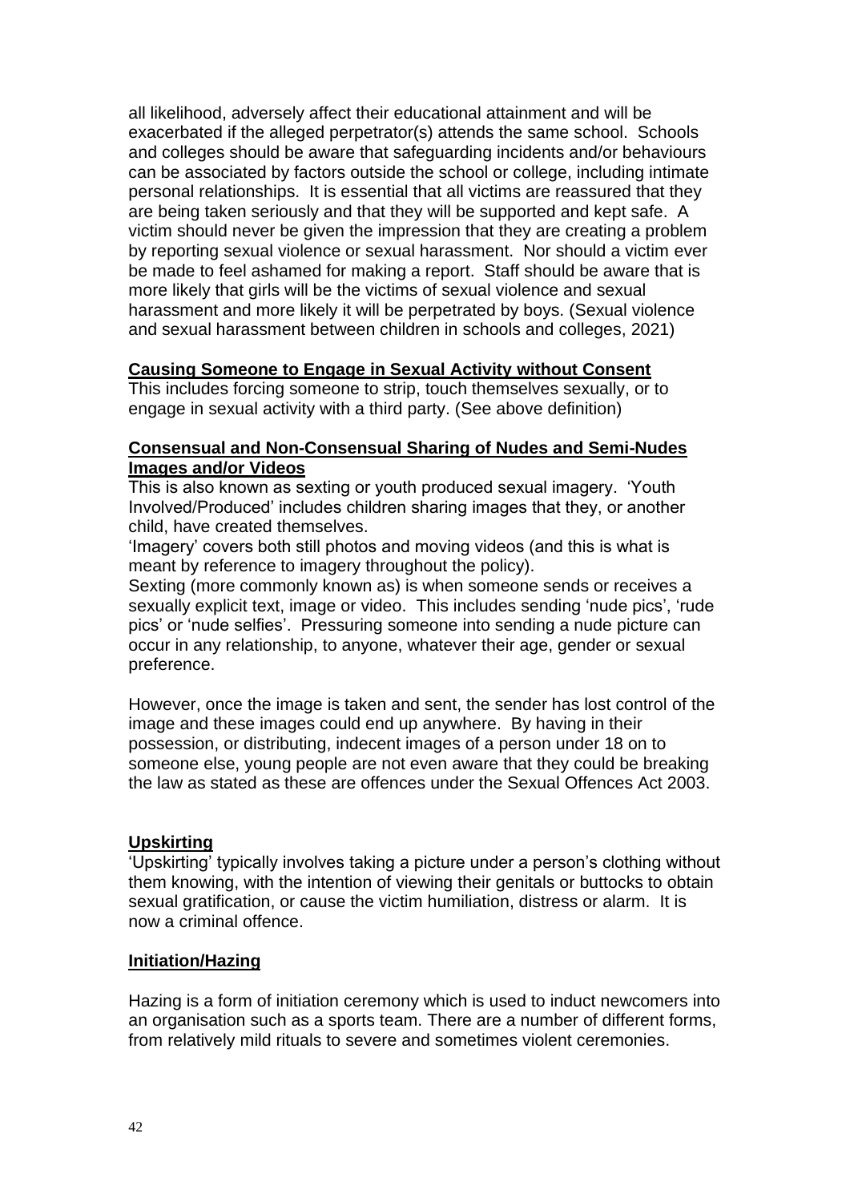all likelihood, adversely affect their educational attainment and will be exacerbated if the alleged perpetrator(s) attends the same school. Schools and colleges should be aware that safeguarding incidents and/or behaviours can be associated by factors outside the school or college, including intimate personal relationships. It is essential that all victims are reassured that they are being taken seriously and that they will be supported and kept safe. A victim should never be given the impression that they are creating a problem by reporting sexual violence or sexual harassment. Nor should a victim ever be made to feel ashamed for making a report. Staff should be aware that is more likely that girls will be the victims of sexual violence and sexual harassment and more likely it will be perpetrated by boys. (Sexual violence and sexual harassment between children in schools and colleges, 2021)

**Causing Someone to Engage in Sexual Activity without Consent**

This includes forcing someone to strip, touch themselves sexually, or to engage in sexual activity with a third party. (See above definition)

**Consensual and Non-Consensual Sharing of Nudes and Semi-Nudes Images and/or Videos**

This is also known as sexting or youth produced sexual imagery. 'Youth Involved/Produced' includes children sharing images that they, or another child, have created themselves.

'Imagery' covers both still photos and moving videos (and this is what is meant by reference to imagery throughout the policy).

Sexting (more commonly known as) is when someone sends or receives a sexually explicit text, image or video. This includes sending 'nude pics', 'rude pics' or 'nude selfies'. Pressuring someone into sending a nude picture can occur in any relationship, to anyone, whatever their age, gender or sexual preference.

However, once the image is taken and sent, the sender has lost control of the image and these images could end up anywhere. By having in their possession, or distributing, indecent images of a person under 18 on to someone else, young people are not even aware that they could be breaking the law as stated as these are offences under the Sexual Offences Act 2003.

**Upskirting**

'Upskirting' typically involves taking a picture under a person's clothing without them knowing, with the intention of viewing their genitals or buttocks to obtain sexual gratification, or cause the victim humiliation, distress or alarm. It is now a criminal offence.

**Initiation/Hazing**

Hazing is a form of initiation ceremony which is used to induct newcomers into an organisation such as a sports team. There are a number of different forms, from relatively mild rituals to severe and sometimes violent ceremonies.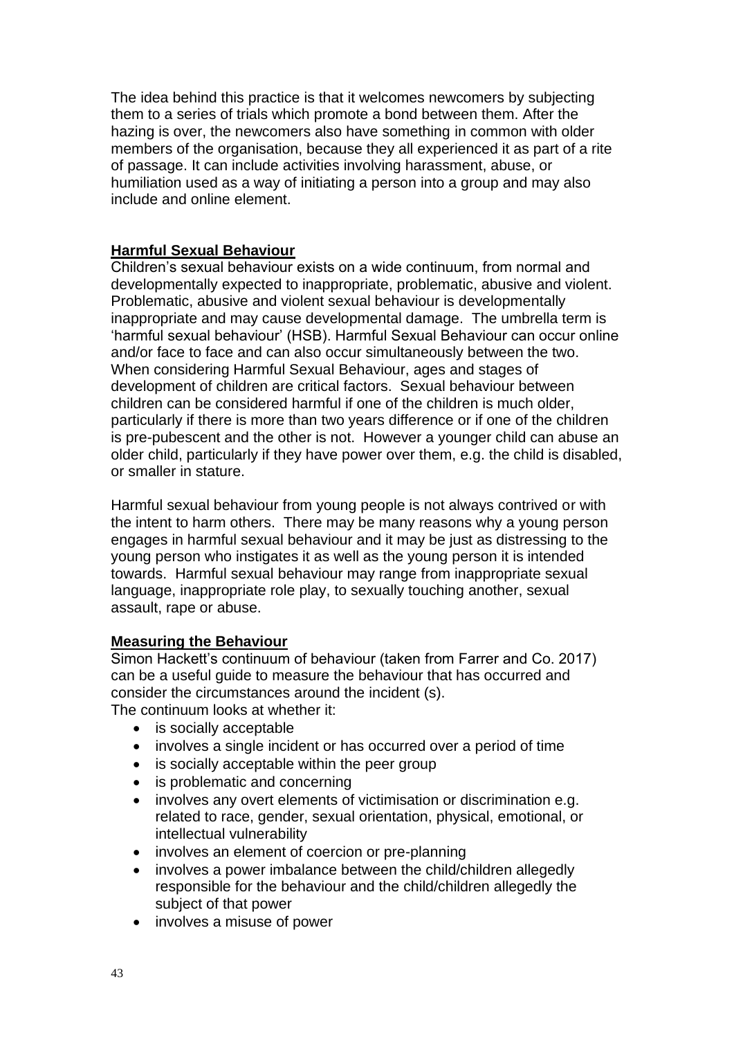The idea behind this practice is that it welcomes newcomers by subjecting them to a series of trials which promote a bond between them. After the hazing is over, the newcomers also have something in common with older members of the organisation, because they all experienced it as part of a rite of passage. It can include activities involving harassment, abuse, or humiliation used as a way of initiating a person into a group and may also include and online element.

**Harmful Sexual Behaviour**

Children's sexual behaviour exists on a wide continuum, from normal and developmentally expected to inappropriate, problematic, abusive and violent. Problematic, abusive and violent sexual behaviour is developmentally inappropriate and may cause developmental damage. The umbrella term is 'harmful sexual behaviour' (HSB). Harmful Sexual Behaviour can occur online and/or face to face and can also occur simultaneously between the two. When considering Harmful Sexual Behaviour, ages and stages of development of children are critical factors. Sexual behaviour between children can be considered harmful if one of the children is much older, particularly if there is more than two years difference or if one of the children is pre-pubescent and the other is not. However a younger child can abuse an older child, particularly if they have power over them, e.g. the child is disabled, or smaller in stature.

Harmful sexual behaviour from young people is not always contrived or with the intent to harm others. There may be many reasons why a young person engages in harmful sexual behaviour and it may be just as distressing to the young person who instigates it as well as the young person it is intended towards. Harmful sexual behaviour may range from inappropriate sexual language, inappropriate role play, to sexually touching another, sexual assault, rape or abuse.

**Measuring the Behaviour**

Simon Hackett's continuum of behaviour (taken from Farrer and Co. 2017) can be a useful guide to measure the behaviour that has occurred and consider the circumstances around the incident (s).
The continuum looks at whether it:

- is socially acceptable
- involves a single incident or has occurred over a period of time
- is socially acceptable within the peer group
- is problematic and concerning
- involves any overt elements of victimisation or discrimination e.g. related to race, gender, sexual orientation, physical, emotional, or intellectual vulnerability
- involves an element of coercion or pre-planning
- involves a power imbalance between the child/children allegedly responsible for the behaviour and the child/children allegedly the subject of that power
- involves a misuse of power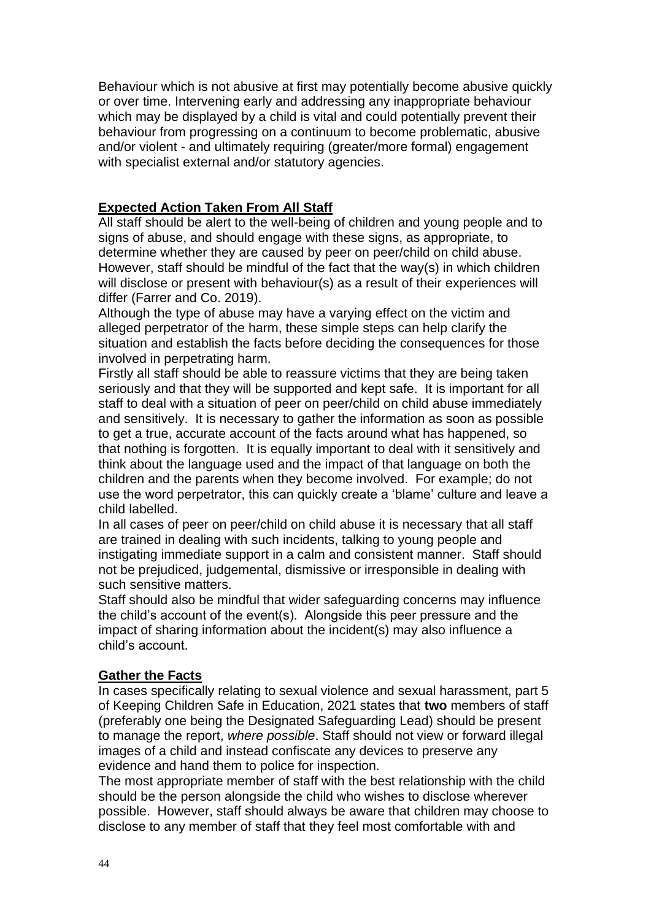Behaviour which is not abusive at first may potentially become abusive quickly or over time. Intervening early and addressing any inappropriate behaviour which may be displayed by a child is vital and could potentially prevent their behaviour from progressing on a continuum to become problematic, abusive and/or violent - and ultimately requiring (greater/more formal) engagement with specialist external and/or statutory agencies.

**Expected Action Taken From All Staff**

All staff should be alert to the well-being of children and young people and to signs of abuse, and should engage with these signs, as appropriate, to determine whether they are caused by peer on peer/child on child abuse. However, staff should be mindful of the fact that the way(s) in which children will disclose or present with behaviour(s) as a result of their experiences will differ (Farrer and Co. 2019).

Although the type of abuse may have a varying effect on the victim and alleged perpetrator of the harm, these simple steps can help clarify the situation and establish the facts before deciding the consequences for those involved in perpetrating harm.

Firstly all staff should be able to reassure victims that they are being taken seriously and that they will be supported and kept safe. It is important for all staff to deal with a situation of peer on peer/child on child abuse immediately and sensitively. It is necessary to gather the information as soon as possible to get a true, accurate account of the facts around what has happened, so that nothing is forgotten. It is equally important to deal with it sensitively and think about the language used and the impact of that language on both the children and the parents when they become involved. For example; do not use the word perpetrator, this can quickly create a 'blame' culture and leave a child labelled.

In all cases of peer on peer/child on child abuse it is necessary that all staff are trained in dealing with such incidents, talking to young people and instigating immediate support in a calm and consistent manner. Staff should not be prejudiced, judgemental, dismissive or irresponsible in dealing with such sensitive matters.

Staff should also be mindful that wider safeguarding concerns may influence the child's account of the event(s). Alongside this peer pressure and the impact of sharing information about the incident(s) may also influence a child's account.

**Gather the Facts**

In cases specifically relating to sexual violence and sexual harassment, part 5 of Keeping Children Safe in Education, 2021 states that **two** members of staff (preferably one being the Designated Safeguarding Lead) should be present to manage the report, *where possible*. Staff should not view or forward illegal images of a child and instead confiscate any devices to preserve any evidence and hand them to police for inspection.

The most appropriate member of staff with the best relationship with the child should be the person alongside the child who wishes to disclose wherever possible. However, staff should always be aware that children may choose to disclose to any member of staff that they feel most comfortable with and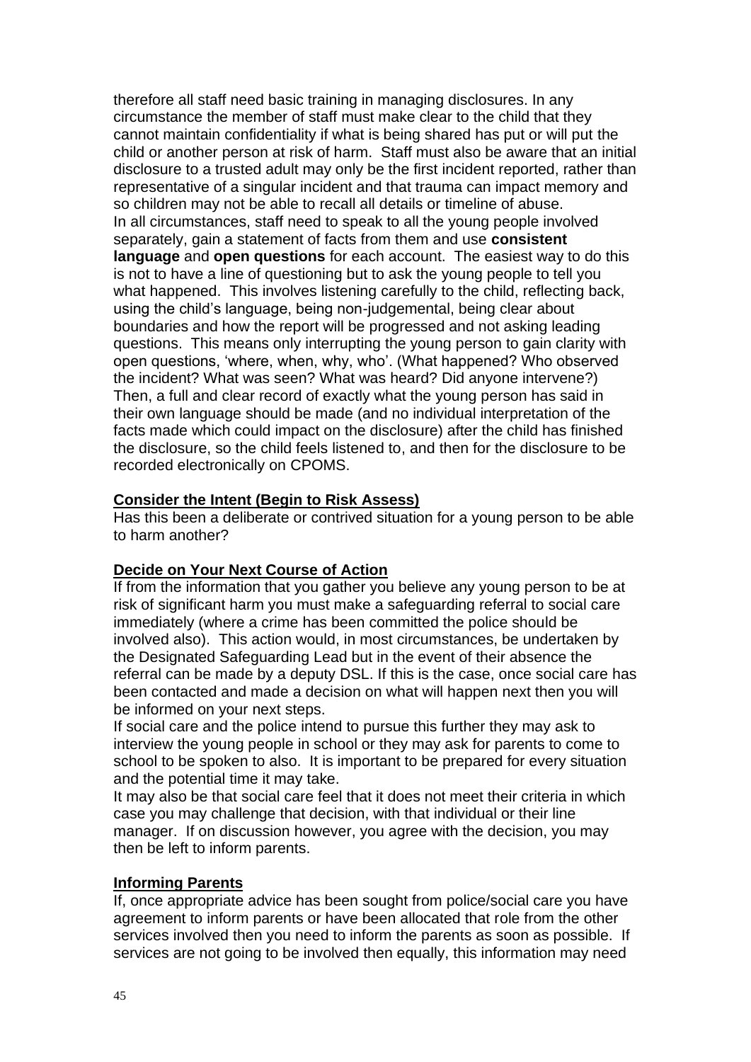therefore all staff need basic training in managing disclosures. In any circumstance the member of staff must make clear to the child that they cannot maintain confidentiality if what is being shared has put or will put the child or another person at risk of harm. Staff must also be aware that an initial disclosure to a trusted adult may only be the first incident reported, rather than representative of a singular incident and that trauma can impact memory and so children may not be able to recall all details or timeline of abuse.
In all circumstances, staff need to speak to all the young people involved separately, gain a statement of facts from them and use **consistent language** and **open questions** for each account. The easiest way to do this is not to have a line of questioning but to ask the young people to tell you what happened. This involves listening carefully to the child, reflecting back, using the child's language, being non-judgemental, being clear about boundaries and how the report will be progressed and not asking leading questions. This means only interrupting the young person to gain clarity with open questions, 'where, when, why, who'. (What happened? Who observed the incident? What was seen? What was heard? Did anyone intervene?) Then, a full and clear record of exactly what the young person has said in their own language should be made (and no individual interpretation of the facts made which could impact on the disclosure) after the child has finished the disclosure, so the child feels listened to, and then for the disclosure to be recorded electronically on CPOMS.

**Consider the Intent (Begin to Risk Assess)**

Has this been a deliberate or contrived situation for a young person to be able to harm another?

**Decide on Your Next Course of Action**

If from the information that you gather you believe any young person to be at risk of significant harm you must make a safeguarding referral to social care immediately (where a crime has been committed the police should be involved also). This action would, in most circumstances, be undertaken by the Designated Safeguarding Lead but in the event of their absence the referral can be made by a deputy DSL. If this is the case, once social care has been contacted and made a decision on what will happen next then you will be informed on your next steps.
If social care and the police intend to pursue this further they may ask to interview the young people in school or they may ask for parents to come to school to be spoken to also. It is important to be prepared for every situation and the potential time it may take.
It may also be that social care feel that it does not meet their criteria in which case you may challenge that decision, with that individual or their line manager. If on discussion however, you agree with the decision, you may then be left to inform parents.

**Informing Parents**

If, once appropriate advice has been sought from police/social care you have agreement to inform parents or have been allocated that role from the other services involved then you need to inform the parents as soon as possible. If services are not going to be involved then equally, this information may need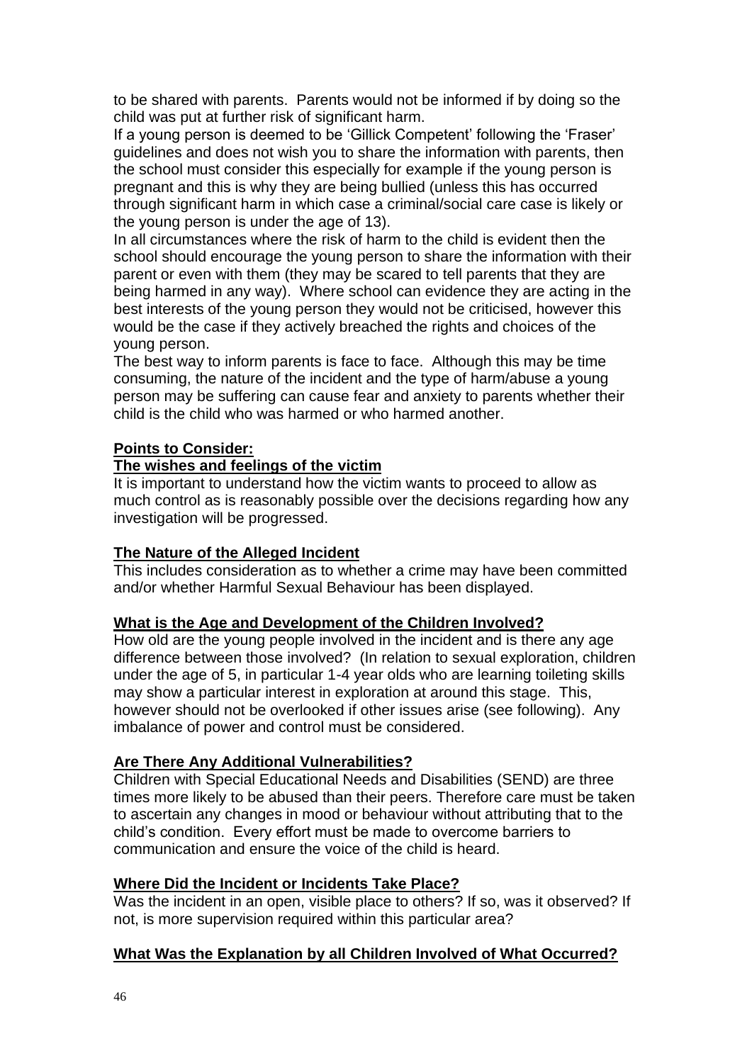to be shared with parents. Parents would not be informed if by doing so the child was put at further risk of significant harm.

If a young person is deemed to be 'Gillick Competent' following the 'Fraser' guidelines and does not wish you to share the information with parents, then the school must consider this especially for example if the young person is pregnant and this is why they are being bullied (unless this has occurred through significant harm in which case a criminal/social care case is likely or the young person is under the age of 13).

In all circumstances where the risk of harm to the child is evident then the school should encourage the young person to share the information with their parent or even with them (they may be scared to tell parents that they are being harmed in any way). Where school can evidence they are acting in the best interests of the young person they would not be criticised, however this would be the case if they actively breached the rights and choices of the young person.

The best way to inform parents is face to face. Although this may be time consuming, the nature of the incident and the type of harm/abuse a young person may be suffering can cause fear and anxiety to parents whether their child is the child who was harmed or who harmed another.

**Points to Consider:**

**The wishes and feelings of the victim**

It is important to understand how the victim wants to proceed to allow as much control as is reasonably possible over the decisions regarding how any investigation will be progressed.

**The Nature of the Alleged Incident**

This includes consideration as to whether a crime may have been committed and/or whether Harmful Sexual Behaviour has been displayed.

**What is the Age and Development of the Children Involved?**

How old are the young people involved in the incident and is there any age difference between those involved? (In relation to sexual exploration, children under the age of 5, in particular 1-4 year olds who are learning toileting skills may show a particular interest in exploration at around this stage. This, however should not be overlooked if other issues arise (see following). Any imbalance of power and control must be considered.

**Are There Any Additional Vulnerabilities?**

Children with Special Educational Needs and Disabilities (SEND) are three times more likely to be abused than their peers. Therefore care must be taken to ascertain any changes in mood or behaviour without attributing that to the child's condition. Every effort must be made to overcome barriers to communication and ensure the voice of the child is heard.

**Where Did the Incident or Incidents Take Place?**

Was the incident in an open, visible place to others? If so, was it observed? If not, is more supervision required within this particular area?

**What Was the Explanation by all Children Involved of What Occurred?**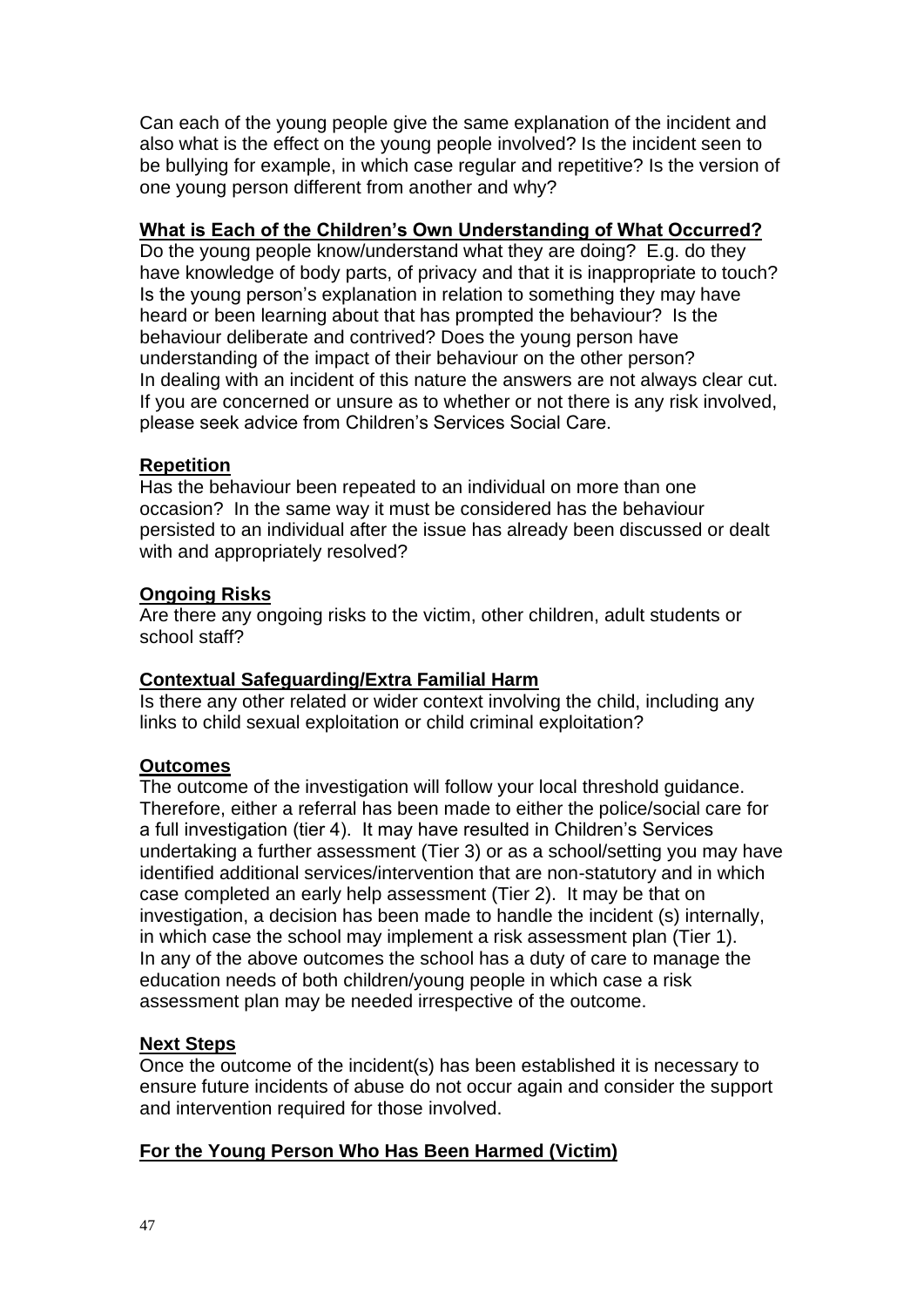Can each of the young people give the same explanation of the incident and also what is the effect on the young people involved? Is the incident seen to be bullying for example, in which case regular and repetitive? Is the version of one young person different from another and why?

### What is Each of the Children's Own Understanding of What Occurred?

Do the young people know/understand what they are doing? E.g. do they have knowledge of body parts, of privacy and that it is inappropriate to touch? Is the young person's explanation in relation to something they may have heard or been learning about that has prompted the behaviour? Is the behaviour deliberate and contrived? Does the young person have understanding of the impact of their behaviour on the other person? In dealing with an incident of this nature the answers are not always clear cut. If you are concerned or unsure as to whether or not there is any risk involved, please seek advice from Children's Services Social Care.

### Repetition

Has the behaviour been repeated to an individual on more than one occasion? In the same way it must be considered has the behaviour persisted to an individual after the issue has already been discussed or dealt with and appropriately resolved?

### Ongoing Risks

Are there any ongoing risks to the victim, other children, adult students or school staff?

### Contextual Safeguarding/Extra Familial Harm

Is there any other related or wider context involving the child, including any links to child sexual exploitation or child criminal exploitation?

### Outcomes

The outcome of the investigation will follow your local threshold guidance. Therefore, either a referral has been made to either the police/social care for a full investigation (tier 4). It may have resulted in Children's Services undertaking a further assessment (Tier 3) or as a school/setting you may have identified additional services/intervention that are non-statutory and in which case completed an early help assessment (Tier 2). It may be that on investigation, a decision has been made to handle the incident (s) internally, in which case the school may implement a risk assessment plan (Tier 1). In any of the above outcomes the school has a duty of care to manage the education needs of both children/young people in which case a risk assessment plan may be needed irrespective of the outcome.

### Next Steps

Once the outcome of the incident(s) has been established it is necessary to ensure future incidents of abuse do not occur again and consider the support and intervention required for those involved.

### For the Young Person Who Has Been Harmed (Victim)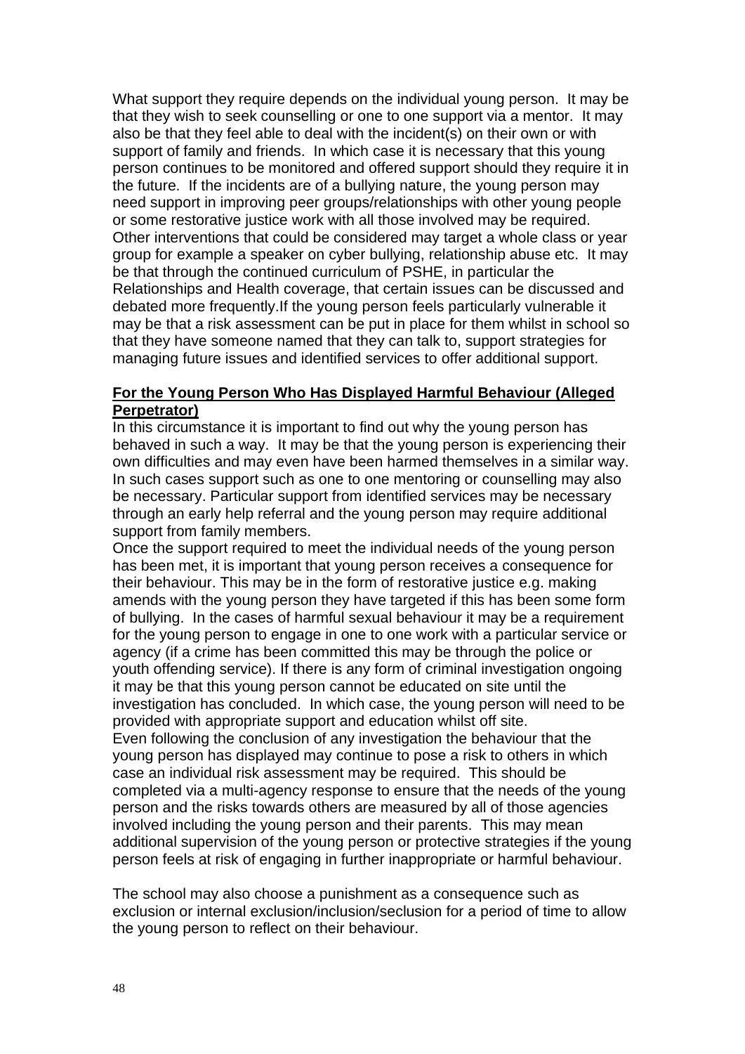What support they require depends on the individual young person. It may be that they wish to seek counselling or one to one support via a mentor. It may also be that they feel able to deal with the incident(s) on their own or with support of family and friends. In which case it is necessary that this young person continues to be monitored and offered support should they require it in the future. If the incidents are of a bullying nature, the young person may need support in improving peer groups/relationships with other young people or some restorative justice work with all those involved may be required. Other interventions that could be considered may target a whole class or year group for example a speaker on cyber bullying, relationship abuse etc. It may be that through the continued curriculum of PSHE, in particular the Relationships and Health coverage, that certain issues can be discussed and debated more frequently.If the young person feels particularly vulnerable it may be that a risk assessment can be put in place for them whilst in school so that they have someone named that they can talk to, support strategies for managing future issues and identified services to offer additional support.

**For the Young Person Who Has Displayed Harmful Behaviour (Alleged Perpetrator)**

In this circumstance it is important to find out why the young person has behaved in such a way. It may be that the young person is experiencing their own difficulties and may even have been harmed themselves in a similar way. In such cases support such as one to one mentoring or counselling may also be necessary. Particular support from identified services may be necessary through an early help referral and the young person may require additional support from family members.

Once the support required to meet the individual needs of the young person has been met, it is important that young person receives a consequence for their behaviour. This may be in the form of restorative justice e.g. making amends with the young person they have targeted if this has been some form of bullying. In the cases of harmful sexual behaviour it may be a requirement for the young person to engage in one to one work with a particular service or agency (if a crime has been committed this may be through the police or youth offending service). If there is any form of criminal investigation ongoing it may be that this young person cannot be educated on site until the investigation has concluded. In which case, the young person will need to be provided with appropriate support and education whilst off site.

Even following the conclusion of any investigation the behaviour that the young person has displayed may continue to pose a risk to others in which case an individual risk assessment may be required. This should be completed via a multi-agency response to ensure that the needs of the young person and the risks towards others are measured by all of those agencies involved including the young person and their parents. This may mean additional supervision of the young person or protective strategies if the young person feels at risk of engaging in further inappropriate or harmful behaviour.

The school may also choose a punishment as a consequence such as exclusion or internal exclusion/inclusion/seclusion for a period of time to allow the young person to reflect on their behaviour.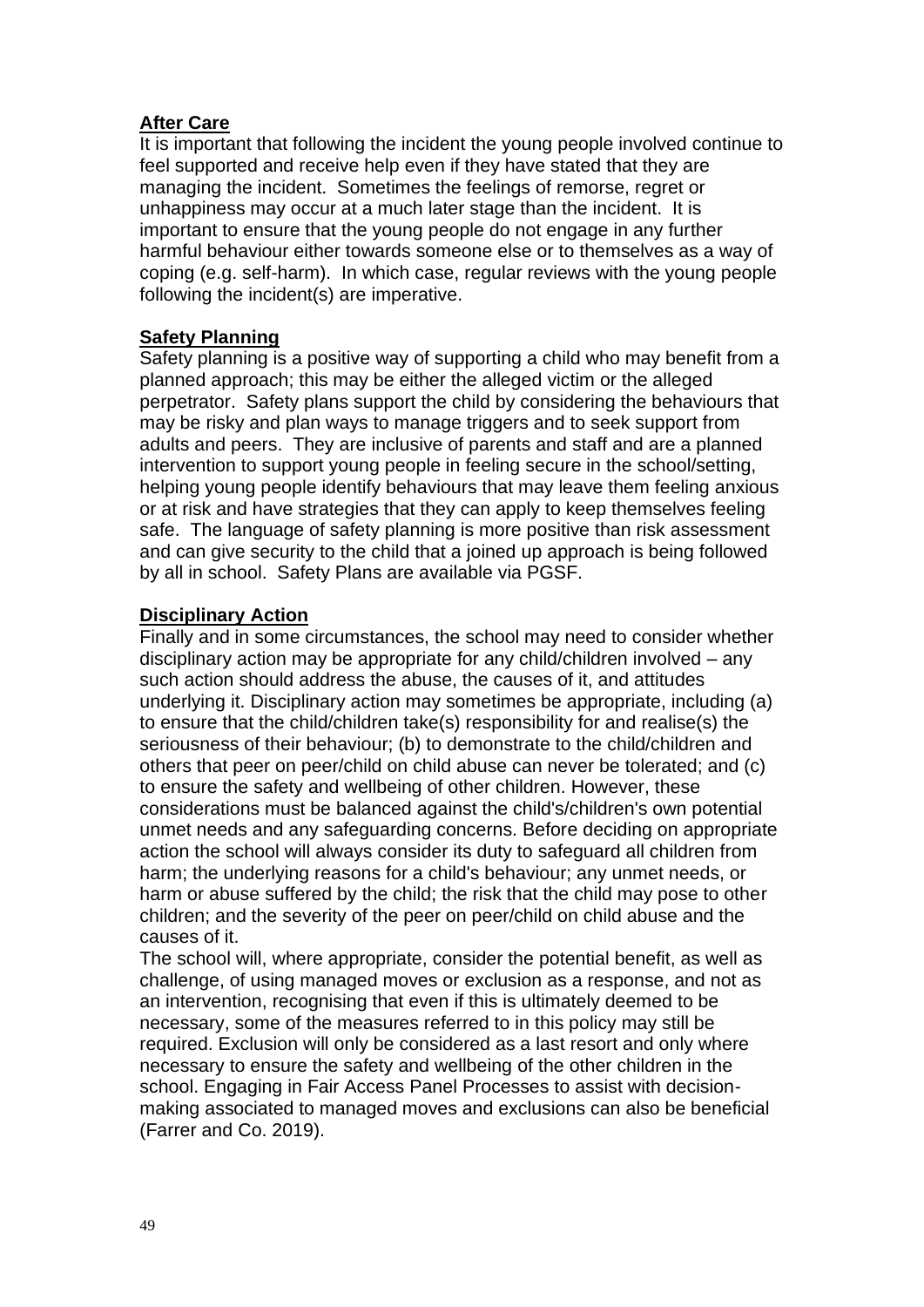**After Care**

It is important that following the incident the young people involved continue to feel supported and receive help even if they have stated that they are managing the incident. Sometimes the feelings of remorse, regret or unhappiness may occur at a much later stage than the incident. It is important to ensure that the young people do not engage in any further harmful behaviour either towards someone else or to themselves as a way of coping (e.g. self-harm). In which case, regular reviews with the young people following the incident(s) are imperative.

**Safety Planning**

Safety planning is a positive way of supporting a child who may benefit from a planned approach; this may be either the alleged victim or the alleged perpetrator. Safety plans support the child by considering the behaviours that may be risky and plan ways to manage triggers and to seek support from adults and peers. They are inclusive of parents and staff and are a planned intervention to support young people in feeling secure in the school/setting, helping young people identify behaviours that may leave them feeling anxious or at risk and have strategies that they can apply to keep themselves feeling safe. The language of safety planning is more positive than risk assessment and can give security to the child that a joined up approach is being followed by all in school. Safety Plans are available via PGSF.

**Disciplinary Action**

Finally and in some circumstances, the school may need to consider whether disciplinary action may be appropriate for any child/children involved – any such action should address the abuse, the causes of it, and attitudes underlying it. Disciplinary action may sometimes be appropriate, including (a) to ensure that the child/children take(s) responsibility for and realise(s) the seriousness of their behaviour; (b) to demonstrate to the child/children and others that peer on peer/child on child abuse can never be tolerated; and (c) to ensure the safety and wellbeing of other children. However, these considerations must be balanced against the child's/children's own potential unmet needs and any safeguarding concerns. Before deciding on appropriate action the school will always consider its duty to safeguard all children from harm; the underlying reasons for a child's behaviour; any unmet needs, or harm or abuse suffered by the child; the risk that the child may pose to other children; and the severity of the peer on peer/child on child abuse and the causes of it.

The school will, where appropriate, consider the potential benefit, as well as challenge, of using managed moves or exclusion as a response, and not as an intervention, recognising that even if this is ultimately deemed to be necessary, some of the measures referred to in this policy may still be required. Exclusion will only be considered as a last resort and only where necessary to ensure the safety and wellbeing of the other children in the school. Engaging in Fair Access Panel Processes to assist with decision-making associated to managed moves and exclusions can also be beneficial (Farrer and Co. 2019).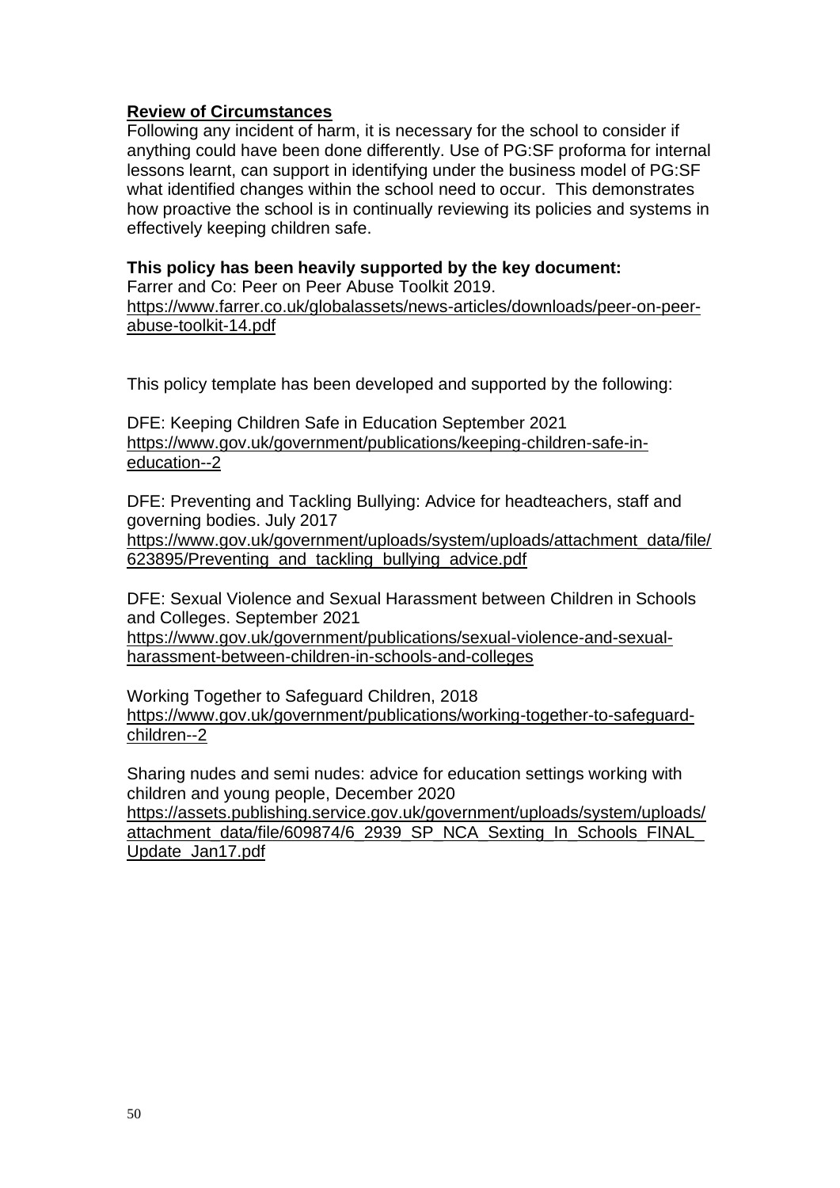**Review of Circumstances**

Following any incident of harm, it is necessary for the school to consider if anything could have been done differently. Use of PG:SF proforma for internal lessons learnt, can support in identifying under the business model of PG:SF what identified changes within the school need to occur. This demonstrates how proactive the school is in continually reviewing its policies and systems in effectively keeping children safe.

**This policy has been heavily supported by the key document:**

Farrer and Co: Peer on Peer Abuse Toolkit 2019.
https://www.farrer.co.uk/globalassets/news-articles/downloads/peer-on-peer-abuse-toolkit-14.pdf

This policy template has been developed and supported by the following:

DFE: Keeping Children Safe in Education September 2021
https://www.gov.uk/government/publications/keeping-children-safe-in-education--2

DFE: Preventing and Tackling Bullying: Advice for headteachers, staff and governing bodies. July 2017
https://www.gov.uk/government/uploads/system/uploads/attachment_data/file/623895/Preventing_and_tackling_bullying_advice.pdf

DFE: Sexual Violence and Sexual Harassment between Children in Schools and Colleges. September 2021
https://www.gov.uk/government/publications/sexual-violence-and-sexual-harassment-between-children-in-schools-and-colleges

Working Together to Safeguard Children, 2018
https://www.gov.uk/government/publications/working-together-to-safeguard-children--2

Sharing nudes and semi nudes: advice for education settings working with children and young people, December 2020
https://assets.publishing.service.gov.uk/government/uploads/system/uploads/attachment_data/file/609874/6_2939_SP_NCA_Sexting_In_Schools_FINAL_Update_Jan17.pdf